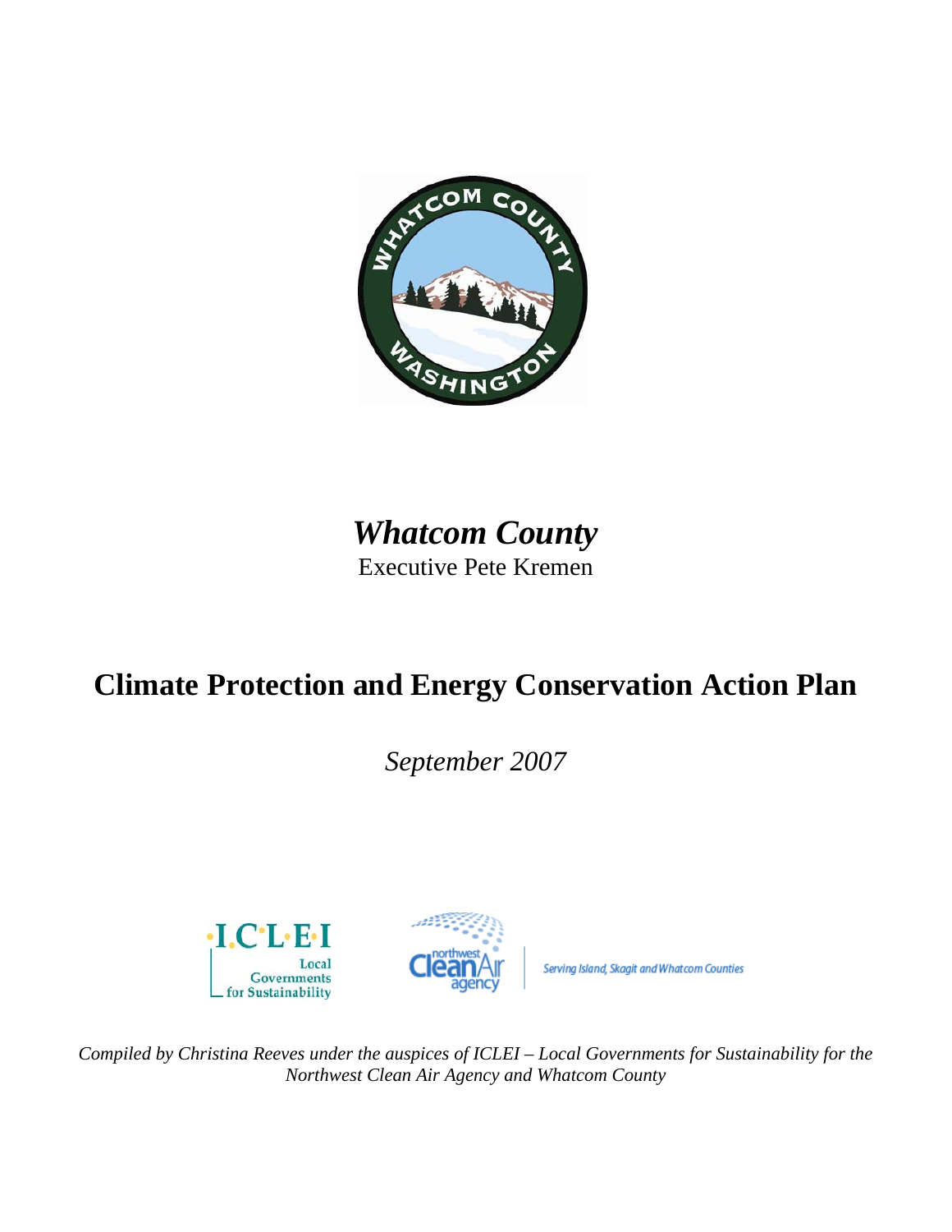# *Whatcom County*

Executive Pete Kremen

# Climate Protection and Energy Conservation Action Plan

*September 2007*

*Compiled by Christina Reeves under the auspices of ICLEI – Local Governments for Sustainability for the Northwest Clean Air Agency and Whatcom County*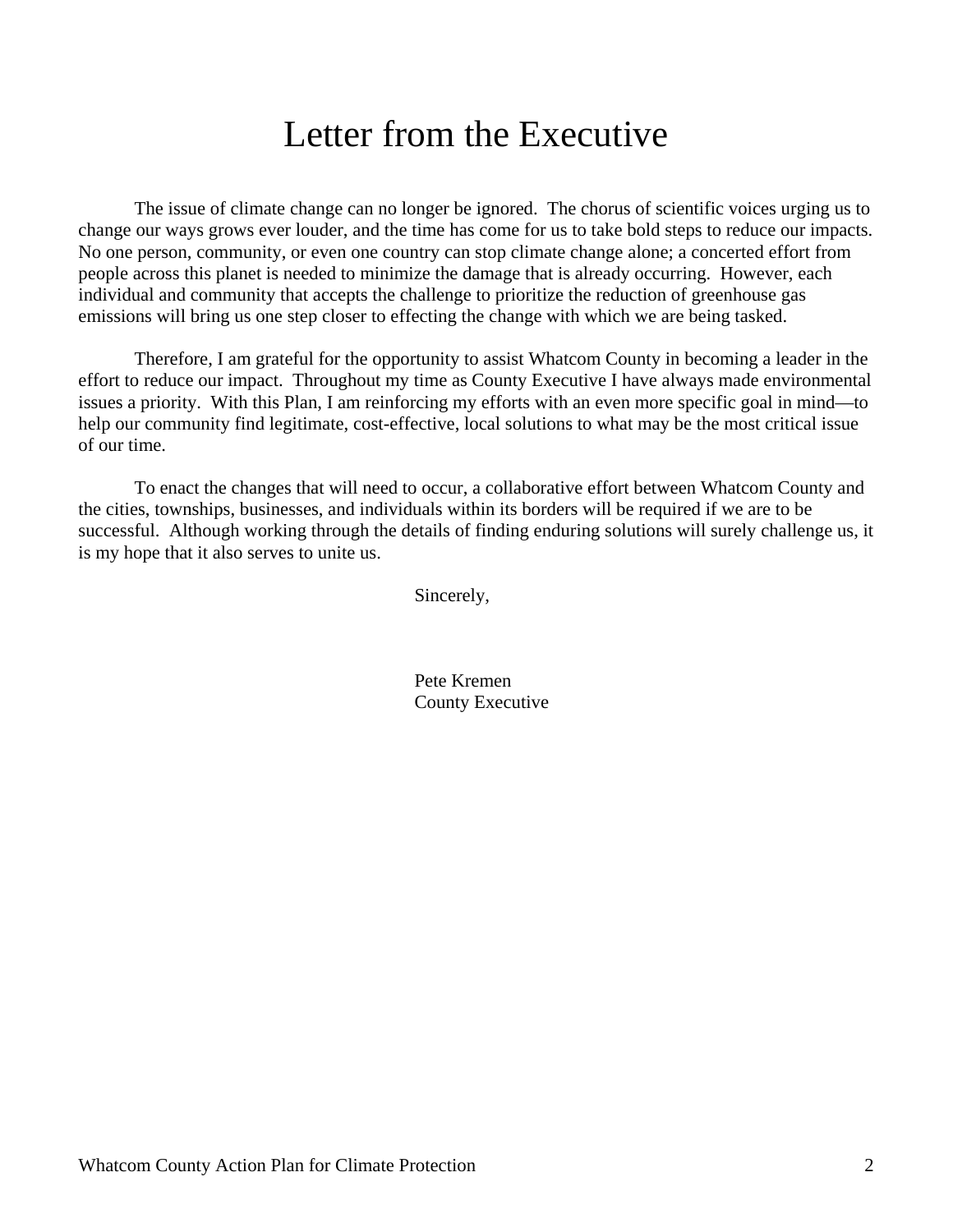# Letter from the Executive

The issue of climate change can no longer be ignored. The chorus of scientific voices urging us to change our ways grows ever louder, and the time has come for us to take bold steps to reduce our impacts. No one person, community, or even one country can stop climate change alone; a concerted effort from people across this planet is needed to minimize the damage that is already occurring. However, each individual and community that accepts the challenge to prioritize the reduction of greenhouse gas emissions will bring us one step closer to effecting the change with which we are being tasked.

Therefore, I am grateful for the opportunity to assist Whatcom County in becoming a leader in the effort to reduce our impact. Throughout my time as County Executive I have always made environmental issues a priority. With this Plan, I am reinforcing my efforts with an even more specific goal in mind—to help our community find legitimate, cost-effective, local solutions to what may be the most critical issue of our time.

To enact the changes that will need to occur, a collaborative effort between Whatcom County and the cities, townships, businesses, and individuals within its borders will be required if we are to be successful. Although working through the details of finding enduring solutions will surely challenge us, it is my hope that it also serves to unite us.

Sincerely,

Pete Kremen
County Executive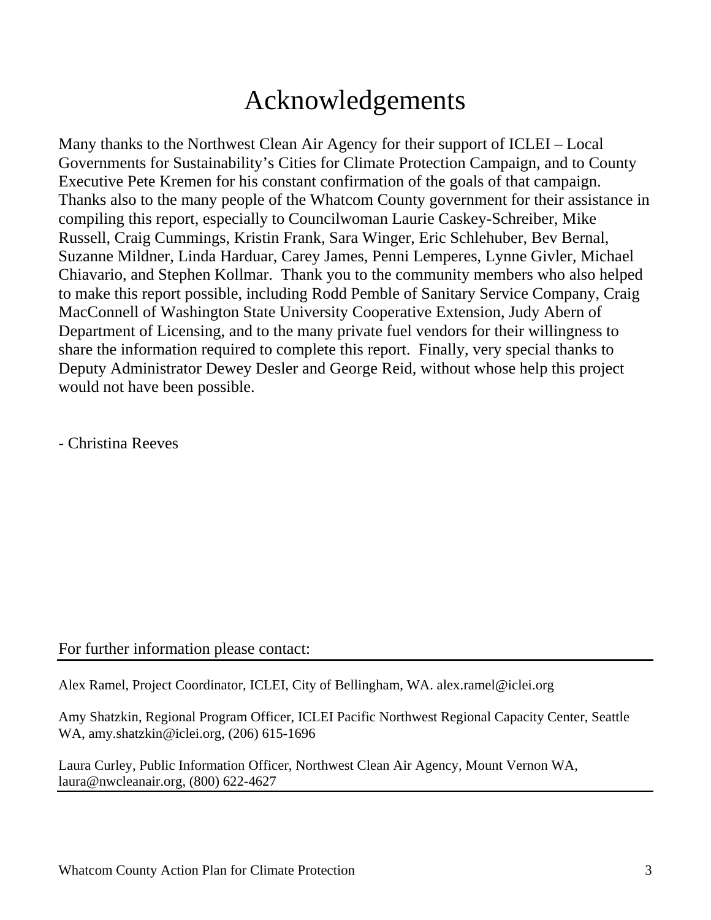# Acknowledgements

Many thanks to the Northwest Clean Air Agency for their support of ICLEI – Local Governments for Sustainability's Cities for Climate Protection Campaign, and to County Executive Pete Kremen for his constant confirmation of the goals of that campaign. Thanks also to the many people of the Whatcom County government for their assistance in compiling this report, especially to Councilwoman Laurie Caskey-Schreiber, Mike Russell, Craig Cummings, Kristin Frank, Sara Winger, Eric Schlehuber, Bev Bernal, Suzanne Mildner, Linda Harduar, Carey James, Penni Lemperes, Lynne Givler, Michael Chiavario, and Stephen Kollmar. Thank you to the community members who also helped to make this report possible, including Rodd Pemble of Sanitary Service Company, Craig MacConnell of Washington State University Cooperative Extension, Judy Abern of Department of Licensing, and to the many private fuel vendors for their willingness to share the information required to complete this report. Finally, very special thanks to Deputy Administrator Dewey Desler and George Reid, without whose help this project would not have been possible.

- Christina Reeves

For further information please contact:

---

Alex Ramel, Project Coordinator, ICLEI, City of Bellingham, WA. alex.ramel@iclei.org

Amy Shatzkin, Regional Program Officer, ICLEI Pacific Northwest Regional Capacity Center, Seattle WA, amy.shatzkin@iclei.org, (206) 615-1696

Laura Curley, Public Information Officer, Northwest Clean Air Agency, Mount Vernon WA, laura@nwcleanair.org, (800) 622-4627

---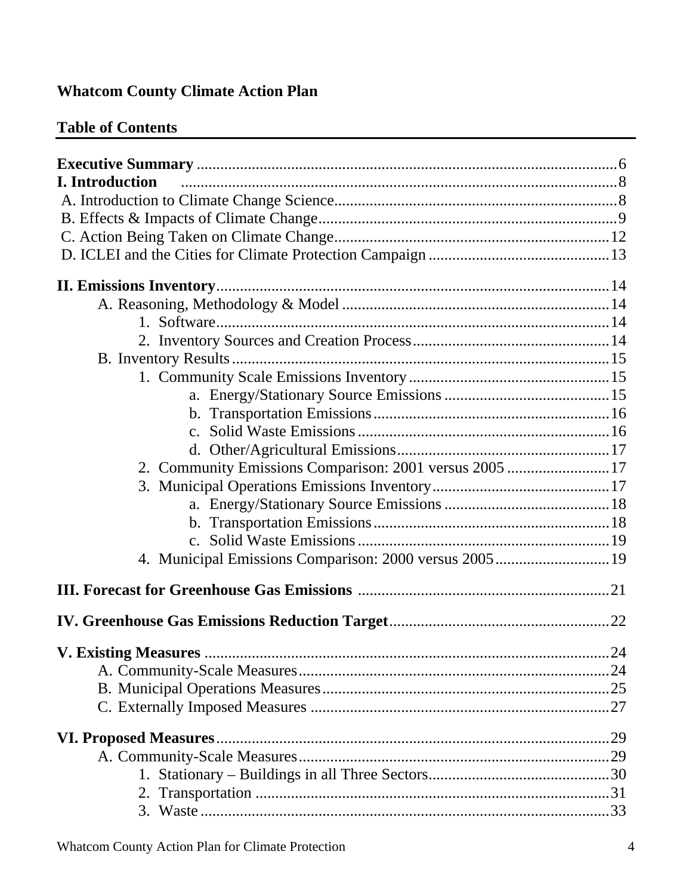# Whatcom County Climate Action Plan

## Table of Contents

**Executive Summary** .......................................................... 6

**I. Introduction** .......................................................... 8

- A. Introduction to Climate Change Science .......................................................... 8
- B. Effects & Impacts of Climate Change .......................................................... 9
- C. Action Being Taken on Climate Change .......................................................... 12
- D. ICLEI and the Cities for Climate Protection Campaign .......................................................... 13

**II. Emissions Inventory** .......................................................... 14

- A. Reasoning, Methodology & Model .......................................................... 14
  - 1. Software .......................................................... 14
  - 2. Inventory Sources and Creation Process .......................................................... 14
- B. Inventory Results .......................................................... 15
  - 1. Community Scale Emissions Inventory .......................................................... 15
    - a. Energy/Stationary Source Emissions .......................................................... 15
    - b. Transportation Emissions .......................................................... 16
    - c. Solid Waste Emissions .......................................................... 16
    - d. Other/Agricultural Emissions .......................................................... 17
  - 2. Community Emissions Comparison: 2001 versus 2005 .......................................................... 17
  - 3. Municipal Operations Emissions Inventory .......................................................... 17
    - a. Energy/Stationary Source Emissions .......................................................... 18
    - b. Transportation Emissions .......................................................... 18
    - c. Solid Waste Emissions .......................................................... 19
  - 4. Municipal Emissions Comparison: 2000 versus 2005 .......................................................... 19

**III. Forecast for Greenhouse Gas Emissions** .......................................................... 21

**IV. Greenhouse Gas Emissions Reduction Target** .......................................................... 22

**V. Existing Measures** .......................................................... 24

- A. Community-Scale Measures .......................................................... 24
- B. Municipal Operations Measures .......................................................... 25
- C. Externally Imposed Measures .......................................................... 27

**VI. Proposed Measures** .......................................................... 29

- A. Community-Scale Measures .......................................................... 29
  - 1. Stationary – Buildings in all Three Sectors .......................................................... 30
  - 2. Transportation .......................................................... 31
  - 3. Waste .......................................................... 33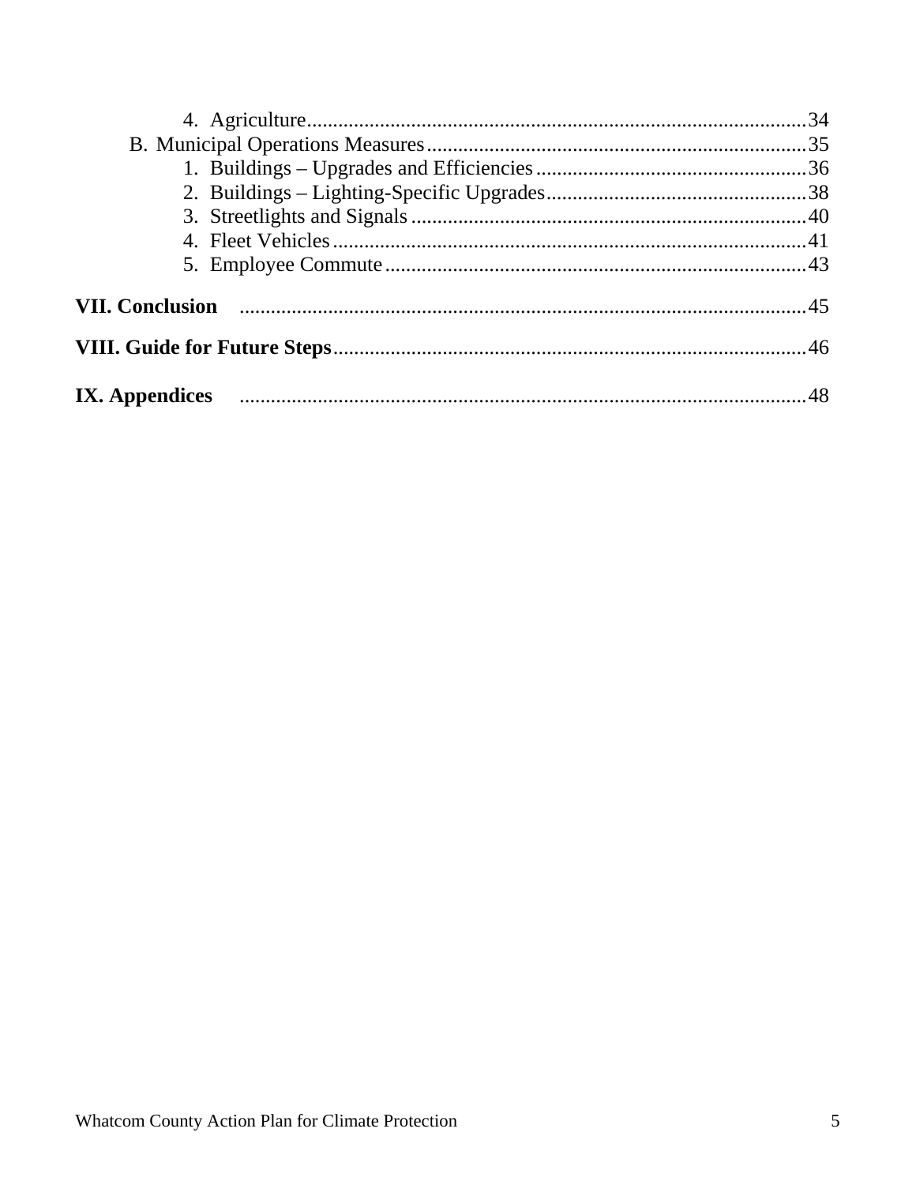4. Agriculture ............................................................................................34

B. Municipal Operations Measures ........................................................................35

1. Buildings – Upgrades and Efficiencies ....................................................36
2. Buildings – Lighting-Specific Upgrades ..................................................38
3. Streetlights and Signals ............................................................................40
4. Fleet Vehicles ............................................................................................41
5. Employee Commute ..................................................................................43

**VII. Conclusion** ............................................................................................45

**VIII. Guide for Future Steps** ..........................................................................46

**IX. Appendices** ............................................................................................48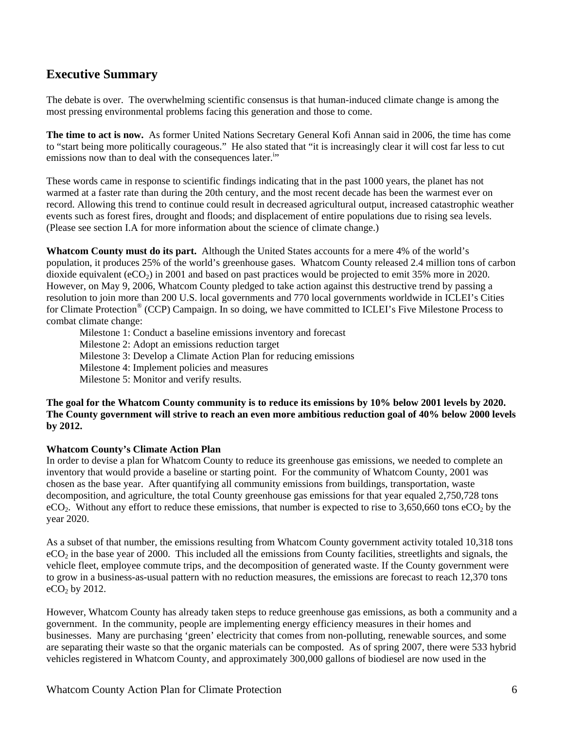## Executive Summary

The debate is over. The overwhelming scientific consensus is that human-induced climate change is among the most pressing environmental problems facing this generation and those to come.

**The time to act is now.** As former United Nations Secretary General Kofi Annan said in 2006, the time has come to "start being more politically courageous." He also stated that "it is increasingly clear it will cost far less to cut emissions now than to deal with the consequences later.[i]"

These words came in response to scientific findings indicating that in the past 1000 years, the planet has not warmed at a faster rate than during the 20th century, and the most recent decade has been the warmest ever on record. Allowing this trend to continue could result in decreased agricultural output, increased catastrophic weather events such as forest fires, drought and floods; and displacement of entire populations due to rising sea levels. (Please see section I.A for more information about the science of climate change.)

**Whatcom County must do its part.** Although the United States accounts for a mere 4% of the world's population, it produces 25% of the world's greenhouse gases. Whatcom County released 2.4 million tons of carbon dioxide equivalent ($eCO_2$) in 2001 and based on past practices would be projected to emit 35% more in 2020. However, on May 9, 2006, Whatcom County pledged to take action against this destructive trend by passing a resolution to join more than 200 U.S. local governments and 770 local governments worldwide in ICLEI's Cities for Climate Protection® (CCP) Campaign. In so doing, we have committed to ICLEI's Five Milestone Process to combat climate change:

- Milestone 1: Conduct a baseline emissions inventory and forecast
- Milestone 2: Adopt an emissions reduction target
- Milestone 3: Develop a Climate Action Plan for reducing emissions
- Milestone 4: Implement policies and measures
- Milestone 5: Monitor and verify results.

**The goal for the Whatcom County community is to reduce its emissions by 10% below 2001 levels by 2020. The County government will strive to reach an even more ambitious reduction goal of 40% below 2000 levels by 2012.**

**Whatcom County's Climate Action Plan**

In order to devise a plan for Whatcom County to reduce its greenhouse gas emissions, we needed to complete an inventory that would provide a baseline or starting point. For the community of Whatcom County, 2001 was chosen as the base year. After quantifying all community emissions from buildings, transportation, waste decomposition, and agriculture, the total County greenhouse gas emissions for that year equaled 2,750,728 tons $eCO_2$. Without any effort to reduce these emissions, that number is expected to rise to 3,650,660 tons $eCO_2$ by the year 2020.

As a subset of that number, the emissions resulting from Whatcom County government activity totaled 10,318 tons $eCO_2$ in the base year of 2000. This included all the emissions from County facilities, streetlights and signals, the vehicle fleet, employee commute trips, and the decomposition of generated waste. If the County government were to grow in a business-as-usual pattern with no reduction measures, the emissions are forecast to reach 12,370 tons $eCO_2$ by 2012.

However, Whatcom County has already taken steps to reduce greenhouse gas emissions, as both a community and a government. In the community, people are implementing energy efficiency measures in their homes and businesses. Many are purchasing 'green' electricity that comes from non-polluting, renewable sources, and some are separating their waste so that the organic materials can be composted. As of spring 2007, there were 533 hybrid vehicles registered in Whatcom County, and approximately 300,000 gallons of biodiesel are now used in the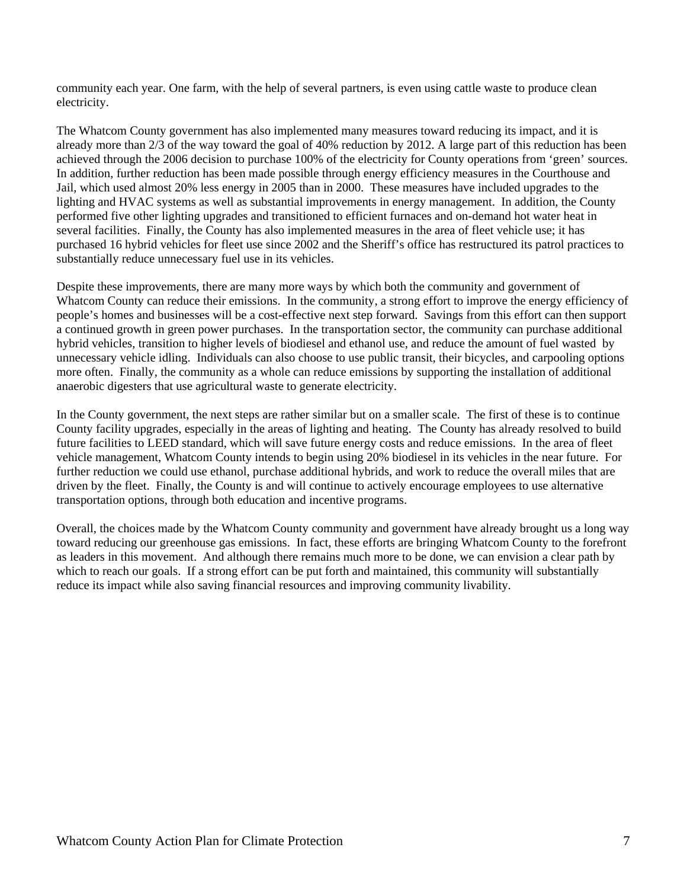community each year. One farm, with the help of several partners, is even using cattle waste to produce clean electricity.

The Whatcom County government has also implemented many measures toward reducing its impact, and it is already more than 2/3 of the way toward the goal of 40% reduction by 2012. A large part of this reduction has been achieved through the 2006 decision to purchase 100% of the electricity for County operations from 'green' sources. In addition, further reduction has been made possible through energy efficiency measures in the Courthouse and Jail, which used almost 20% less energy in 2005 than in 2000. These measures have included upgrades to the lighting and HVAC systems as well as substantial improvements in energy management. In addition, the County performed five other lighting upgrades and transitioned to efficient furnaces and on-demand hot water heat in several facilities. Finally, the County has also implemented measures in the area of fleet vehicle use; it has purchased 16 hybrid vehicles for fleet use since 2002 and the Sheriff's office has restructured its patrol practices to substantially reduce unnecessary fuel use in its vehicles.

Despite these improvements, there are many more ways by which both the community and government of Whatcom County can reduce their emissions. In the community, a strong effort to improve the energy efficiency of people's homes and businesses will be a cost-effective next step forward. Savings from this effort can then support a continued growth in green power purchases. In the transportation sector, the community can purchase additional hybrid vehicles, transition to higher levels of biodiesel and ethanol use, and reduce the amount of fuel wasted by unnecessary vehicle idling. Individuals can also choose to use public transit, their bicycles, and carpooling options more often. Finally, the community as a whole can reduce emissions by supporting the installation of additional anaerobic digesters that use agricultural waste to generate electricity.

In the County government, the next steps are rather similar but on a smaller scale. The first of these is to continue County facility upgrades, especially in the areas of lighting and heating. The County has already resolved to build future facilities to LEED standard, which will save future energy costs and reduce emissions. In the area of fleet vehicle management, Whatcom County intends to begin using 20% biodiesel in its vehicles in the near future. For further reduction we could use ethanol, purchase additional hybrids, and work to reduce the overall miles that are driven by the fleet. Finally, the County is and will continue to actively encourage employees to use alternative transportation options, through both education and incentive programs.

Overall, the choices made by the Whatcom County community and government have already brought us a long way toward reducing our greenhouse gas emissions. In fact, these efforts are bringing Whatcom County to the forefront as leaders in this movement. And although there remains much more to be done, we can envision a clear path by which to reach our goals. If a strong effort can be put forth and maintained, this community will substantially reduce its impact while also saving financial resources and improving community livability.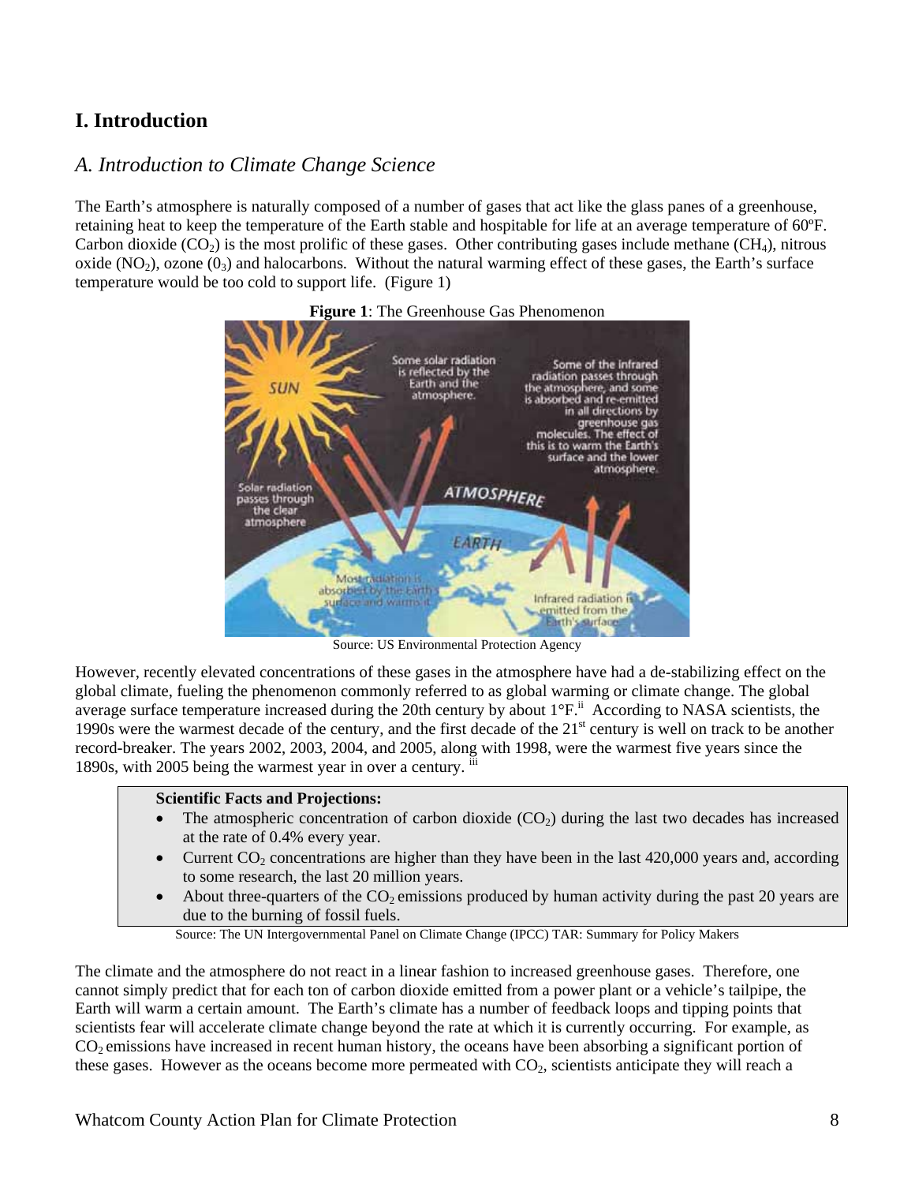# I. Introduction

## *A. Introduction to Climate Change Science*

The Earth's atmosphere is naturally composed of a number of gases that act like the glass panes of a greenhouse, retaining heat to keep the temperature of the Earth stable and hospitable for life at an average temperature of 60ºF. Carbon dioxide ($CO_2$) is the most prolific of these gases. Other contributing gases include methane ($CH_4$), nitrous oxide ($NO_2$), ozone ($0_3$) and halocarbons. Without the natural warming effect of these gases, the Earth's surface temperature would be too cold to support life. (Figure 1)

**Figure 1**: The Greenhouse Gas Phenomenon

Source: US Environmental Protection Agency

However, recently elevated concentrations of these gases in the atmosphere have had a de-stabilizing effect on the global climate, fueling the phenomenon commonly referred to as global warming or climate change. The global average surface temperature increased during the 20th century by about 1°F.[ii] According to NASA scientists, the 1990s were the warmest decade of the century, and the first decade of the 21st century is well on track to be another record-breaker. The years 2002, 2003, 2004, and 2005, along with 1998, were the warmest five years since the 1890s, with 2005 being the warmest year in over a century. [iii]

> **Scientific Facts and Projections:**
> - The atmospheric concentration of carbon dioxide ($CO_2$) during the last two decades has increased at the rate of 0.4% every year.
> - Current $CO_2$ concentrations are higher than they have been in the last 420,000 years and, according to some research, the last 20 million years.
> - About three-quarters of the $CO_2$ emissions produced by human activity during the past 20 years are due to the burning of fossil fuels.

Source: The UN Intergovernmental Panel on Climate Change (IPCC) TAR: Summary for Policy Makers

The climate and the atmosphere do not react in a linear fashion to increased greenhouse gases. Therefore, one cannot simply predict that for each ton of carbon dioxide emitted from a power plant or a vehicle's tailpipe, the Earth will warm a certain amount. The Earth's climate has a number of feedback loops and tipping points that scientists fear will accelerate climate change beyond the rate at which it is currently occurring. For example, as $CO_2$ emissions have increased in recent human history, the oceans have been absorbing a significant portion of these gases. However as the oceans become more permeated with $CO_2$, scientists anticipate they will reach a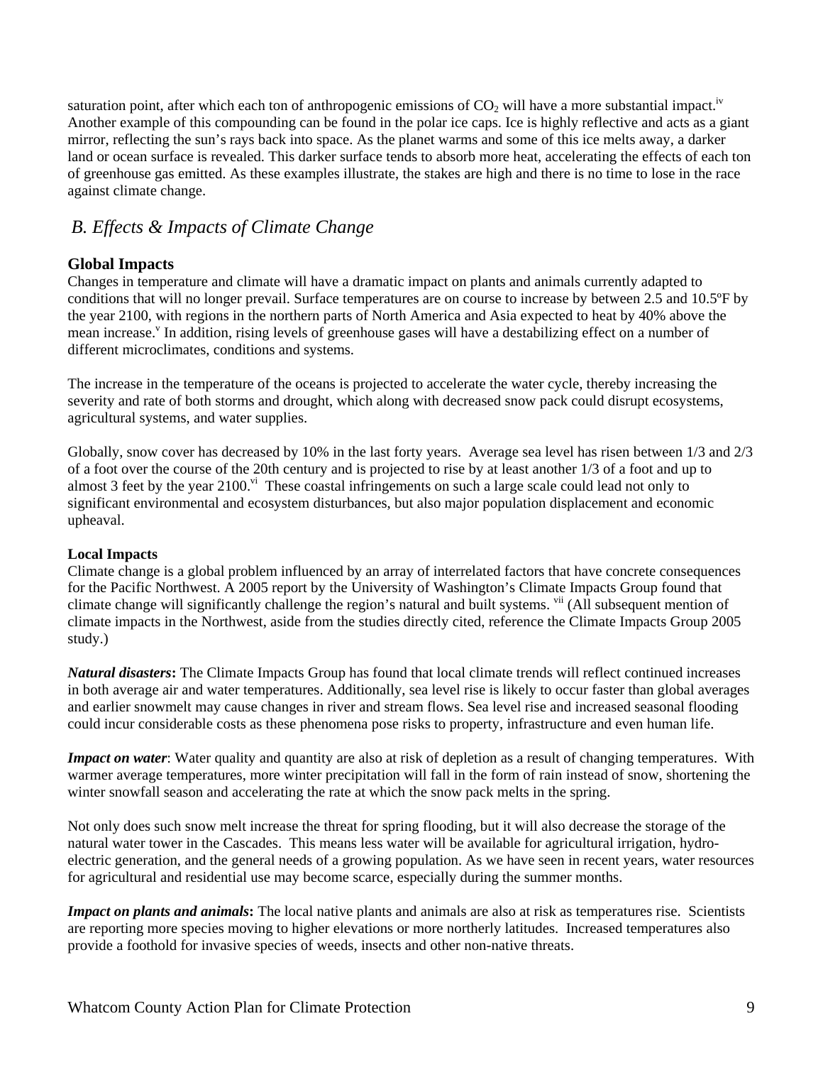saturation point, after which each ton of anthropogenic emissions of $CO_2$ will have a more substantial impact.[iv] Another example of this compounding can be found in the polar ice caps. Ice is highly reflective and acts as a giant mirror, reflecting the sun's rays back into space. As the planet warms and some of this ice melts away, a darker land or ocean surface is revealed. This darker surface tends to absorb more heat, accelerating the effects of each ton of greenhouse gas emitted. As these examples illustrate, the stakes are high and there is no time to lose in the race against climate change.

## *B. Effects & Impacts of Climate Change*

### Global Impacts

Changes in temperature and climate will have a dramatic impact on plants and animals currently adapted to conditions that will no longer prevail. Surface temperatures are on course to increase by between 2.5 and 10.5ºF by the year 2100, with regions in the northern parts of North America and Asia expected to heat by 40% above the mean increase.[v] In addition, rising levels of greenhouse gases will have a destabilizing effect on a number of different microclimates, conditions and systems.

The increase in the temperature of the oceans is projected to accelerate the water cycle, thereby increasing the severity and rate of both storms and drought, which along with decreased snow pack could disrupt ecosystems, agricultural systems, and water supplies.

Globally, snow cover has decreased by 10% in the last forty years. Average sea level has risen between 1/3 and 2/3 of a foot over the course of the 20th century and is projected to rise by at least another 1/3 of a foot and up to almost 3 feet by the year 2100.[vi] These coastal infringements on such a large scale could lead not only to significant environmental and ecosystem disturbances, but also major population displacement and economic upheaval.

#### Local Impacts

Climate change is a global problem influenced by an array of interrelated factors that have concrete consequences for the Pacific Northwest. A 2005 report by the University of Washington's Climate Impacts Group found that climate change will significantly challenge the region's natural and built systems. [vii] (All subsequent mention of climate impacts in the Northwest, aside from the studies directly cited, reference the Climate Impacts Group 2005 study.)

***Natural disasters*:** The Climate Impacts Group has found that local climate trends will reflect continued increases in both average air and water temperatures. Additionally, sea level rise is likely to occur faster than global averages and earlier snowmelt may cause changes in river and stream flows. Sea level rise and increased seasonal flooding could incur considerable costs as these phenomena pose risks to property, infrastructure and even human life.

***Impact on water***: Water quality and quantity are also at risk of depletion as a result of changing temperatures. With warmer average temperatures, more winter precipitation will fall in the form of rain instead of snow, shortening the winter snowfall season and accelerating the rate at which the snow pack melts in the spring.

Not only does such snow melt increase the threat for spring flooding, but it will also decrease the storage of the natural water tower in the Cascades. This means less water will be available for agricultural irrigation, hydro-electric generation, and the general needs of a growing population. As we have seen in recent years, water resources for agricultural and residential use may become scarce, especially during the summer months.

***Impact on plants and animals*:** The local native plants and animals are also at risk as temperatures rise. Scientists are reporting more species moving to higher elevations or more northerly latitudes. Increased temperatures also provide a foothold for invasive species of weeds, insects and other non-native threats.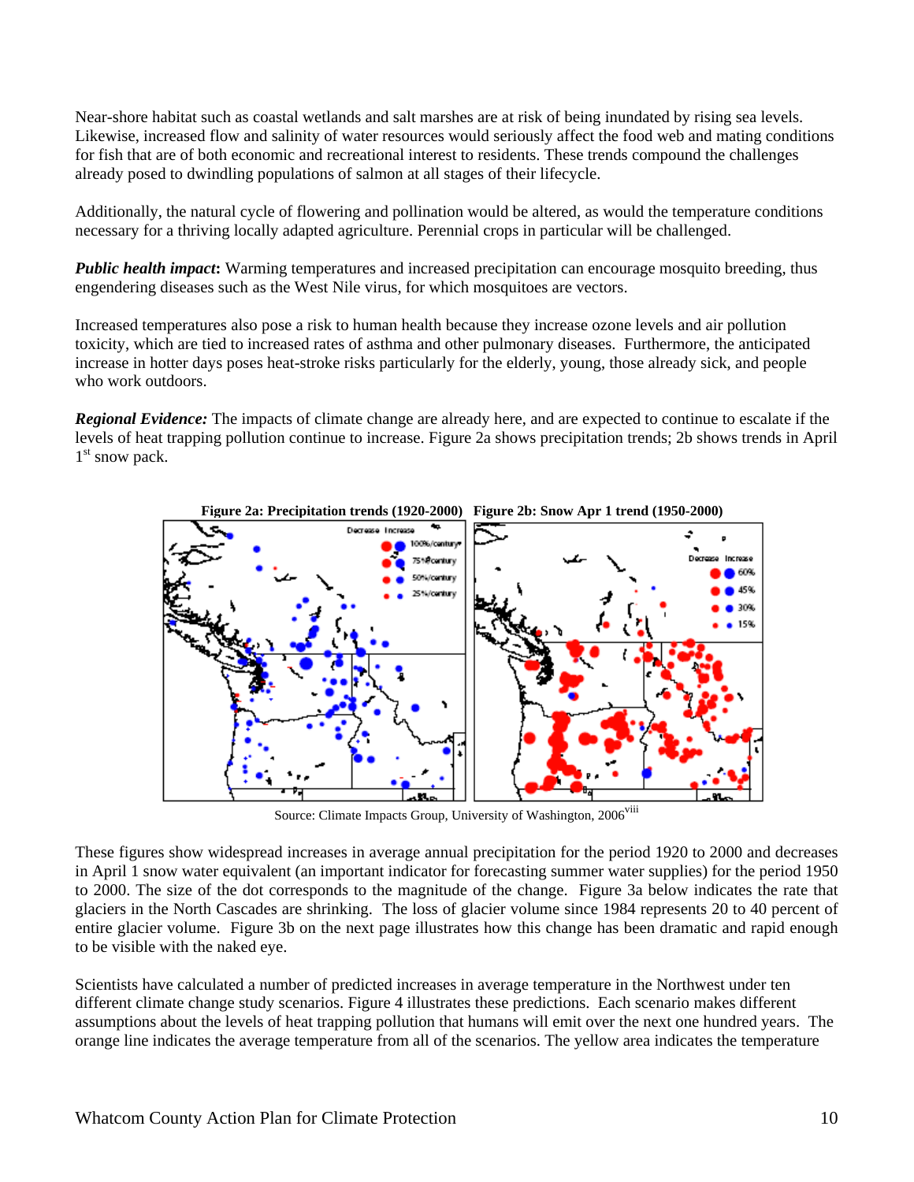Near-shore habitat such as coastal wetlands and salt marshes are at risk of being inundated by rising sea levels. Likewise, increased flow and salinity of water resources would seriously affect the food web and mating conditions for fish that are of both economic and recreational interest to residents. These trends compound the challenges already posed to dwindling populations of salmon at all stages of their lifecycle.

Additionally, the natural cycle of flowering and pollination would be altered, as would the temperature conditions necessary for a thriving locally adapted agriculture. Perennial crops in particular will be challenged.

***Public health impact*:** Warming temperatures and increased precipitation can encourage mosquito breeding, thus engendering diseases such as the West Nile virus, for which mosquitoes are vectors.

Increased temperatures also pose a risk to human health because they increase ozone levels and air pollution toxicity, which are tied to increased rates of asthma and other pulmonary diseases. Furthermore, the anticipated increase in hotter days poses heat-stroke risks particularly for the elderly, young, those already sick, and people who work outdoors.

***Regional Evidence:*** The impacts of climate change are already here, and are expected to continue to escalate if the levels of heat trapping pollution continue to increase. Figure 2a shows precipitation trends; 2b shows trends in April 1st snow pack.

**Figure 2a: Precipitation trends (1920-2000)** **Figure 2b: Snow Apr 1 trend (1950-2000)**

Source: Climate Impacts Group, University of Washington, 2006[viii]

These figures show widespread increases in average annual precipitation for the period 1920 to 2000 and decreases in April 1 snow water equivalent (an important indicator for forecasting summer water supplies) for the period 1950 to 2000. The size of the dot corresponds to the magnitude of the change. Figure 3a below indicates the rate that glaciers in the North Cascades are shrinking. The loss of glacier volume since 1984 represents 20 to 40 percent of entire glacier volume. Figure 3b on the next page illustrates how this change has been dramatic and rapid enough to be visible with the naked eye.

Scientists have calculated a number of predicted increases in average temperature in the Northwest under ten different climate change study scenarios. Figure 4 illustrates these predictions. Each scenario makes different assumptions about the levels of heat trapping pollution that humans will emit over the next one hundred years. The orange line indicates the average temperature from all of the scenarios. The yellow area indicates the temperature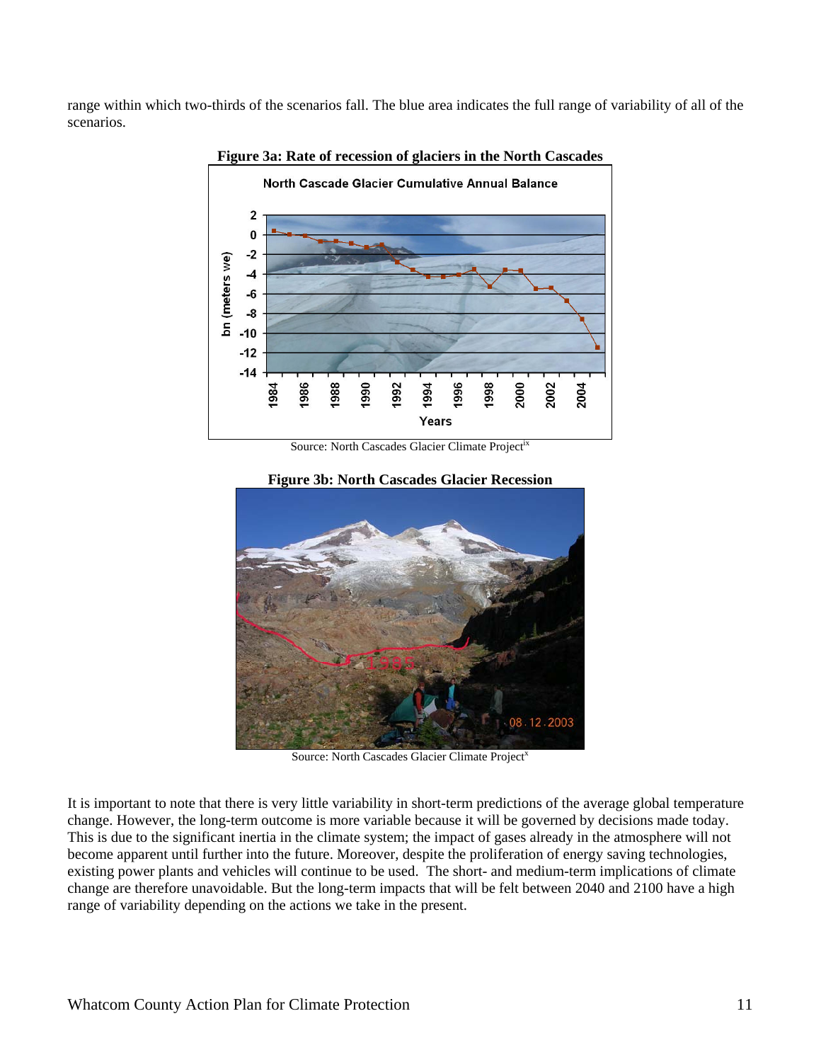range within which two-thirds of the scenarios fall. The blue area indicates the full range of variability of all of the scenarios.

**Figure 3a: Rate of recession of glaciers in the North Cascades**

Source: North Cascades Glacier Climate Project[ix]

**Figure 3b: North Cascades Glacier Recession**

Source: North Cascades Glacier Climate Project[x]

It is important to note that there is very little variability in short-term predictions of the average global temperature change. However, the long-term outcome is more variable because it will be governed by decisions made today. This is due to the significant inertia in the climate system; the impact of gases already in the atmosphere will not become apparent until further into the future. Moreover, despite the proliferation of energy saving technologies, existing power plants and vehicles will continue to be used. The short- and medium-term implications of climate change are therefore unavoidable. But the long-term impacts that will be felt between 2040 and 2100 have a high range of variability depending on the actions we take in the present.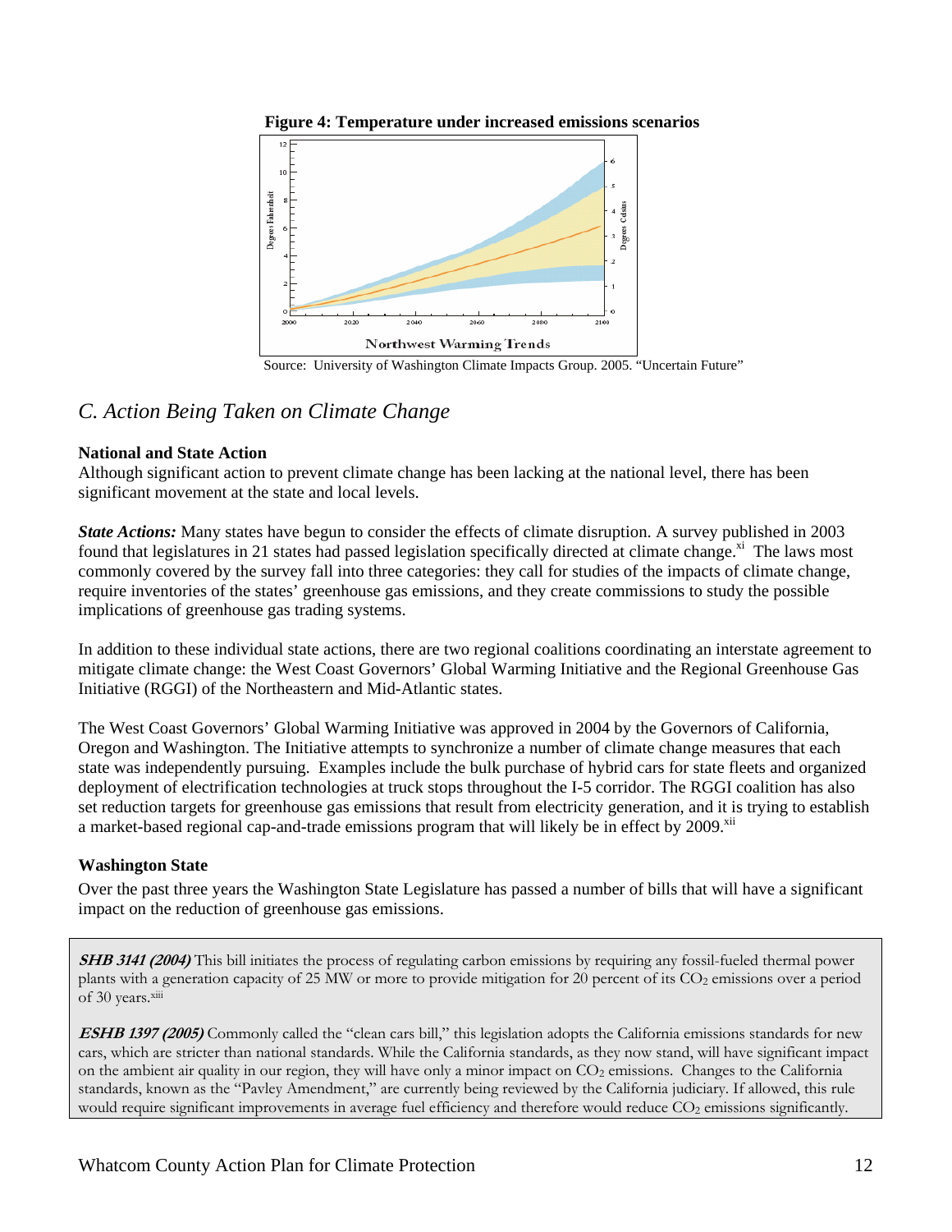**Figure 4: Temperature under increased emissions scenarios**

Source: University of Washington Climate Impacts Group. 2005. "Uncertain Future"

## *C. Action Being Taken on Climate Change*

### National and State Action

Although significant action to prevent climate change has been lacking at the national level, there has been significant movement at the state and local levels.

***State Actions:*** Many states have begun to consider the effects of climate disruption. A survey published in 2003 found that legislatures in 21 states had passed legislation specifically directed at climate change.[xi] The laws most commonly covered by the survey fall into three categories: they call for studies of the impacts of climate change, require inventories of the states' greenhouse gas emissions, and they create commissions to study the possible implications of greenhouse gas trading systems.

In addition to these individual state actions, there are two regional coalitions coordinating an interstate agreement to mitigate climate change: the West Coast Governors' Global Warming Initiative and the Regional Greenhouse Gas Initiative (RGGI) of the Northeastern and Mid-Atlantic states.

The West Coast Governors' Global Warming Initiative was approved in 2004 by the Governors of California, Oregon and Washington. The Initiative attempts to synchronize a number of climate change measures that each state was independently pursuing. Examples include the bulk purchase of hybrid cars for state fleets and organized deployment of electrification technologies at truck stops throughout the I-5 corridor. The RGGI coalition has also set reduction targets for greenhouse gas emissions that result from electricity generation, and it is trying to establish a market-based regional cap-and-trade emissions program that will likely be in effect by 2009.[xii]

### Washington State

Over the past three years the Washington State Legislature has passed a number of bills that will have a significant impact on the reduction of greenhouse gas emissions.

***SHB 3141 (2004)*** This bill initiates the process of regulating carbon emissions by requiring any fossil-fueled thermal power plants with a generation capacity of 25 MW or more to provide mitigation for 20 percent of its $CO_2$ emissions over a period of 30 years.[xiii]

***ESHB 1397 (2005)*** Commonly called the "clean cars bill," this legislation adopts the California emissions standards for new cars, which are stricter than national standards. While the California standards, as they now stand, will have significant impact on the ambient air quality in our region, they will have only a minor impact on $CO_2$ emissions. Changes to the California standards, known as the "Pavley Amendment," are currently being reviewed by the California judiciary. If allowed, this rule would require significant improvements in average fuel efficiency and therefore would reduce $CO_2$ emissions significantly.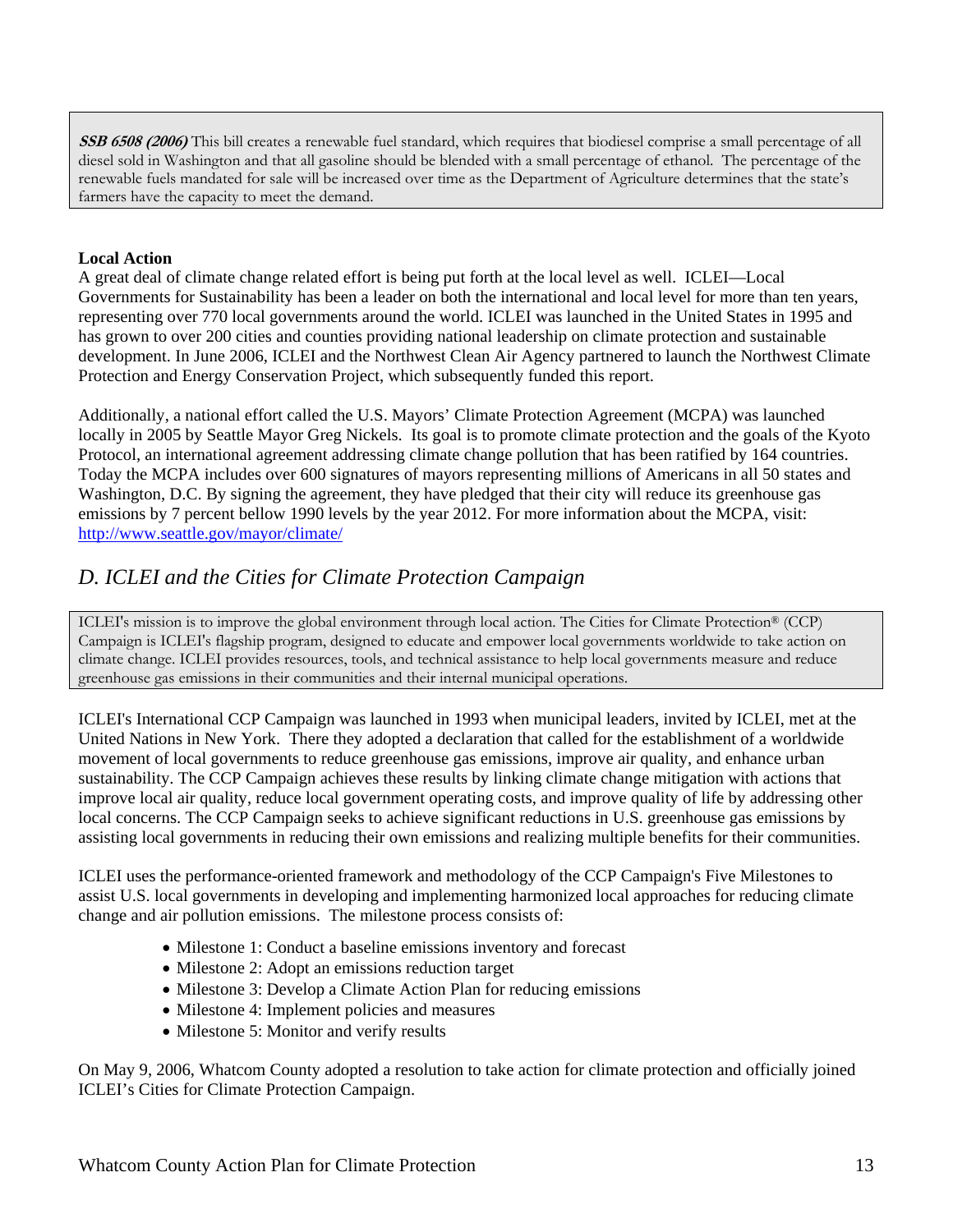**_SSB 6508 (2006)_** This bill creates a renewable fuel standard, which requires that biodiesel comprise a small percentage of all diesel sold in Washington and that all gasoline should be blended with a small percentage of ethanol. The percentage of the renewable fuels mandated for sale will be increased over time as the Department of Agriculture determines that the state's farmers have the capacity to meet the demand.

**Local Action**

A great deal of climate change related effort is being put forth at the local level as well. ICLEI—Local Governments for Sustainability has been a leader on both the international and local level for more than ten years, representing over 770 local governments around the world. ICLEI was launched in the United States in 1995 and has grown to over 200 cities and counties providing national leadership on climate protection and sustainable development. In June 2006, ICLEI and the Northwest Clean Air Agency partnered to launch the Northwest Climate Protection and Energy Conservation Project, which subsequently funded this report.

Additionally, a national effort called the U.S. Mayors' Climate Protection Agreement (MCPA) was launched locally in 2005 by Seattle Mayor Greg Nickels. Its goal is to promote climate protection and the goals of the Kyoto Protocol, an international agreement addressing climate change pollution that has been ratified by 164 countries. Today the MCPA includes over 600 signatures of mayors representing millions of Americans in all 50 states and Washington, D.C. By signing the agreement, they have pledged that their city will reduce its greenhouse gas emissions by 7 percent bellow 1990 levels by the year 2012. For more information about the MCPA, visit: http://www.seattle.gov/mayor/climate/

## *D. ICLEI and the Cities for Climate Protection Campaign*

ICLEI's mission is to improve the global environment through local action. The Cities for Climate Protection® (CCP) Campaign is ICLEI's flagship program, designed to educate and empower local governments worldwide to take action on climate change. ICLEI provides resources, tools, and technical assistance to help local governments measure and reduce greenhouse gas emissions in their communities and their internal municipal operations.

ICLEI's International CCP Campaign was launched in 1993 when municipal leaders, invited by ICLEI, met at the United Nations in New York. There they adopted a declaration that called for the establishment of a worldwide movement of local governments to reduce greenhouse gas emissions, improve air quality, and enhance urban sustainability. The CCP Campaign achieves these results by linking climate change mitigation with actions that improve local air quality, reduce local government operating costs, and improve quality of life by addressing other local concerns. The CCP Campaign seeks to achieve significant reductions in U.S. greenhouse gas emissions by assisting local governments in reducing their own emissions and realizing multiple benefits for their communities.

ICLEI uses the performance-oriented framework and methodology of the CCP Campaign's Five Milestones to assist U.S. local governments in developing and implementing harmonized local approaches for reducing climate change and air pollution emissions. The milestone process consists of:

- Milestone 1: Conduct a baseline emissions inventory and forecast
- Milestone 2: Adopt an emissions reduction target
- Milestone 3: Develop a Climate Action Plan for reducing emissions
- Milestone 4: Implement policies and measures
- Milestone 5: Monitor and verify results

On May 9, 2006, Whatcom County adopted a resolution to take action for climate protection and officially joined ICLEI's Cities for Climate Protection Campaign.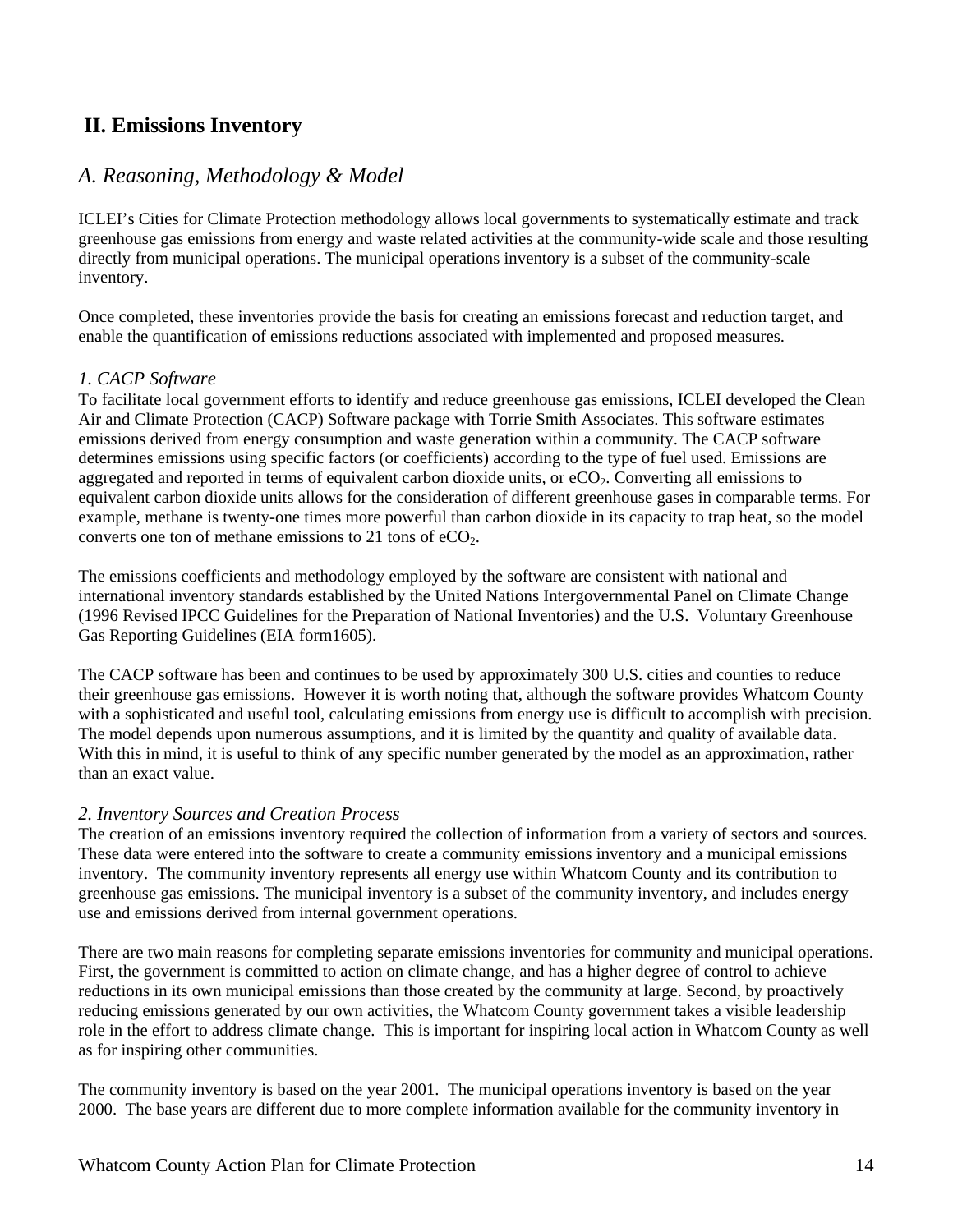## II. Emissions Inventory

### *A. Reasoning, Methodology & Model*

ICLEI's Cities for Climate Protection methodology allows local governments to systematically estimate and track greenhouse gas emissions from energy and waste related activities at the community-wide scale and those resulting directly from municipal operations. The municipal operations inventory is a subset of the community-scale inventory.

Once completed, these inventories provide the basis for creating an emissions forecast and reduction target, and enable the quantification of emissions reductions associated with implemented and proposed measures.

#### *1. CACP Software*

To facilitate local government efforts to identify and reduce greenhouse gas emissions, ICLEI developed the Clean Air and Climate Protection (CACP) Software package with Torrie Smith Associates. This software estimates emissions derived from energy consumption and waste generation within a community. The CACP software determines emissions using specific factors (or coefficients) according to the type of fuel used. Emissions are aggregated and reported in terms of equivalent carbon dioxide units, or $eCO_2$. Converting all emissions to equivalent carbon dioxide units allows for the consideration of different greenhouse gases in comparable terms. For example, methane is twenty-one times more powerful than carbon dioxide in its capacity to trap heat, so the model converts one ton of methane emissions to 21 tons of $eCO_2$.

The emissions coefficients and methodology employed by the software are consistent with national and international inventory standards established by the United Nations Intergovernmental Panel on Climate Change (1996 Revised IPCC Guidelines for the Preparation of National Inventories) and the U.S. Voluntary Greenhouse Gas Reporting Guidelines (EIA form1605).

The CACP software has been and continues to be used by approximately 300 U.S. cities and counties to reduce their greenhouse gas emissions. However it is worth noting that, although the software provides Whatcom County with a sophisticated and useful tool, calculating emissions from energy use is difficult to accomplish with precision. The model depends upon numerous assumptions, and it is limited by the quantity and quality of available data. With this in mind, it is useful to think of any specific number generated by the model as an approximation, rather than an exact value.

#### *2. Inventory Sources and Creation Process*

The creation of an emissions inventory required the collection of information from a variety of sectors and sources. These data were entered into the software to create a community emissions inventory and a municipal emissions inventory. The community inventory represents all energy use within Whatcom County and its contribution to greenhouse gas emissions. The municipal inventory is a subset of the community inventory, and includes energy use and emissions derived from internal government operations.

There are two main reasons for completing separate emissions inventories for community and municipal operations. First, the government is committed to action on climate change, and has a higher degree of control to achieve reductions in its own municipal emissions than those created by the community at large. Second, by proactively reducing emissions generated by our own activities, the Whatcom County government takes a visible leadership role in the effort to address climate change. This is important for inspiring local action in Whatcom County as well as for inspiring other communities.

The community inventory is based on the year 2001. The municipal operations inventory is based on the year 2000. The base years are different due to more complete information available for the community inventory in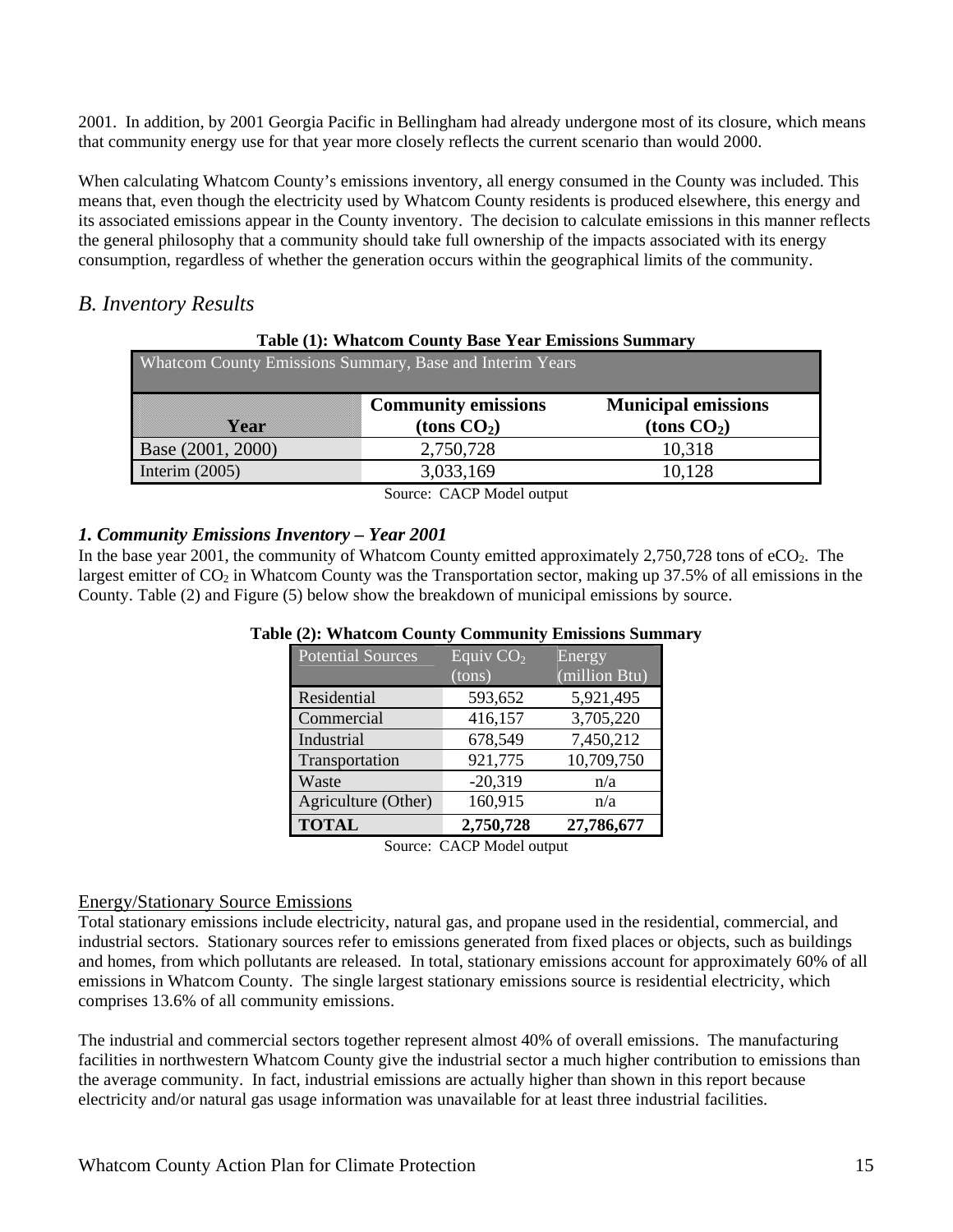2001. In addition, by 2001 Georgia Pacific in Bellingham had already undergone most of its closure, which means that community energy use for that year more closely reflects the current scenario than would 2000.

When calculating Whatcom County's emissions inventory, all energy consumed in the County was included. This means that, even though the electricity used by Whatcom County residents is produced elsewhere, this energy and its associated emissions appear in the County inventory. The decision to calculate emissions in this manner reflects the general philosophy that a community should take full ownership of the impacts associated with its energy consumption, regardless of whether the generation occurs within the geographical limits of the community.

## *B. Inventory Results*

**Table (1): Whatcom County Base Year Emissions Summary**

| Whatcom County Emissions Summary, Base and Interim Years | | |
|---|---|---|
| **Year** | **Community emissions (tons $CO_2$)** | **Municipal emissions (tons $CO_2$)** |
| Base (2001, 2000) | 2,750,728 | 10,318 |
| Interim (2005) | 3,033,169 | 10,128 |

Source: CACP Model output

### *1. Community Emissions Inventory – Year 2001*

In the base year 2001, the community of Whatcom County emitted approximately 2,750,728 tons of $eCO_2$. The largest emitter of $CO_2$ in Whatcom County was the Transportation sector, making up 37.5% of all emissions in the County. Table (2) and Figure (5) below show the breakdown of municipal emissions by source.

**Table (2): Whatcom County Community Emissions Summary**

| Potential Sources | Equiv $CO_2$ (tons) | Energy (million Btu) |
|---|---|---|
| Residential | 593,652 | 5,921,495 |
| Commercial | 416,157 | 3,705,220 |
| Industrial | 678,549 | 7,450,212 |
| Transportation | 921,775 | 10,709,750 |
| Waste | -20,319 | n/a |
| Agriculture (Other) | 160,915 | n/a |
| **TOTAL** | **2,750,728** | **27,786,677** |

Source: CACP Model output

Energy/Stationary Source Emissions

Total stationary emissions include electricity, natural gas, and propane used in the residential, commercial, and industrial sectors. Stationary sources refer to emissions generated from fixed places or objects, such as buildings and homes, from which pollutants are released. In total, stationary emissions account for approximately 60% of all emissions in Whatcom County. The single largest stationary emissions source is residential electricity, which comprises 13.6% of all community emissions.

The industrial and commercial sectors together represent almost 40% of overall emissions. The manufacturing facilities in northwestern Whatcom County give the industrial sector a much higher contribution to emissions than the average community. In fact, industrial emissions are actually higher than shown in this report because electricity and/or natural gas usage information was unavailable for at least three industrial facilities.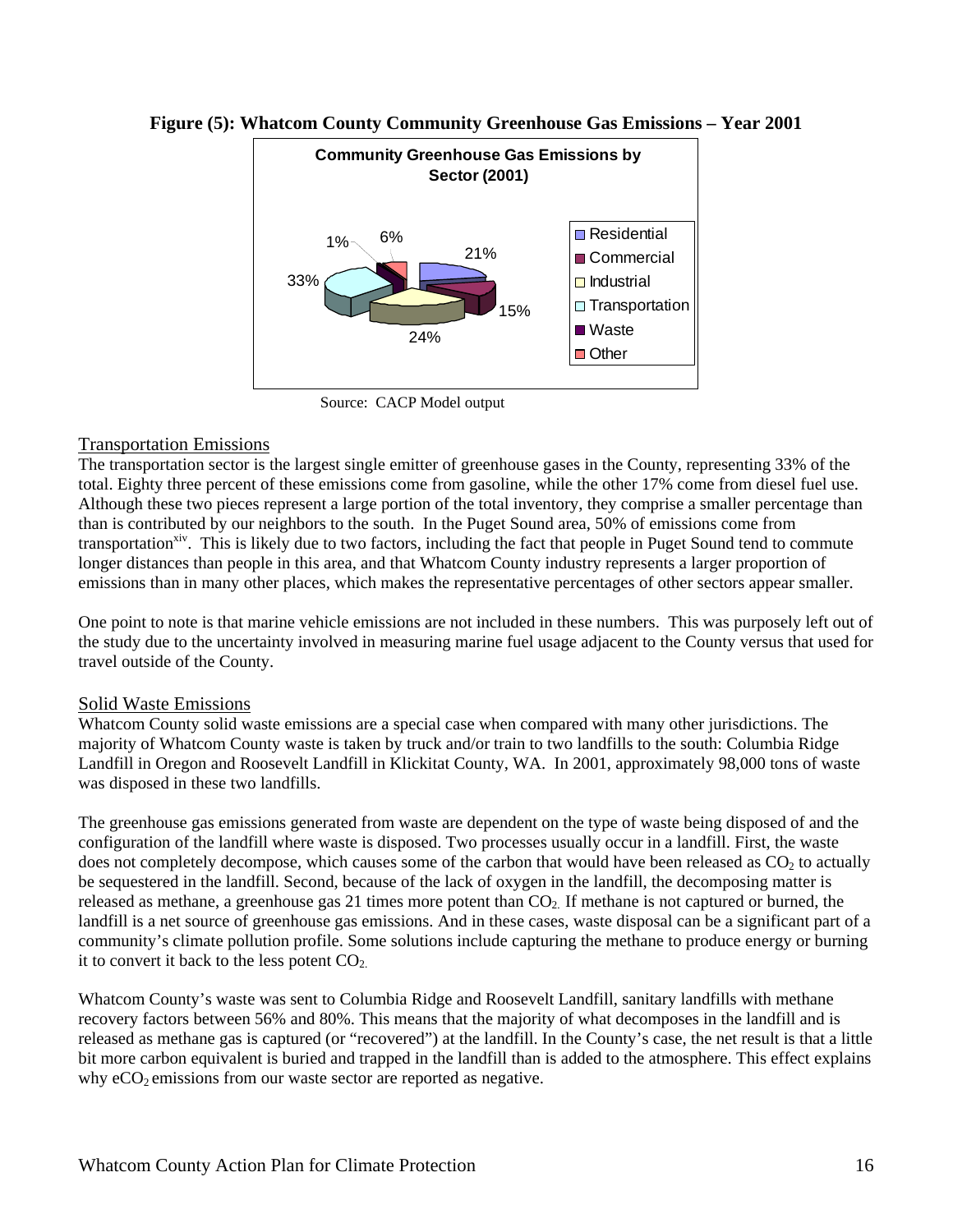**Figure (5): Whatcom County Community Greenhouse Gas Emissions – Year 2001**

**Community Greenhouse Gas Emissions by Sector (2001)**

| Sector | Percentage |
|---|---|
| Residential | 21% |
| Commercial | 15% |
| Industrial | 24% |
| Transportation | 33% |
| Waste | 1% |
| Other | 6% |

Source: CACP Model output

## Transportation Emissions

The transportation sector is the largest single emitter of greenhouse gases in the County, representing 33% of the total. Eighty three percent of these emissions come from gasoline, while the other 17% come from diesel fuel use. Although these two pieces represent a large portion of the total inventory, they comprise a smaller percentage than than is contributed by our neighbors to the south. In the Puget Sound area, 50% of emissions come from transportation[xiv]. This is likely due to two factors, including the fact that people in Puget Sound tend to commute longer distances than people in this area, and that Whatcom County industry represents a larger proportion of emissions than in many other places, which makes the representative percentages of other sectors appear smaller.

One point to note is that marine vehicle emissions are not included in these numbers. This was purposely left out of the study due to the uncertainty involved in measuring marine fuel usage adjacent to the County versus that used for travel outside of the County.

## Solid Waste Emissions

Whatcom County solid waste emissions are a special case when compared with many other jurisdictions. The majority of Whatcom County waste is taken by truck and/or train to two landfills to the south: Columbia Ridge Landfill in Oregon and Roosevelt Landfill in Klickitat County, WA. In 2001, approximately 98,000 tons of waste was disposed in these two landfills.

The greenhouse gas emissions generated from waste are dependent on the type of waste being disposed of and the configuration of the landfill where waste is disposed. Two processes usually occur in a landfill. First, the waste does not completely decompose, which causes some of the carbon that would have been released as $CO_2$ to actually be sequestered in the landfill. Second, because of the lack of oxygen in the landfill, the decomposing matter is released as methane, a greenhouse gas 21 times more potent than $CO_2$. If methane is not captured or burned, the landfill is a net source of greenhouse gas emissions. And in these cases, waste disposal can be a significant part of a community's climate pollution profile. Some solutions include capturing the methane to produce energy or burning it to convert it back to the less potent $CO_2$.

Whatcom County's waste was sent to Columbia Ridge and Roosevelt Landfill, sanitary landfills with methane recovery factors between 56% and 80%. This means that the majority of what decomposes in the landfill and is released as methane gas is captured (or "recovered") at the landfill. In the County's case, the net result is that a little bit more carbon equivalent is buried and trapped in the landfill than is added to the atmosphere. This effect explains why $eCO_2$ emissions from our waste sector are reported as negative.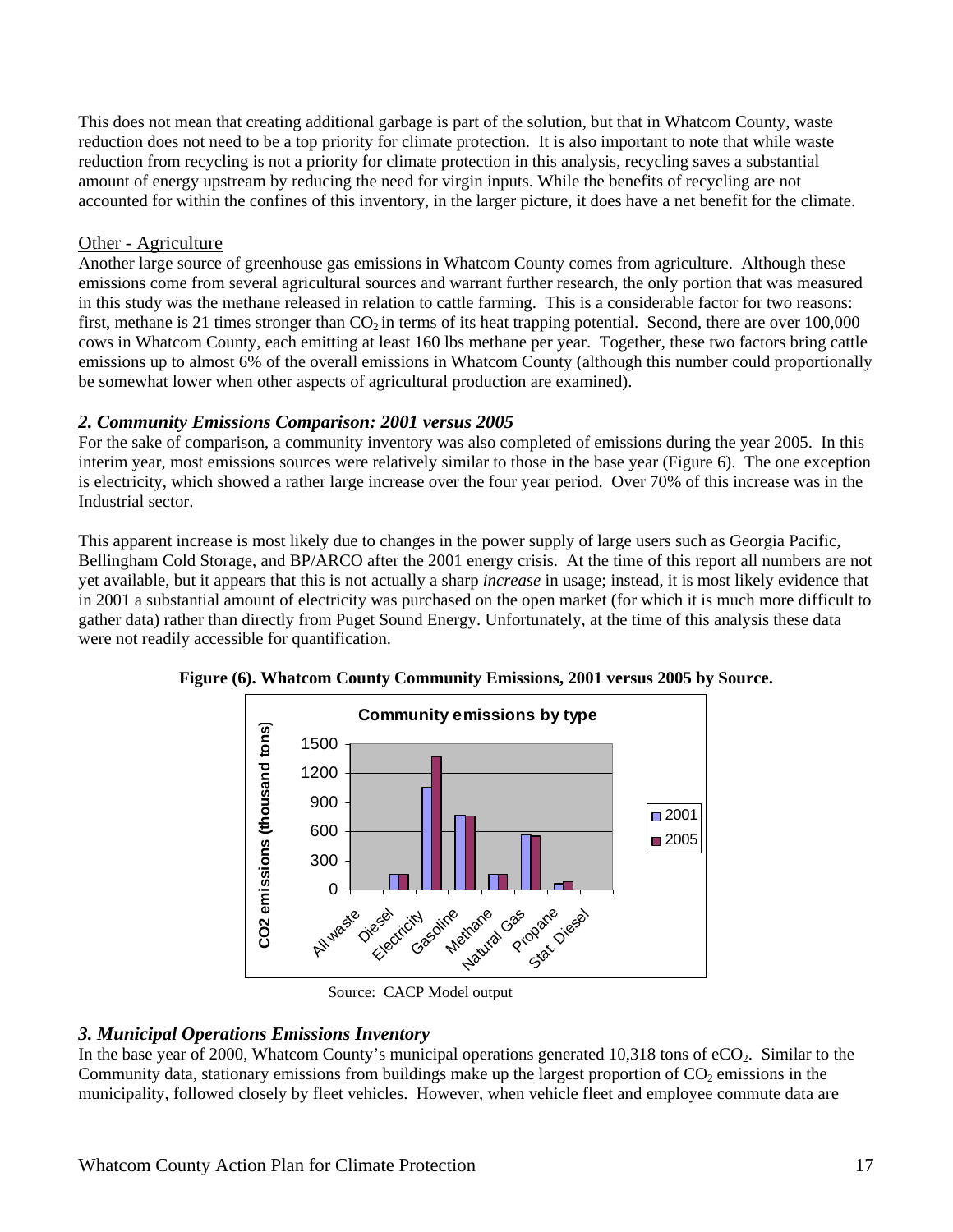This does not mean that creating additional garbage is part of the solution, but that in Whatcom County, waste reduction does not need to be a top priority for climate protection. It is also important to note that while waste reduction from recycling is not a priority for climate protection in this analysis, recycling saves a substantial amount of energy upstream by reducing the need for virgin inputs. While the benefits of recycling are not accounted for within the confines of this inventory, in the larger picture, it does have a net benefit for the climate.

Other - Agriculture

Another large source of greenhouse gas emissions in Whatcom County comes from agriculture. Although these emissions come from several agricultural sources and warrant further research, the only portion that was measured in this study was the methane released in relation to cattle farming. This is a considerable factor for two reasons: first, methane is 21 times stronger than $CO_2$ in terms of its heat trapping potential. Second, there are over 100,000 cows in Whatcom County, each emitting at least 160 lbs methane per year. Together, these two factors bring cattle emissions up to almost 6% of the overall emissions in Whatcom County (although this number could proportionally be somewhat lower when other aspects of agricultural production are examined).

### *2. Community Emissions Comparison: 2001 versus 2005*

For the sake of comparison, a community inventory was also completed of emissions during the year 2005. In this interim year, most emissions sources were relatively similar to those in the base year (Figure 6). The one exception is electricity, which showed a rather large increase over the four year period. Over 70% of this increase was in the Industrial sector.

This apparent increase is most likely due to changes in the power supply of large users such as Georgia Pacific, Bellingham Cold Storage, and BP/ARCO after the 2001 energy crisis. At the time of this report all numbers are not yet available, but it appears that this is not actually a sharp *increase* in usage; instead, it is most likely evidence that in 2001 a substantial amount of electricity was purchased on the open market (for which it is much more difficult to gather data) rather than directly from Puget Sound Energy. Unfortunately, at the time of this analysis these data were not readily accessible for quantification.

**Figure (6). Whatcom County Community Emissions, 2001 versus 2005 by Source.**

Source: CACP Model output

### *3. Municipal Operations Emissions Inventory*

In the base year of 2000, Whatcom County's municipal operations generated 10,318 tons of $eCO_2$. Similar to the Community data, stationary emissions from buildings make up the largest proportion of $CO_2$ emissions in the municipality, followed closely by fleet vehicles. However, when vehicle fleet and employee commute data are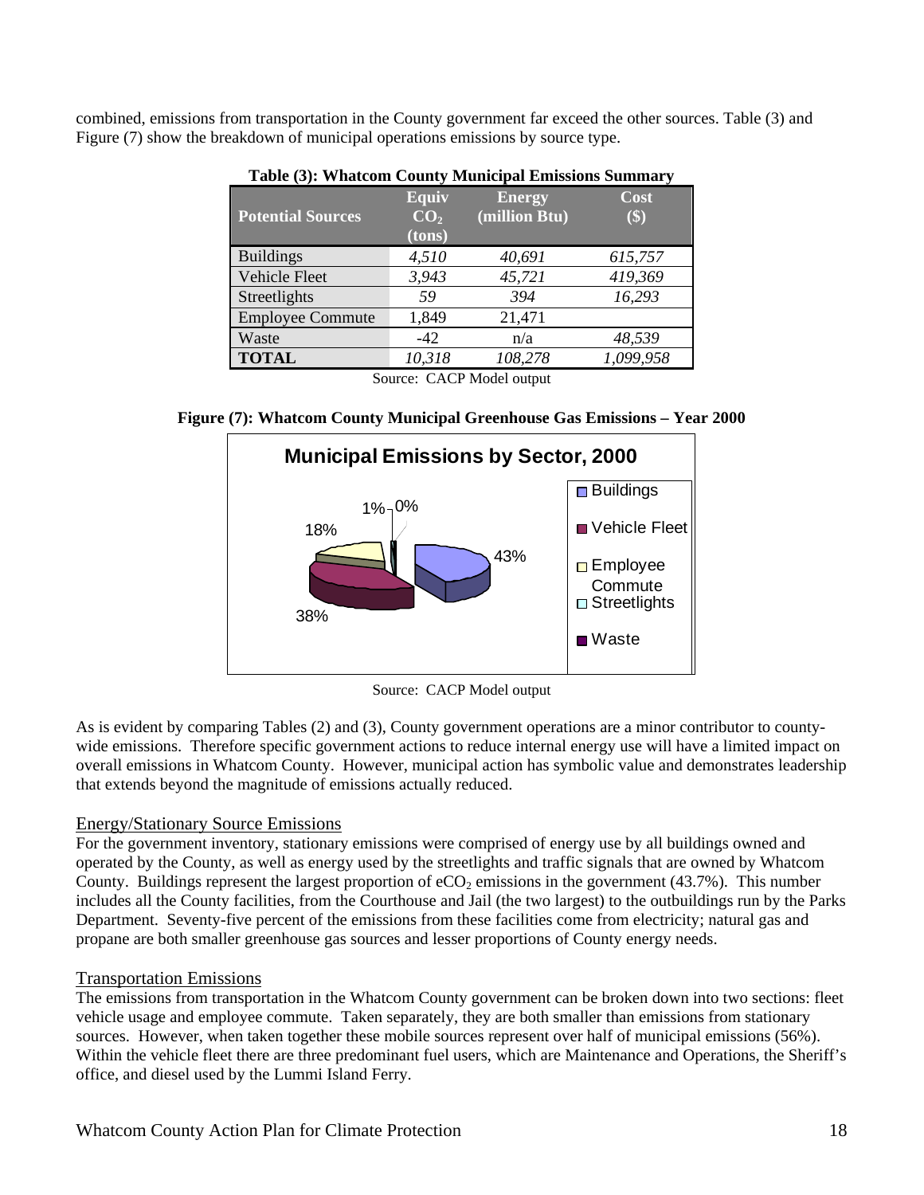combined, emissions from transportation in the County government far exceed the other sources. Table (3) and Figure (7) show the breakdown of municipal operations emissions by source type.

**Table (3): Whatcom County Municipal Emissions Summary**

| Potential Sources | Equiv $CO_2$ (tons) | Energy (million Btu) | Cost ($) |
|---|---|---|---|
| Buildings | *4,510* | *40,691* | *615,757* |
| Vehicle Fleet | *3,943* | *45,721* | *419,369* |
| Streetlights | *59* | *394* | *16,293* |
| Employee Commute | 1,849 | 21,471 | |
| Waste | -42 | n/a | *48,539* |
| **TOTAL** | *10,318* | *108,278* | *1,099,958* |

Source: CACP Model output

**Figure (7): Whatcom County Municipal Greenhouse Gas Emissions – Year 2000**

Source: CACP Model output

As is evident by comparing Tables (2) and (3), County government operations are a minor contributor to county-wide emissions. Therefore specific government actions to reduce internal energy use will have a limited impact on overall emissions in Whatcom County. However, municipal action has symbolic value and demonstrates leadership that extends beyond the magnitude of emissions actually reduced.

## Energy/Stationary Source Emissions

For the government inventory, stationary emissions were comprised of energy use by all buildings owned and operated by the County, as well as energy used by the streetlights and traffic signals that are owned by Whatcom County. Buildings represent the largest proportion of $eCO_2$ emissions in the government (43.7%). This number includes all the County facilities, from the Courthouse and Jail (the two largest) to the outbuildings run by the Parks Department. Seventy-five percent of the emissions from these facilities come from electricity; natural gas and propane are both smaller greenhouse gas sources and lesser proportions of County energy needs.

## Transportation Emissions

The emissions from transportation in the Whatcom County government can be broken down into two sections: fleet vehicle usage and employee commute. Taken separately, they are both smaller than emissions from stationary sources. However, when taken together these mobile sources represent over half of municipal emissions (56%). Within the vehicle fleet there are three predominant fuel users, which are Maintenance and Operations, the Sheriff's office, and diesel used by the Lummi Island Ferry.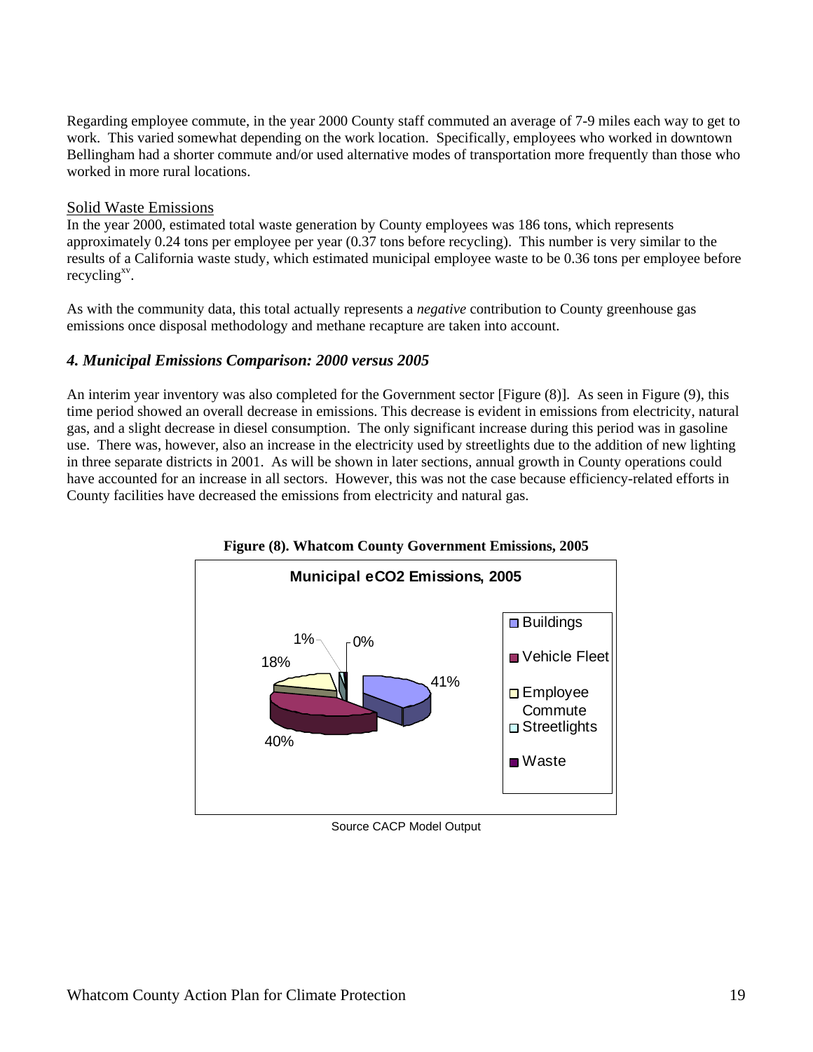Regarding employee commute, in the year 2000 County staff commuted an average of 7-9 miles each way to get to work. This varied somewhat depending on the work location. Specifically, employees who worked in downtown Bellingham had a shorter commute and/or used alternative modes of transportation more frequently than those who worked in more rural locations.

Solid Waste Emissions

In the year 2000, estimated total waste generation by County employees was 186 tons, which represents approximately 0.24 tons per employee per year (0.37 tons before recycling). This number is very similar to the results of a California waste study, which estimated municipal employee waste to be 0.36 tons per employee before recycling[xv].

As with the community data, this total actually represents a *negative* contribution to County greenhouse gas emissions once disposal methodology and methane recapture are taken into account.

### *4. Municipal Emissions Comparison: 2000 versus 2005*

An interim year inventory was also completed for the Government sector [Figure (8)]. As seen in Figure (9), this time period showed an overall decrease in emissions. This decrease is evident in emissions from electricity, natural gas, and a slight decrease in diesel consumption. The only significant increase during this period was in gasoline use. There was, however, also an increase in the electricity used by streetlights due to the addition of new lighting in three separate districts in 2001. As will be shown in later sections, annual growth in County operations could have accounted for an increase in all sectors. However, this was not the case because efficiency-related efforts in County facilities have decreased the emissions from electricity and natural gas.

**Figure (8). Whatcom County Government Emissions, 2005**

**Municipal eCO2 Emissions, 2005**

| Category | Share |
|---|---|
| Buildings | 41% |
| Vehicle Fleet | 40% |
| Employee Commute | 18% |
| Streetlights | 1% |
| Waste | 0% |

Source CACP Model Output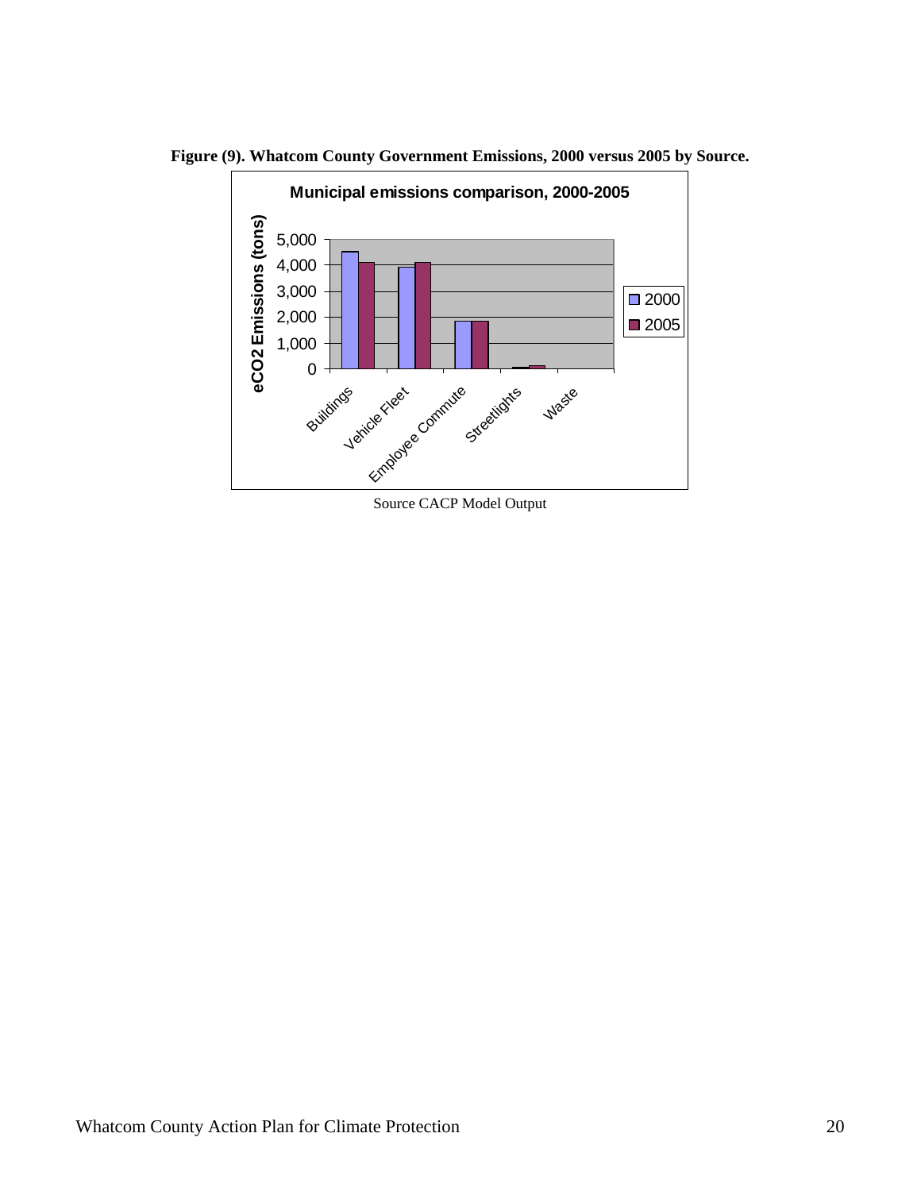**Figure (9). Whatcom County Government Emissions, 2000 versus 2005 by Source.**

Source CACP Model Output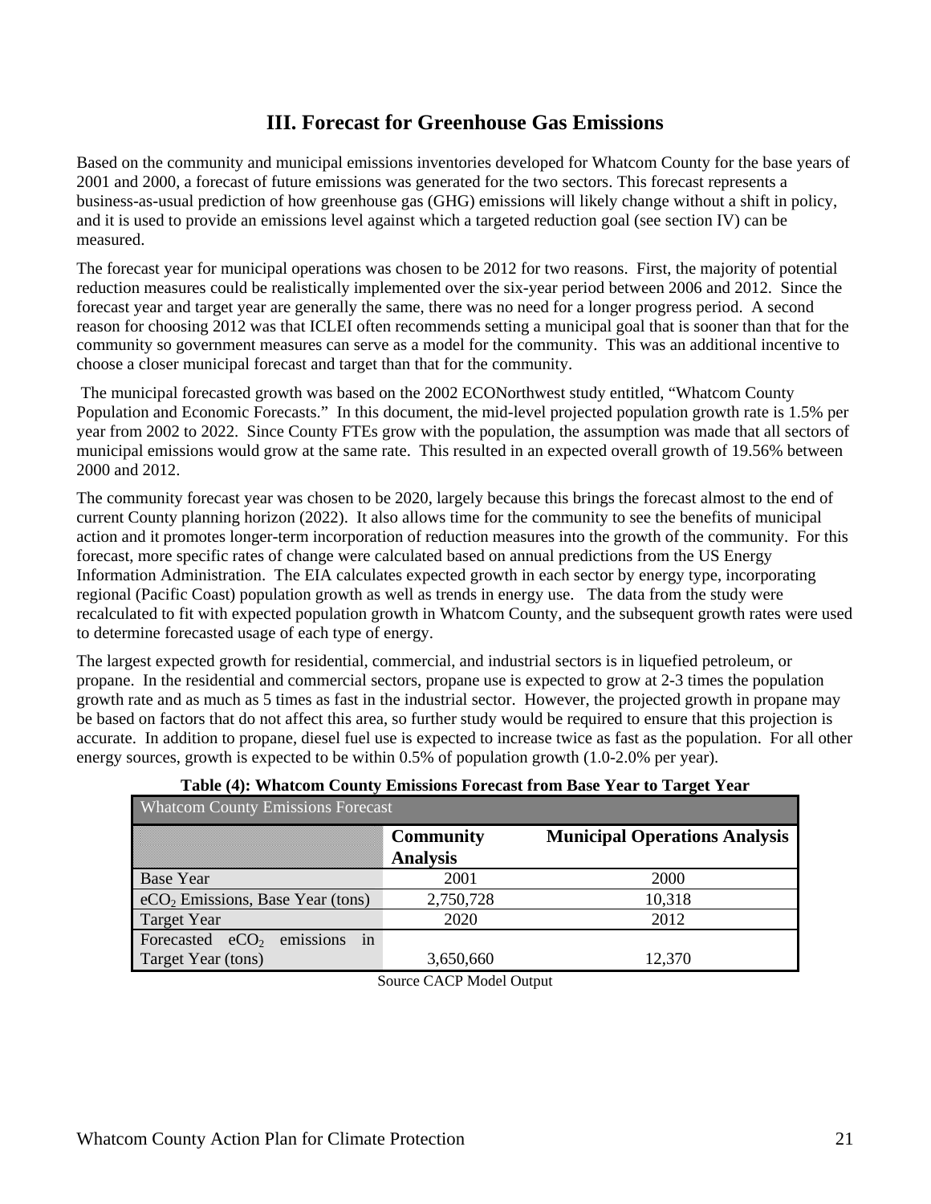## III. Forecast for Greenhouse Gas Emissions

Based on the community and municipal emissions inventories developed for Whatcom County for the base years of 2001 and 2000, a forecast of future emissions was generated for the two sectors. This forecast represents a business-as-usual prediction of how greenhouse gas (GHG) emissions will likely change without a shift in policy, and it is used to provide an emissions level against which a targeted reduction goal (see section IV) can be measured.

The forecast year for municipal operations was chosen to be 2012 for two reasons. First, the majority of potential reduction measures could be realistically implemented over the six-year period between 2006 and 2012. Since the forecast year and target year are generally the same, there was no need for a longer progress period. A second reason for choosing 2012 was that ICLEI often recommends setting a municipal goal that is sooner than that for the community so government measures can serve as a model for the community. This was an additional incentive to choose a closer municipal forecast and target than that for the community.

The municipal forecasted growth was based on the 2002 ECONorthwest study entitled, "Whatcom County Population and Economic Forecasts." In this document, the mid-level projected population growth rate is 1.5% per year from 2002 to 2022. Since County FTEs grow with the population, the assumption was made that all sectors of municipal emissions would grow at the same rate. This resulted in an expected overall growth of 19.56% between 2000 and 2012.

The community forecast year was chosen to be 2020, largely because this brings the forecast almost to the end of current County planning horizon (2022). It also allows time for the community to see the benefits of municipal action and it promotes longer-term incorporation of reduction measures into the growth of the community. For this forecast, more specific rates of change were calculated based on annual predictions from the US Energy Information Administration. The EIA calculates expected growth in each sector by energy type, incorporating regional (Pacific Coast) population growth as well as trends in energy use. The data from the study were recalculated to fit with expected population growth in Whatcom County, and the subsequent growth rates were used to determine forecasted usage of each type of energy.

The largest expected growth for residential, commercial, and industrial sectors is in liquefied petroleum, or propane. In the residential and commercial sectors, propane use is expected to grow at 2-3 times the population growth rate and as much as 5 times as fast in the industrial sector. However, the projected growth in propane may be based on factors that do not affect this area, so further study would be required to ensure that this projection is accurate. In addition to propane, diesel fuel use is expected to increase twice as fast as the population. For all other energy sources, growth is expected to be within 0.5% of population growth (1.0-2.0% per year).

**Table (4): Whatcom County Emissions Forecast from Base Year to Target Year**

| Whatcom County Emissions Forecast | | |
|---|---|---|
| | **Community Analysis** | **Municipal Operations Analysis** |
| Base Year | 2001 | 2000 |
| $eCO_2$ Emissions, Base Year (tons) | 2,750,728 | 10,318 |
| Target Year | 2020 | 2012 |
| Forecasted $eCO_2$ emissions in Target Year (tons) | 3,650,660 | 12,370 |

Source CACP Model Output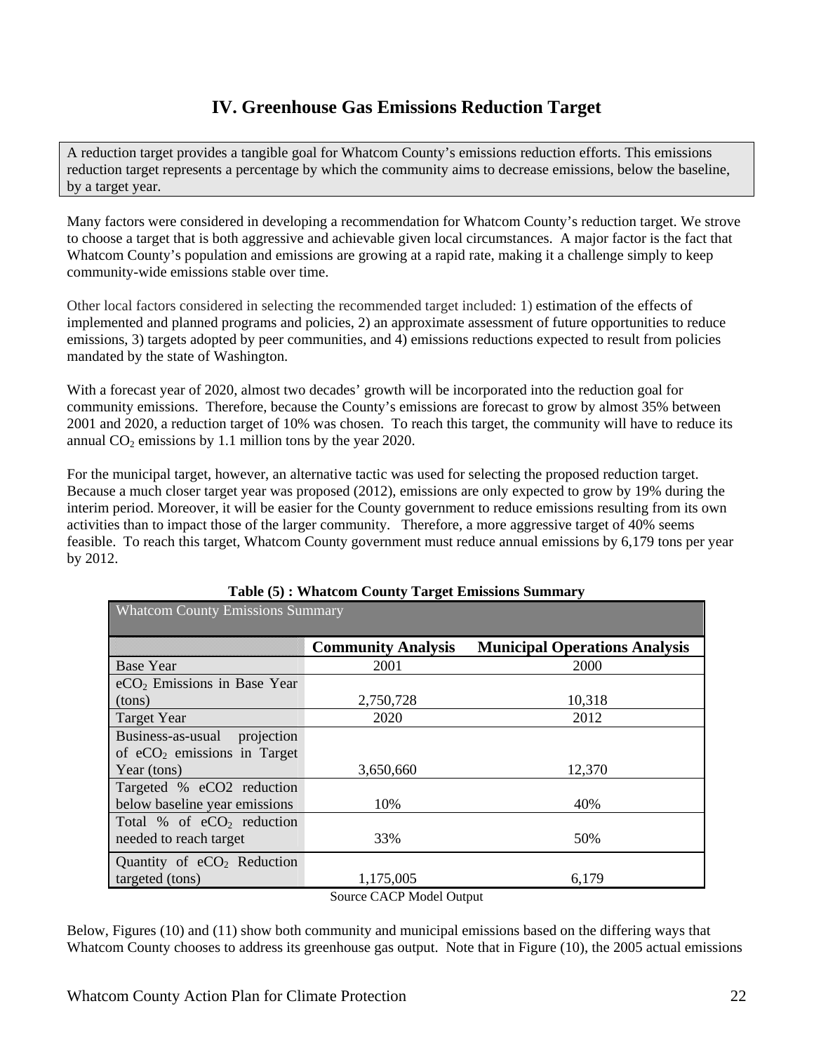## IV. Greenhouse Gas Emissions Reduction Target

A reduction target provides a tangible goal for Whatcom County's emissions reduction efforts. This emissions reduction target represents a percentage by which the community aims to decrease emissions, below the baseline, by a target year.

Many factors were considered in developing a recommendation for Whatcom County's reduction target. We strove to choose a target that is both aggressive and achievable given local circumstances. A major factor is the fact that Whatcom County's population and emissions are growing at a rapid rate, making it a challenge simply to keep community-wide emissions stable over time.

Other local factors considered in selecting the recommended target included: 1) estimation of the effects of implemented and planned programs and policies, 2) an approximate assessment of future opportunities to reduce emissions, 3) targets adopted by peer communities, and 4) emissions reductions expected to result from policies mandated by the state of Washington.

With a forecast year of 2020, almost two decades' growth will be incorporated into the reduction goal for community emissions. Therefore, because the County's emissions are forecast to grow by almost 35% between 2001 and 2020, a reduction target of 10% was chosen. To reach this target, the community will have to reduce its annual $CO_2$ emissions by 1.1 million tons by the year 2020.

For the municipal target, however, an alternative tactic was used for selecting the proposed reduction target. Because a much closer target year was proposed (2012), emissions are only expected to grow by 19% during the interim period. Moreover, it will be easier for the County government to reduce emissions resulting from its own activities than to impact those of the larger community. Therefore, a more aggressive target of 40% seems feasible. To reach this target, Whatcom County government must reduce annual emissions by 6,179 tons per year by 2012.

**Table (5) : Whatcom County Target Emissions Summary**

| Whatcom County Emissions Summary | | |
|---|---|---|
| | **Community Analysis** | **Municipal Operations Analysis** |
| Base Year | 2001 | 2000 |
| $eCO_2$ Emissions in Base Year (tons) | 2,750,728 | 10,318 |
| Target Year | 2020 | 2012 |
| Business-as-usual projection of $eCO_2$ emissions in Target Year (tons) | 3,650,660 | 12,370 |
| Targeted % eCO2 reduction below baseline year emissions | 10% | 40% |
| Total % of $eCO_2$ reduction needed to reach target | 33% | 50% |
| Quantity of $eCO_2$ Reduction targeted (tons) | 1,175,005 | 6,179 |

Source CACP Model Output

Below, Figures (10) and (11) show both community and municipal emissions based on the differing ways that Whatcom County chooses to address its greenhouse gas output. Note that in Figure (10), the 2005 actual emissions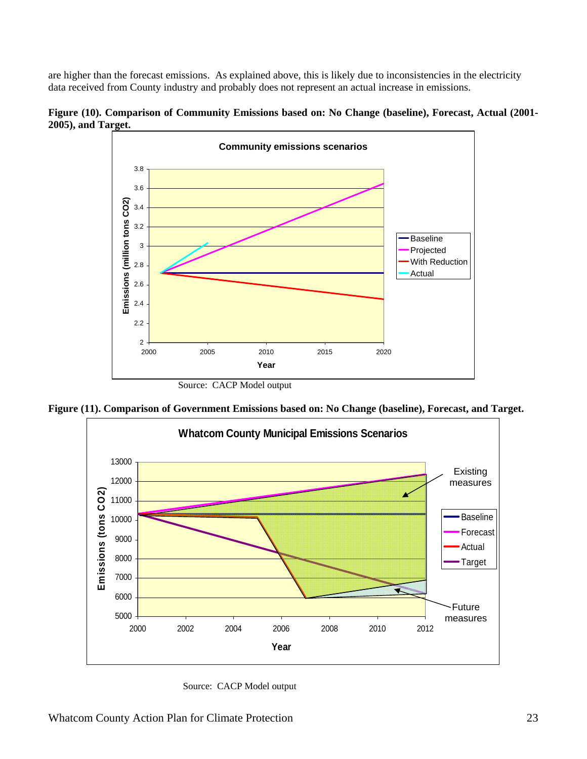are higher than the forecast emissions. As explained above, this is likely due to inconsistencies in the electricity data received from County industry and probably does not represent an actual increase in emissions.

**Figure (10). Comparison of Community Emissions based on: No Change (baseline), Forecast, Actual (2001-2005), and Target.**

Source: CACP Model output

**Figure (11). Comparison of Government Emissions based on: No Change (baseline), Forecast, and Target.**

Source: CACP Model output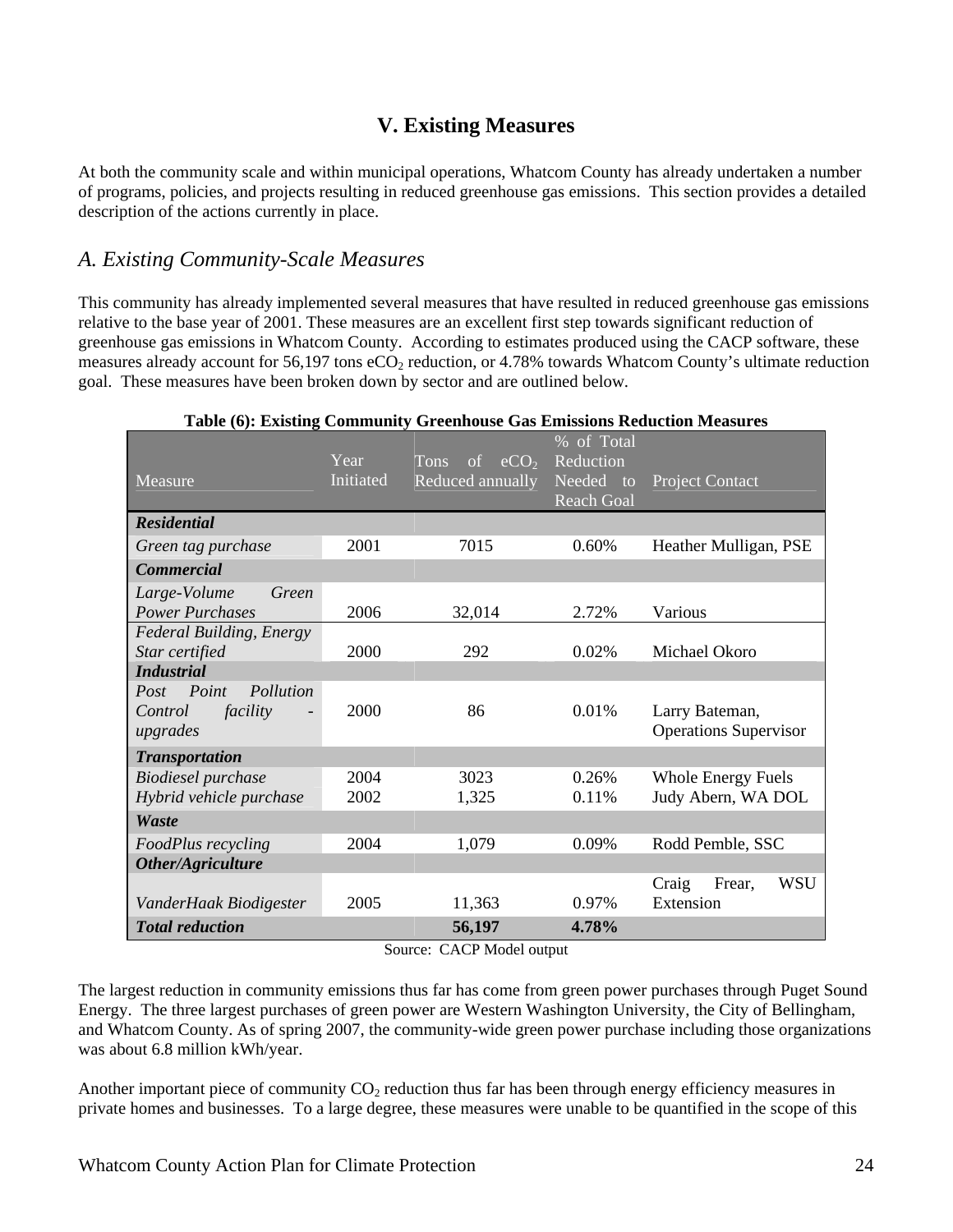# V. Existing Measures

At both the community scale and within municipal operations, Whatcom County has already undertaken a number of programs, policies, and projects resulting in reduced greenhouse gas emissions. This section provides a detailed description of the actions currently in place.

## A. Existing Community-Scale Measures

This community has already implemented several measures that have resulted in reduced greenhouse gas emissions relative to the base year of 2001. These measures are an excellent first step towards significant reduction of greenhouse gas emissions in Whatcom County. According to estimates produced using the CACP software, these measures already account for 56,197 tons $eCO_2$ reduction, or 4.78% towards Whatcom County's ultimate reduction goal. These measures have been broken down by sector and are outlined below.

**Table (6): Existing Community Greenhouse Gas Emissions Reduction Measures**

| Measure | Year Initiated | Tons of $eCO_2$ Reduced annually | % of Total Reduction Needed to Reach Goal | Project Contact |
|---|---|---|---|---|
| ***Residential*** | | | | |
| *Green tag purchase* | 2001 | 7015 | 0.60% | Heather Mulligan, PSE |
| ***Commercial*** | | | | |
| *Large-Volume Green Power Purchases* | 2006 | 32,014 | 2.72% | Various |
| *Federal Building, Energy Star certified* | 2000 | 292 | 0.02% | Michael Okoro |
| ***Industrial*** | | | | |
| *Post Point Pollution Control facility - upgrades* | 2000 | 86 | 0.01% | Larry Bateman, Operations Supervisor |
| ***Transportation*** | | | | |
| *Biodiesel purchase* | 2004 | 3023 | 0.26% | Whole Energy Fuels |
| *Hybrid vehicle purchase* | 2002 | 1,325 | 0.11% | Judy Abern, WA DOL |
| ***Waste*** | | | | |
| *FoodPlus recycling* | 2004 | 1,079 | 0.09% | Rodd Pemble, SSC |
| ***Other/Agriculture*** | | | | |
| *VanderHaak Biodigester* | 2005 | 11,363 | 0.97% | Craig Frear, WSU Extension |
| ***Total reduction*** | | **56,197** | **4.78%** | |

Source: CACP Model output

The largest reduction in community emissions thus far has come from green power purchases through Puget Sound Energy. The three largest purchases of green power are Western Washington University, the City of Bellingham, and Whatcom County. As of spring 2007, the community-wide green power purchase including those organizations was about 6.8 million kWh/year.

Another important piece of community $CO_2$ reduction thus far has been through energy efficiency measures in private homes and businesses. To a large degree, these measures were unable to be quantified in the scope of this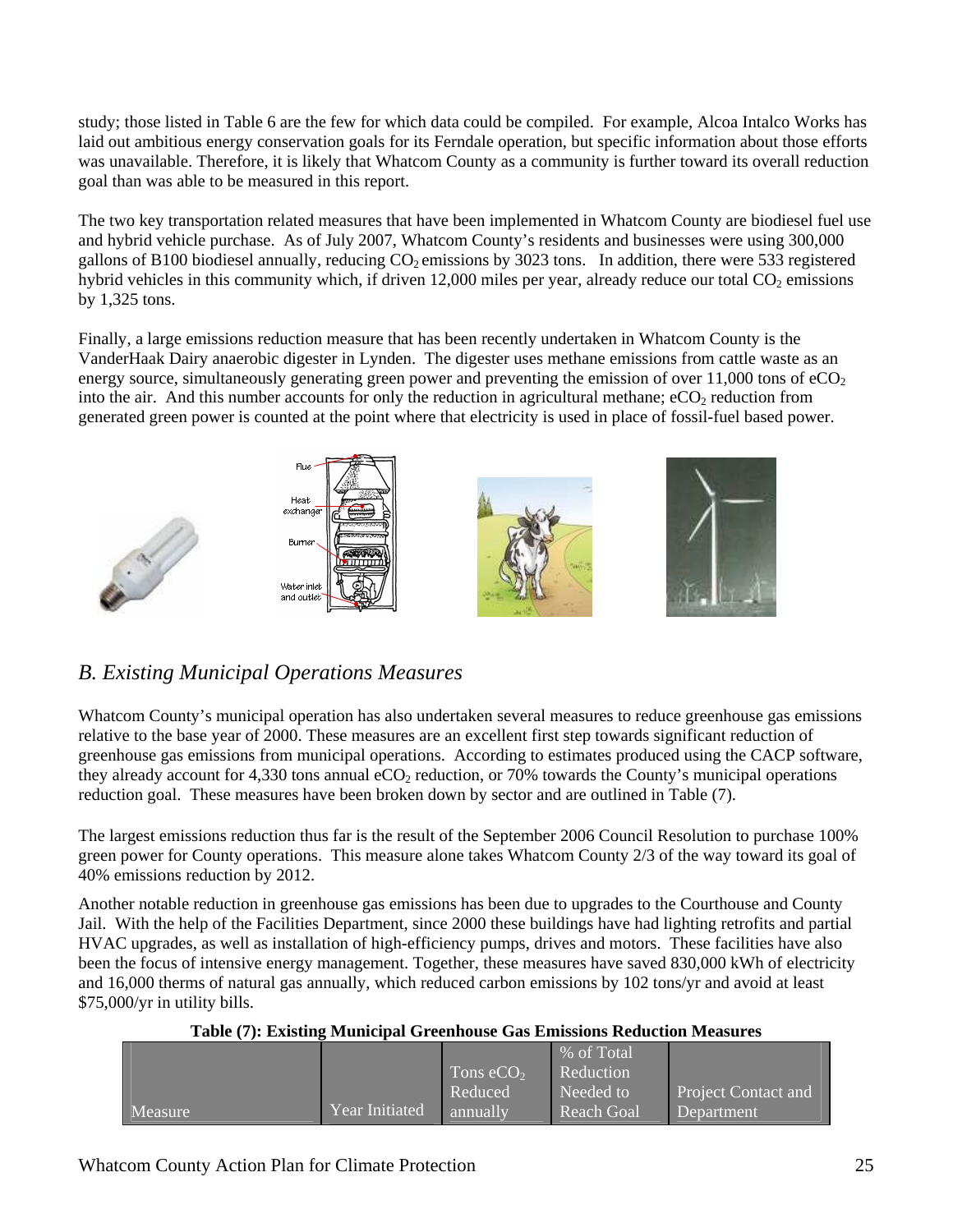study; those listed in Table 6 are the few for which data could be compiled. For example, Alcoa Intalco Works has laid out ambitious energy conservation goals for its Ferndale operation, but specific information about those efforts was unavailable. Therefore, it is likely that Whatcom County as a community is further toward its overall reduction goal than was able to be measured in this report.

The two key transportation related measures that have been implemented in Whatcom County are biodiesel fuel use and hybrid vehicle purchase. As of July 2007, Whatcom County's residents and businesses were using 300,000 gallons of B100 biodiesel annually, reducing $CO_2$ emissions by 3023 tons. In addition, there were 533 registered hybrid vehicles in this community which, if driven 12,000 miles per year, already reduce our total $CO_2$ emissions by 1,325 tons.

Finally, a large emissions reduction measure that has been recently undertaken in Whatcom County is the VanderHaak Dairy anaerobic digester in Lynden. The digester uses methane emissions from cattle waste as an energy source, simultaneously generating green power and preventing the emission of over 11,000 tons of $eCO_2$ into the air. And this number accounts for only the reduction in agricultural methane; $eCO_2$ reduction from generated green power is counted at the point where that electricity is used in place of fossil-fuel based power.

## *B. Existing Municipal Operations Measures*

Whatcom County's municipal operation has also undertaken several measures to reduce greenhouse gas emissions relative to the base year of 2000. These measures are an excellent first step towards significant reduction of greenhouse gas emissions from municipal operations. According to estimates produced using the CACP software, they already account for 4,330 tons annual $eCO_2$ reduction, or 70% towards the County's municipal operations reduction goal. These measures have been broken down by sector and are outlined in Table (7).

The largest emissions reduction thus far is the result of the September 2006 Council Resolution to purchase 100% green power for County operations. This measure alone takes Whatcom County 2/3 of the way toward its goal of 40% emissions reduction by 2012.

Another notable reduction in greenhouse gas emissions has been due to upgrades to the Courthouse and County Jail. With the help of the Facilities Department, since 2000 these buildings have had lighting retrofits and partial HVAC upgrades, as well as installation of high-efficiency pumps, drives and motors. These facilities have also been the focus of intensive energy management. Together, these measures have saved 830,000 kWh of electricity and 16,000 therms of natural gas annually, which reduced carbon emissions by 102 tons/yr and avoid at least $75,000/yr in utility bills.

**Table (7): Existing Municipal Greenhouse Gas Emissions Reduction Measures**

| Measure | Year Initiated | Tons $eCO_2$ Reduced annually | % of Total Reduction Needed to Reach Goal | Project Contact and Department |
|---|---|---|---|---|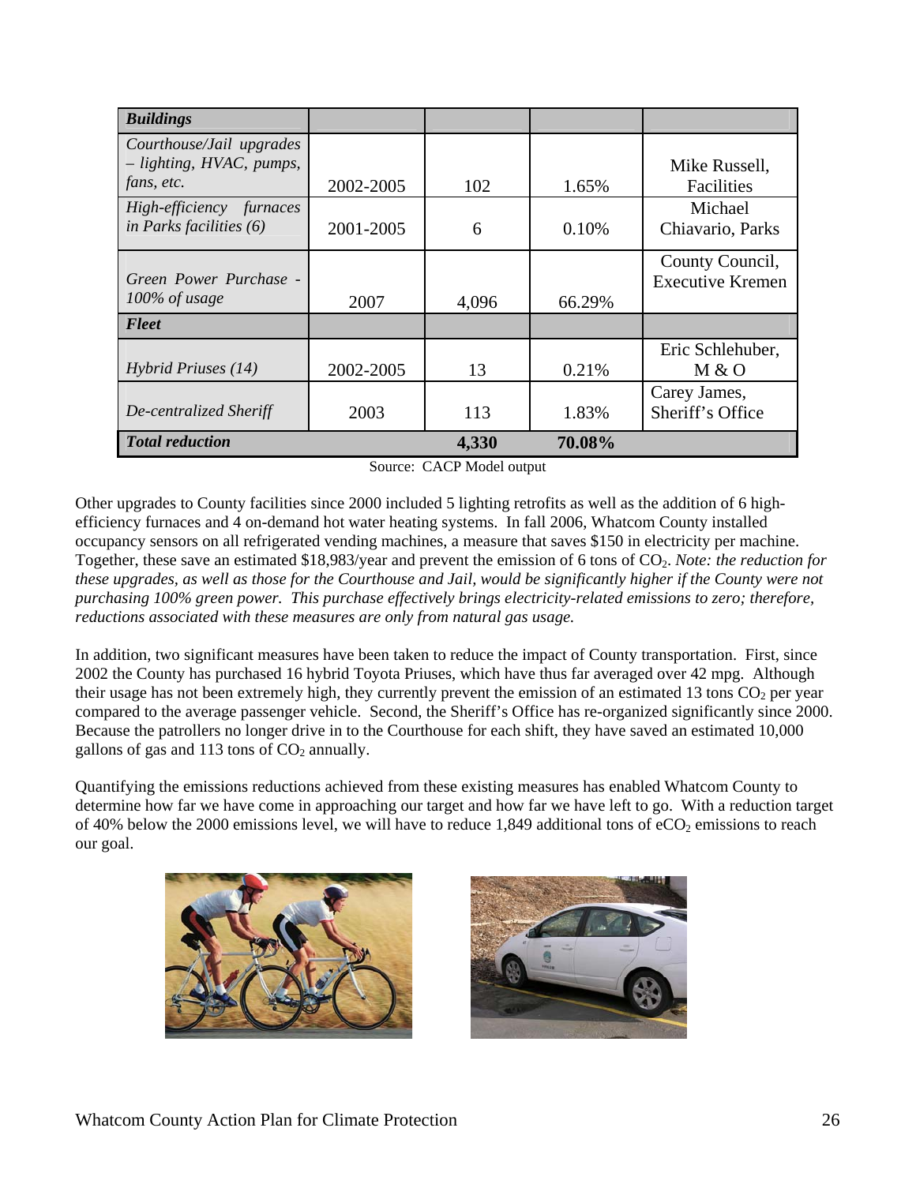| ***Buildings*** | | | | |
|---|---|---|---|---|
| *Courthouse/Jail upgrades – lighting, HVAC, pumps, fans, etc.* | 2002-2005 | 102 | 1.65% | Mike Russell, Facilities |
| *High-efficiency furnaces in Parks facilities (6)* | 2001-2005 | 6 | 0.10% | Michael Chiavario, Parks |
| *Green Power Purchase - 100% of usage* | 2007 | 4,096 | 66.29% | County Council, Executive Kremen |
| ***Fleet*** | | | | |
| *Hybrid Priuses (14)* | 2002-2005 | 13 | 0.21% | Eric Schlehuber, M & O |
| *De-centralized Sheriff* | 2003 | 113 | 1.83% | Carey James, Sheriff's Office |
| ***Total reduction*** | | **4,330** | **70.08%** | |

Source: CACP Model output

Other upgrades to County facilities since 2000 included 5 lighting retrofits as well as the addition of 6 high-efficiency furnaces and 4 on-demand hot water heating systems. In fall 2006, Whatcom County installed occupancy sensors on all refrigerated vending machines, a measure that saves $150 in electricity per machine. Together, these save an estimated $18,983/year and prevent the emission of 6 tons of $CO_2$. *Note: the reduction for these upgrades, as well as those for the Courthouse and Jail, would be significantly higher if the County were not purchasing 100% green power. This purchase effectively brings electricity-related emissions to zero; therefore, reductions associated with these measures are only from natural gas usage.*

In addition, two significant measures have been taken to reduce the impact of County transportation. First, since 2002 the County has purchased 16 hybrid Toyota Priuses, which have thus far averaged over 42 mpg. Although their usage has not been extremely high, they currently prevent the emission of an estimated 13 tons $CO_2$ per year compared to the average passenger vehicle. Second, the Sheriff's Office has re-organized significantly since 2000. Because the patrollers no longer drive in to the Courthouse for each shift, they have saved an estimated 10,000 gallons of gas and 113 tons of $CO_2$ annually.

Quantifying the emissions reductions achieved from these existing measures has enabled Whatcom County to determine how far we have come in approaching our target and how far we have left to go. With a reduction target of 40% below the 2000 emissions level, we will have to reduce 1,849 additional tons of $eCO_2$ emissions to reach our goal.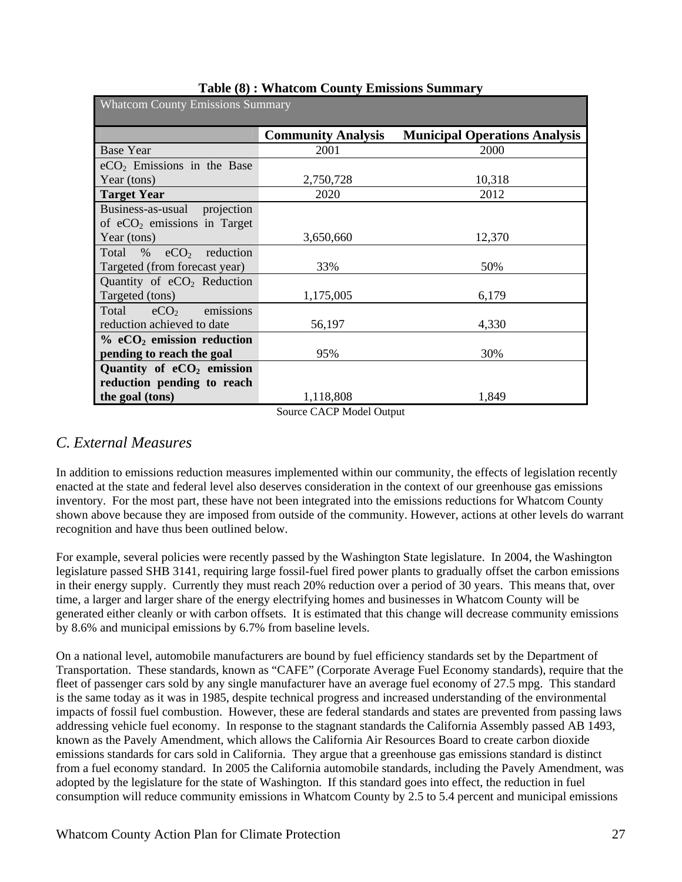**Table (8) : Whatcom County Emissions Summary**

| Whatcom County Emissions Summary | | |
|---|---|---|
| | **Community Analysis** | **Municipal Operations Analysis** |
| Base Year | 2001 | 2000 |
| $eCO_2$ Emissions in the Base Year (tons) | 2,750,728 | 10,318 |
| **Target Year** | 2020 | 2012 |
| Business-as-usual projection of $eCO_2$ emissions in Target Year (tons) | 3,650,660 | 12,370 |
| Total % $eCO_2$ reduction Targeted (from forecast year) | 33% | 50% |
| Quantity of $eCO_2$ Reduction Targeted (tons) | 1,175,005 | 6,179 |
| Total $eCO_2$ emissions reduction achieved to date | 56,197 | 4,330 |
| **% $eCO_2$ emission reduction pending to reach the goal** | 95% | 30% |
| **Quantity of $eCO_2$ emission reduction pending to reach the goal (tons)** | 1,118,808 | 1,849 |

Source CACP Model Output

## *C. External Measures*

In addition to emissions reduction measures implemented within our community, the effects of legislation recently enacted at the state and federal level also deserves consideration in the context of our greenhouse gas emissions inventory. For the most part, these have not been integrated into the emissions reductions for Whatcom County shown above because they are imposed from outside of the community. However, actions at other levels do warrant recognition and have thus been outlined below.

For example, several policies were recently passed by the Washington State legislature. In 2004, the Washington legislature passed SHB 3141, requiring large fossil-fuel fired power plants to gradually offset the carbon emissions in their energy supply. Currently they must reach 20% reduction over a period of 30 years. This means that, over time, a larger and larger share of the energy electrifying homes and businesses in Whatcom County will be generated either cleanly or with carbon offsets. It is estimated that this change will decrease community emissions by 8.6% and municipal emissions by 6.7% from baseline levels.

On a national level, automobile manufacturers are bound by fuel efficiency standards set by the Department of Transportation. These standards, known as "CAFE" (Corporate Average Fuel Economy standards), require that the fleet of passenger cars sold by any single manufacturer have an average fuel economy of 27.5 mpg. This standard is the same today as it was in 1985, despite technical progress and increased understanding of the environmental impacts of fossil fuel combustion. However, these are federal standards and states are prevented from passing laws addressing vehicle fuel economy. In response to the stagnant standards the California Assembly passed AB 1493, known as the Pavely Amendment, which allows the California Air Resources Board to create carbon dioxide emissions standards for cars sold in California. They argue that a greenhouse gas emissions standard is distinct from a fuel economy standard. In 2005 the California automobile standards, including the Pavely Amendment, was adopted by the legislature for the state of Washington. If this standard goes into effect, the reduction in fuel consumption will reduce community emissions in Whatcom County by 2.5 to 5.4 percent and municipal emissions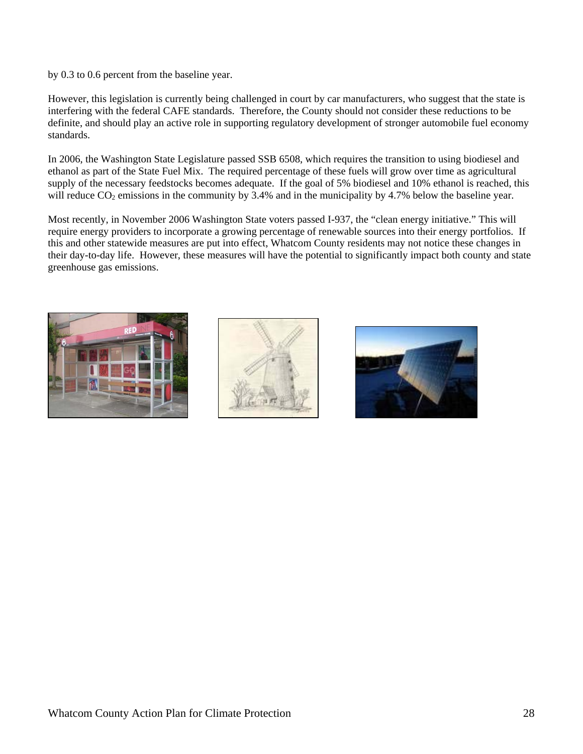by 0.3 to 0.6 percent from the baseline year.

However, this legislation is currently being challenged in court by car manufacturers, who suggest that the state is interfering with the federal CAFE standards. Therefore, the County should not consider these reductions to be definite, and should play an active role in supporting regulatory development of stronger automobile fuel economy standards.

In 2006, the Washington State Legislature passed SSB 6508, which requires the transition to using biodiesel and ethanol as part of the State Fuel Mix. The required percentage of these fuels will grow over time as agricultural supply of the necessary feedstocks becomes adequate. If the goal of 5% biodiesel and 10% ethanol is reached, this will reduce $CO_2$ emissions in the community by 3.4% and in the municipality by 4.7% below the baseline year.

Most recently, in November 2006 Washington State voters passed I-937, the "clean energy initiative." This will require energy providers to incorporate a growing percentage of renewable sources into their energy portfolios. If this and other statewide measures are put into effect, Whatcom County residents may not notice these changes in their day-to-day life. However, these measures will have the potential to significantly impact both county and state greenhouse gas emissions.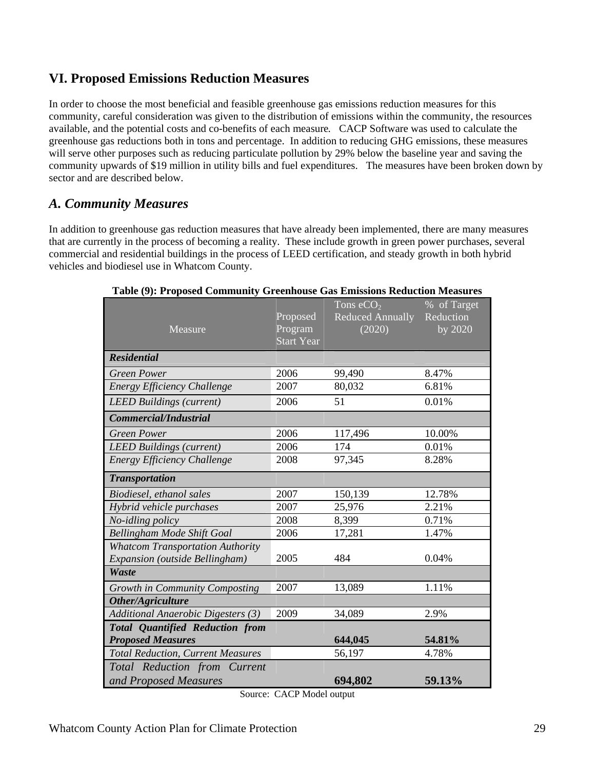## VI. Proposed Emissions Reduction Measures

In order to choose the most beneficial and feasible greenhouse gas emissions reduction measures for this community, careful consideration was given to the distribution of emissions within the community, the resources available, and the potential costs and co-benefits of each measure. CACP Software was used to calculate the greenhouse gas reductions both in tons and percentage. In addition to reducing GHG emissions, these measures will serve other purposes such as reducing particulate pollution by 29% below the baseline year and saving the community upwards of $19 million in utility bills and fuel expenditures. The measures have been broken down by sector and are described below.

### *A. Community Measures*

In addition to greenhouse gas reduction measures that have already been implemented, there are many measures that are currently in the process of becoming a reality. These include growth in green power purchases, several commercial and residential buildings in the process of LEED certification, and steady growth in both hybrid vehicles and biodiesel use in Whatcom County.

**Table (9): Proposed Community Greenhouse Gas Emissions Reduction Measures**

| Measure | Proposed Program Start Year | Tons $eCO_2$ Reduced Annually (2020) | % of Target Reduction by 2020 |
|---|---|---|---|
| ***Residential*** | | | |
| *Green Power* | 2006 | 99,490 | 8.47% |
| *Energy Efficiency Challenge* | 2007 | 80,032 | 6.81% |
| *LEED Buildings (current)* | 2006 | 51 | 0.01% |
| ***Commercial/Industrial*** | | | |
| *Green Power* | 2006 | 117,496 | 10.00% |
| *LEED Buildings (current)* | 2006 | 174 | 0.01% |
| *Energy Efficiency Challenge* | 2008 | 97,345 | 8.28% |
| ***Transportation*** | | | |
| *Biodiesel, ethanol sales* | 2007 | 150,139 | 12.78% |
| *Hybrid vehicle purchases* | 2007 | 25,976 | 2.21% |
| *No-idling policy* | 2008 | 8,399 | 0.71% |
| *Bellingham Mode Shift Goal* | 2006 | 17,281 | 1.47% |
| *Whatcom Transportation Authority Expansion (outside Bellingham)* | 2005 | 484 | 0.04% |
| ***Waste*** | | | |
| *Growth in Community Composting* | 2007 | 13,089 | 1.11% |
| ***Other/Agriculture*** | | | |
| *Additional Anaerobic Digesters (3)* | 2009 | 34,089 | 2.9% |
| ***Total Quantified Reduction from Proposed Measures*** | | **644,045** | **54.81%** |
| *Total Reduction, Current Measures* | | 56,197 | 4.78% |
| *Total Reduction from Current and Proposed Measures* | | **694,802** | **59.13%** |

Source: CACP Model output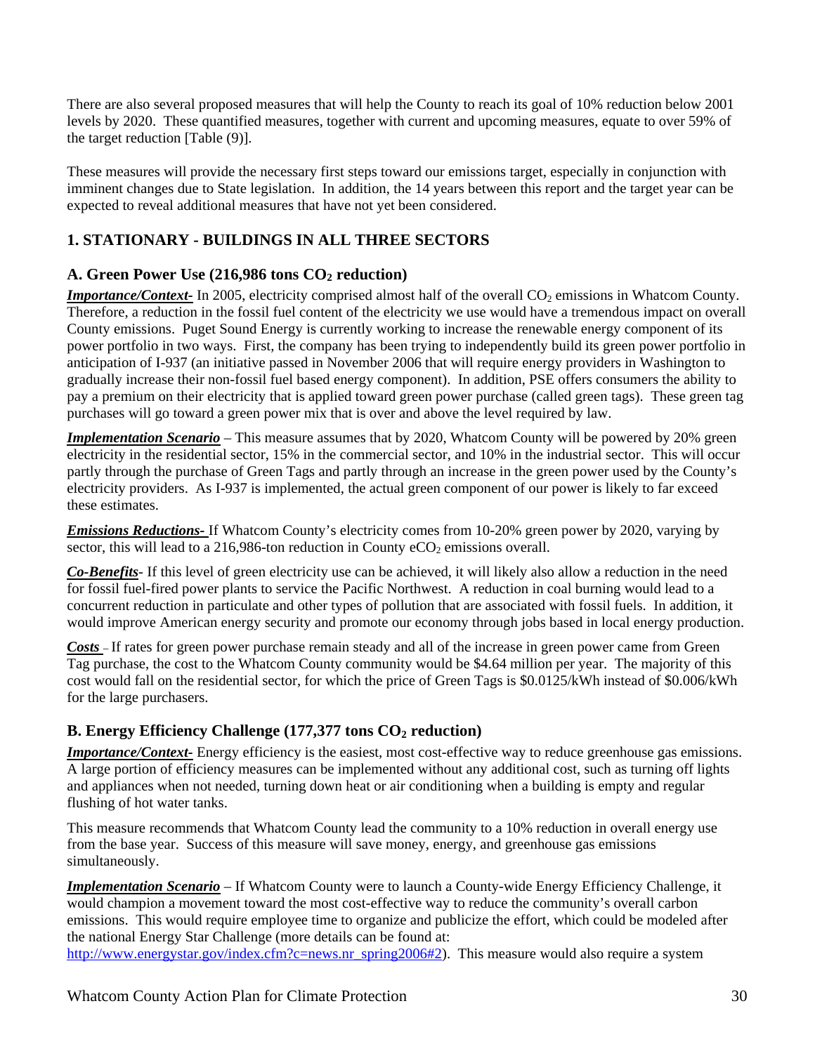There are also several proposed measures that will help the County to reach its goal of 10% reduction below 2001 levels by 2020. These quantified measures, together with current and upcoming measures, equate to over 59% of the target reduction [Table (9)].

These measures will provide the necessary first steps toward our emissions target, especially in conjunction with imminent changes due to State legislation. In addition, the 14 years between this report and the target year can be expected to reveal additional measures that have not yet been considered.

## 1. STATIONARY - BUILDINGS IN ALL THREE SECTORS

### A. Green Power Use (216,986 tons $CO_2$ reduction)

***Importance/Context-*** In 2005, electricity comprised almost half of the overall $CO_2$ emissions in Whatcom County. Therefore, a reduction in the fossil fuel content of the electricity we use would have a tremendous impact on overall County emissions. Puget Sound Energy is currently working to increase the renewable energy component of its power portfolio in two ways. First, the company has been trying to independently build its green power portfolio in anticipation of I-937 (an initiative passed in November 2006 that will require energy providers in Washington to gradually increase their non-fossil fuel based energy component). In addition, PSE offers consumers the ability to pay a premium on their electricity that is applied toward green power purchase (called green tags). These green tag purchases will go toward a green power mix that is over and above the level required by law.

***Implementation Scenario*** – This measure assumes that by 2020, Whatcom County will be powered by 20% green electricity in the residential sector, 15% in the commercial sector, and 10% in the industrial sector. This will occur partly through the purchase of Green Tags and partly through an increase in the green power used by the County's electricity providers. As I-937 is implemented, the actual green component of our power is likely to far exceed these estimates.

***Emissions Reductions-*** If Whatcom County's electricity comes from 10-20% green power by 2020, varying by sector, this will lead to a 216,986-ton reduction in County $eCO_2$ emissions overall.

***Co-Benefits***- If this level of green electricity use can be achieved, it will likely also allow a reduction in the need for fossil fuel-fired power plants to service the Pacific Northwest. A reduction in coal burning would lead to a concurrent reduction in particulate and other types of pollution that are associated with fossil fuels. In addition, it would improve American energy security and promote our economy through jobs based in local energy production.

***Costs*** – If rates for green power purchase remain steady and all of the increase in green power came from Green Tag purchase, the cost to the Whatcom County community would be $4.64 million per year. The majority of this cost would fall on the residential sector, for which the price of Green Tags is $0.0125/kWh instead of $0.006/kWh for the large purchasers.

### B. Energy Efficiency Challenge (177,377 tons $CO_2$ reduction)

***Importance/Context-*** Energy efficiency is the easiest, most cost-effective way to reduce greenhouse gas emissions. A large portion of efficiency measures can be implemented without any additional cost, such as turning off lights and appliances when not needed, turning down heat or air conditioning when a building is empty and regular flushing of hot water tanks.

This measure recommends that Whatcom County lead the community to a 10% reduction in overall energy use from the base year. Success of this measure will save money, energy, and greenhouse gas emissions simultaneously.

***Implementation Scenario*** – If Whatcom County were to launch a County-wide Energy Efficiency Challenge, it would champion a movement toward the most cost-effective way to reduce the community's overall carbon emissions. This would require employee time to organize and publicize the effort, which could be modeled after the national Energy Star Challenge (more details can be found at: http://www.energystar.gov/index.cfm?c=news.nr_spring2006#2). This measure would also require a system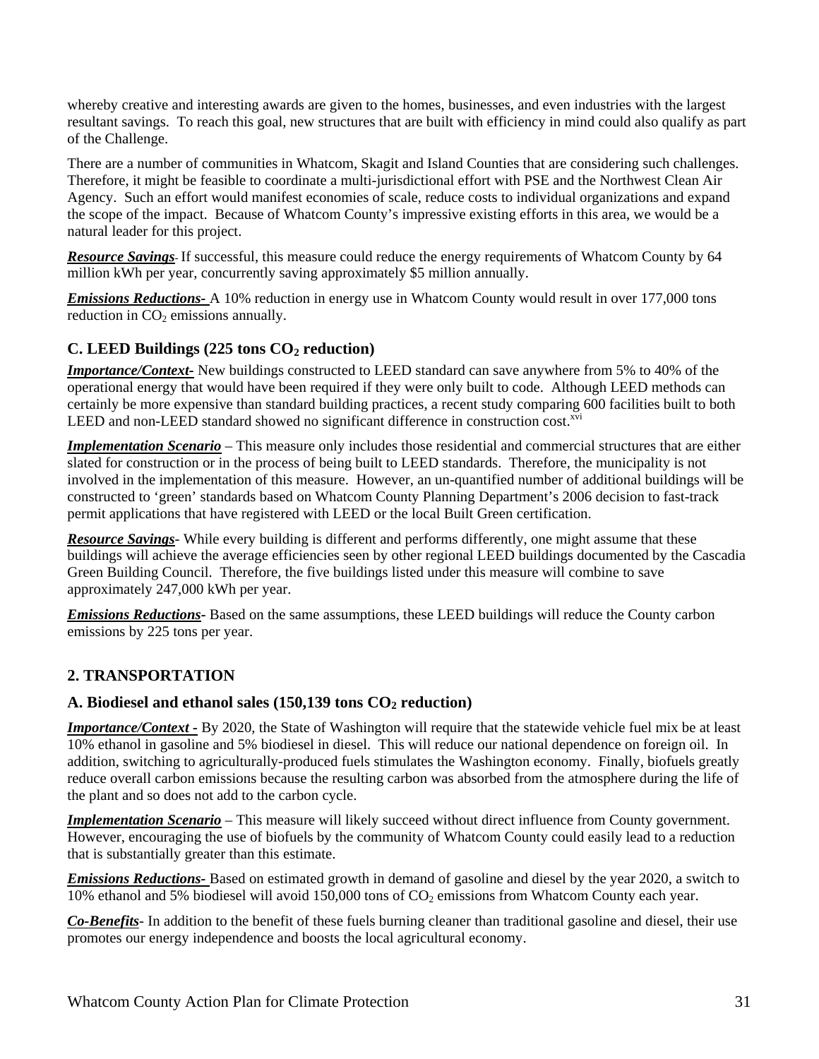whereby creative and interesting awards are given to the homes, businesses, and even industries with the largest resultant savings. To reach this goal, new structures that are built with efficiency in mind could also qualify as part of the Challenge.

There are a number of communities in Whatcom, Skagit and Island Counties that are considering such challenges. Therefore, it might be feasible to coordinate a multi-jurisdictional effort with PSE and the Northwest Clean Air Agency. Such an effort would manifest economies of scale, reduce costs to individual organizations and expand the scope of the impact. Because of Whatcom County's impressive existing efforts in this area, we would be a natural leader for this project.

***Resource Savings***- If successful, this measure could reduce the energy requirements of Whatcom County by 64 million kWh per year, concurrently saving approximately $5 million annually.

***Emissions Reductions-*** A 10% reduction in energy use in Whatcom County would result in over 177,000 tons reduction in $CO_2$ emissions annually.

### C. LEED Buildings (225 tons $CO_2$ reduction)

***Importance/Context-*** New buildings constructed to LEED standard can save anywhere from 5% to 40% of the operational energy that would have been required if they were only built to code. Although LEED methods can certainly be more expensive than standard building practices, a recent study comparing 600 facilities built to both LEED and non-LEED standard showed no significant difference in construction cost.[xvi]

***Implementation Scenario*** – This measure only includes those residential and commercial structures that are either slated for construction or in the process of being built to LEED standards. Therefore, the municipality is not involved in the implementation of this measure. However, an un-quantified number of additional buildings will be constructed to 'green' standards based on Whatcom County Planning Department's 2006 decision to fast-track permit applications that have registered with LEED or the local Built Green certification.

***Resource Savings***- While every building is different and performs differently, one might assume that these buildings will achieve the average efficiencies seen by other regional LEED buildings documented by the Cascadia Green Building Council. Therefore, the five buildings listed under this measure will combine to save approximately 247,000 kWh per year.

***Emissions Reductions***- Based on the same assumptions, these LEED buildings will reduce the County carbon emissions by 225 tons per year.

## 2. TRANSPORTATION

### A. Biodiesel and ethanol sales (150,139 tons $CO_2$ reduction)

***Importance/Context -*** By 2020, the State of Washington will require that the statewide vehicle fuel mix be at least 10% ethanol in gasoline and 5% biodiesel in diesel. This will reduce our national dependence on foreign oil. In addition, switching to agriculturally-produced fuels stimulates the Washington economy. Finally, biofuels greatly reduce overall carbon emissions because the resulting carbon was absorbed from the atmosphere during the life of the plant and so does not add to the carbon cycle.

***Implementation Scenario*** – This measure will likely succeed without direct influence from County government. However, encouraging the use of biofuels by the community of Whatcom County could easily lead to a reduction that is substantially greater than this estimate.

***Emissions Reductions-*** Based on estimated growth in demand of gasoline and diesel by the year 2020, a switch to 10% ethanol and 5% biodiesel will avoid 150,000 tons of $CO_2$ emissions from Whatcom County each year.

***Co-Benefits***- In addition to the benefit of these fuels burning cleaner than traditional gasoline and diesel, their use promotes our energy independence and boosts the local agricultural economy.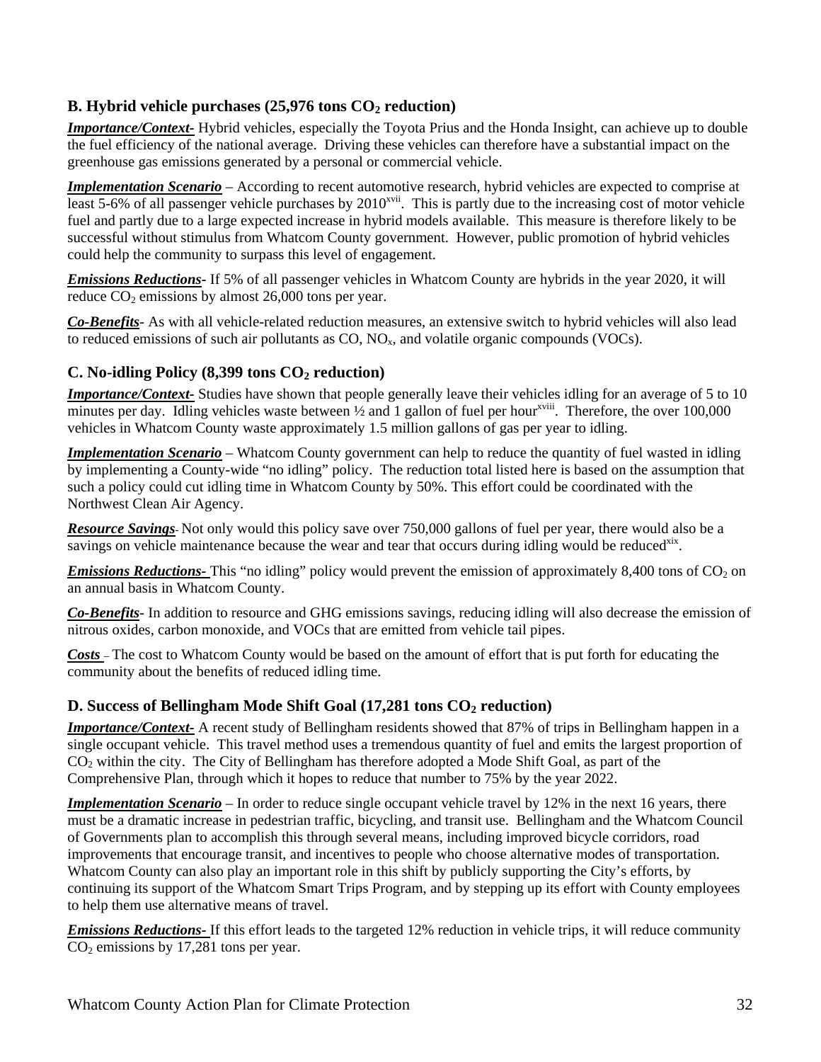### B. Hybrid vehicle purchases (25,976 tons $CO_2$ reduction)

***Importance/Context-*** Hybrid vehicles, especially the Toyota Prius and the Honda Insight, can achieve up to double the fuel efficiency of the national average. Driving these vehicles can therefore have a substantial impact on the greenhouse gas emissions generated by a personal or commercial vehicle.

***Implementation Scenario*** – According to recent automotive research, hybrid vehicles are expected to comprise at least 5-6% of all passenger vehicle purchases by 2010[xvii]. This is partly due to the increasing cost of motor vehicle fuel and partly due to a large expected increase in hybrid models available. This measure is therefore likely to be successful without stimulus from Whatcom County government. However, public promotion of hybrid vehicles could help the community to surpass this level of engagement.

***Emissions Reductions-*** If 5% of all passenger vehicles in Whatcom County are hybrids in the year 2020, it will reduce $CO_2$ emissions by almost 26,000 tons per year.

***Co-Benefits-*** As with all vehicle-related reduction measures, an extensive switch to hybrid vehicles will also lead to reduced emissions of such air pollutants as CO, $NO_x$, and volatile organic compounds (VOCs).

### C. No-idling Policy (8,399 tons $CO_2$ reduction)

***Importance/Context-*** Studies have shown that people generally leave their vehicles idling for an average of 5 to 10 minutes per day. Idling vehicles waste between ½ and 1 gallon of fuel per hour[xviii]. Therefore, the over 100,000 vehicles in Whatcom County waste approximately 1.5 million gallons of gas per year to idling.

***Implementation Scenario*** – Whatcom County government can help to reduce the quantity of fuel wasted in idling by implementing a County-wide "no idling" policy. The reduction total listed here is based on the assumption that such a policy could cut idling time in Whatcom County by 50%. This effort could be coordinated with the Northwest Clean Air Agency.

***Resource Savings-*** Not only would this policy save over 750,000 gallons of fuel per year, there would also be a savings on vehicle maintenance because the wear and tear that occurs during idling would be reduced[xix].

***Emissions Reductions-*** This "no idling" policy would prevent the emission of approximately 8,400 tons of $CO_2$ on an annual basis in Whatcom County.

***Co-Benefits-*** In addition to resource and GHG emissions savings, reducing idling will also decrease the emission of nitrous oxides, carbon monoxide, and VOCs that are emitted from vehicle tail pipes.

***Costs*** – The cost to Whatcom County would be based on the amount of effort that is put forth for educating the community about the benefits of reduced idling time.

### D. Success of Bellingham Mode Shift Goal (17,281 tons $CO_2$ reduction)

***Importance/Context-*** A recent study of Bellingham residents showed that 87% of trips in Bellingham happen in a single occupant vehicle. This travel method uses a tremendous quantity of fuel and emits the largest proportion of $CO_2$ within the city. The City of Bellingham has therefore adopted a Mode Shift Goal, as part of the Comprehensive Plan, through which it hopes to reduce that number to 75% by the year 2022.

***Implementation Scenario*** – In order to reduce single occupant vehicle travel by 12% in the next 16 years, there must be a dramatic increase in pedestrian traffic, bicycling, and transit use. Bellingham and the Whatcom Council of Governments plan to accomplish this through several means, including improved bicycle corridors, road improvements that encourage transit, and incentives to people who choose alternative modes of transportation. Whatcom County can also play an important role in this shift by publicly supporting the City's efforts, by continuing its support of the Whatcom Smart Trips Program, and by stepping up its effort with County employees to help them use alternative means of travel.

***Emissions Reductions-*** If this effort leads to the targeted 12% reduction in vehicle trips, it will reduce community $CO_2$ emissions by 17,281 tons per year.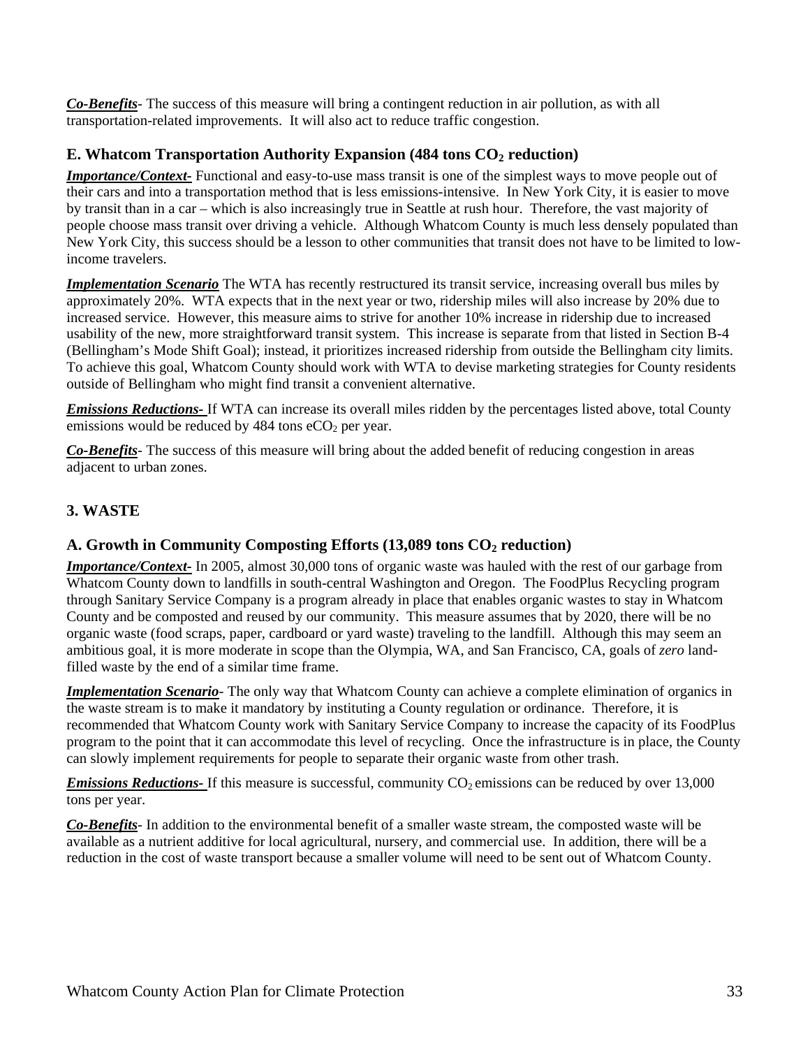***Co-Benefits***- The success of this measure will bring a contingent reduction in air pollution, as with all transportation-related improvements. It will also act to reduce traffic congestion.

### E. Whatcom Transportation Authority Expansion (484 tons $CO_2$ reduction)

***Importance/Context-*** Functional and easy-to-use mass transit is one of the simplest ways to move people out of their cars and into a transportation method that is less emissions-intensive. In New York City, it is easier to move by transit than in a car – which is also increasingly true in Seattle at rush hour. Therefore, the vast majority of people choose mass transit over driving a vehicle. Although Whatcom County is much less densely populated than New York City, this success should be a lesson to other communities that transit does not have to be limited to low-income travelers.

***Implementation Scenario*** The WTA has recently restructured its transit service, increasing overall bus miles by approximately 20%. WTA expects that in the next year or two, ridership miles will also increase by 20% due to increased service. However, this measure aims to strive for another 10% increase in ridership due to increased usability of the new, more straightforward transit system. This increase is separate from that listed in Section B-4 (Bellingham's Mode Shift Goal); instead, it prioritizes increased ridership from outside the Bellingham city limits. To achieve this goal, Whatcom County should work with WTA to devise marketing strategies for County residents outside of Bellingham who might find transit a convenient alternative.

***Emissions Reductions-*** If WTA can increase its overall miles ridden by the percentages listed above, total County emissions would be reduced by 484 tons $eCO_2$ per year.

***Co-Benefits***- The success of this measure will bring about the added benefit of reducing congestion in areas adjacent to urban zones.

## 3. WASTE

### A. Growth in Community Composting Efforts (13,089 tons $CO_2$ reduction)

***Importance/Context-*** In 2005, almost 30,000 tons of organic waste was hauled with the rest of our garbage from Whatcom County down to landfills in south-central Washington and Oregon. The FoodPlus Recycling program through Sanitary Service Company is a program already in place that enables organic wastes to stay in Whatcom County and be composted and reused by our community. This measure assumes that by 2020, there will be no organic waste (food scraps, paper, cardboard or yard waste) traveling to the landfill. Although this may seem an ambitious goal, it is more moderate in scope than the Olympia, WA, and San Francisco, CA, goals of *zero* land-filled waste by the end of a similar time frame.

***Implementation Scenario***- The only way that Whatcom County can achieve a complete elimination of organics in the waste stream is to make it mandatory by instituting a County regulation or ordinance. Therefore, it is recommended that Whatcom County work with Sanitary Service Company to increase the capacity of its FoodPlus program to the point that it can accommodate this level of recycling. Once the infrastructure is in place, the County can slowly implement requirements for people to separate their organic waste from other trash.

***Emissions Reductions-*** If this measure is successful, community $CO_2$ emissions can be reduced by over 13,000 tons per year.

***Co-Benefits***- In addition to the environmental benefit of a smaller waste stream, the composted waste will be available as a nutrient additive for local agricultural, nursery, and commercial use. In addition, there will be a reduction in the cost of waste transport because a smaller volume will need to be sent out of Whatcom County.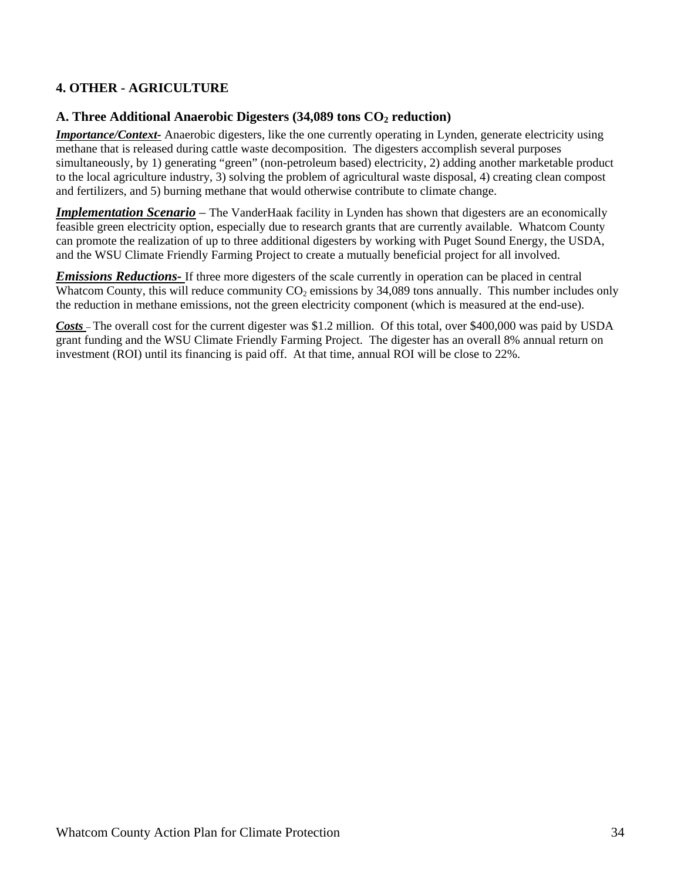## 4. OTHER - AGRICULTURE

### A. Three Additional Anaerobic Digesters (34,089 tons $CO_2$ reduction)

***Importance/Context-*** Anaerobic digesters, like the one currently operating in Lynden, generate electricity using methane that is released during cattle waste decomposition. The digesters accomplish several purposes simultaneously, by 1) generating "green" (non-petroleum based) electricity, 2) adding another marketable product to the local agriculture industry, 3) solving the problem of agricultural waste disposal, 4) creating clean compost and fertilizers, and 5) burning methane that would otherwise contribute to climate change.

***Implementation Scenario*** – The VanderHaak facility in Lynden has shown that digesters are an economically feasible green electricity option, especially due to research grants that are currently available. Whatcom County can promote the realization of up to three additional digesters by working with Puget Sound Energy, the USDA, and the WSU Climate Friendly Farming Project to create a mutually beneficial project for all involved.

***Emissions Reductions-*** If three more digesters of the scale currently in operation can be placed in central Whatcom County, this will reduce community $CO_2$ emissions by 34,089 tons annually. This number includes only the reduction in methane emissions, not the green electricity component (which is measured at the end-use).

***Costs*** – The overall cost for the current digester was $1.2 million. Of this total, over $400,000 was paid by USDA grant funding and the WSU Climate Friendly Farming Project. The digester has an overall 8% annual return on investment (ROI) until its financing is paid off. At that time, annual ROI will be close to 22%.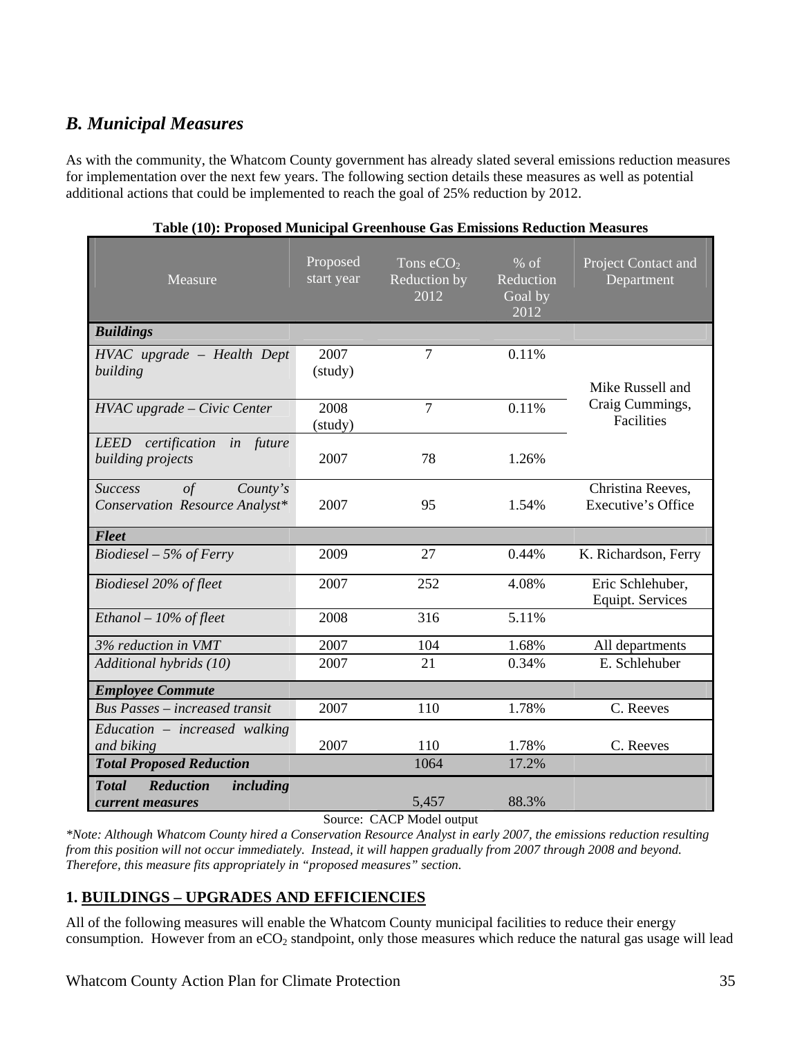## *B. Municipal Measures*

As with the community, the Whatcom County government has already slated several emissions reduction measures for implementation over the next few years. The following section details these measures as well as potential additional actions that could be implemented to reach the goal of 25% reduction by 2012.

**Table (10): Proposed Municipal Greenhouse Gas Emissions Reduction Measures**

| Measure | Proposed start year | Tons $eCO_2$ Reduction by 2012 | % of Reduction Goal by 2012 | Project Contact and Department |
|---|---|---|---|---|
| ***Buildings*** | | | | |
| *HVAC upgrade – Health Dept building* | 2007 (study) | 7 | 0.11% | Mike Russell and Craig Cummings, Facilities |
| *HVAC upgrade – Civic Center* | 2008 (study) | 7 | 0.11% | |
| *LEED certification in future building projects* | 2007 | 78 | 1.26% | |
| *Success of County's Conservation Resource Analyst** | 2007 | 95 | 1.54% | Christina Reeves, Executive's Office |
| ***Fleet*** | | | | |
| *Biodiesel – 5% of Ferry* | 2009 | 27 | 0.44% | K. Richardson, Ferry |
| *Biodiesel 20% of fleet* | 2007 | 252 | 4.08% | Eric Schlehuber, Equipt. Services |
| *Ethanol – 10% of fleet* | 2008 | 316 | 5.11% | |
| *3% reduction in VMT* | 2007 | 104 | 1.68% | All departments |
| *Additional hybrids (10)* | 2007 | 21 | 0.34% | E. Schlehuber |
| ***Employee Commute*** | | | | |
| *Bus Passes – increased transit* | 2007 | 110 | 1.78% | C. Reeves |
| *Education – increased walking and biking* | 2007 | 110 | 1.78% | C. Reeves |
| ***Total Proposed Reduction*** | | 1064 | 17.2% | |
| ***Total Reduction including current measures*** | | 5,457 | 88.3% | |

Source: CACP Model output

*\*Note: Although Whatcom County hired a Conservation Resource Analyst in early 2007, the emissions reduction resulting from this position will not occur immediately. Instead, it will happen gradually from 2007 through 2008 and beyond. Therefore, this measure fits appropriately in "proposed measures" section.*

### 1. BUILDINGS – UPGRADES AND EFFICIENCIES

All of the following measures will enable the Whatcom County municipal facilities to reduce their energy consumption. However from an $eCO_2$ standpoint, only those measures which reduce the natural gas usage will lead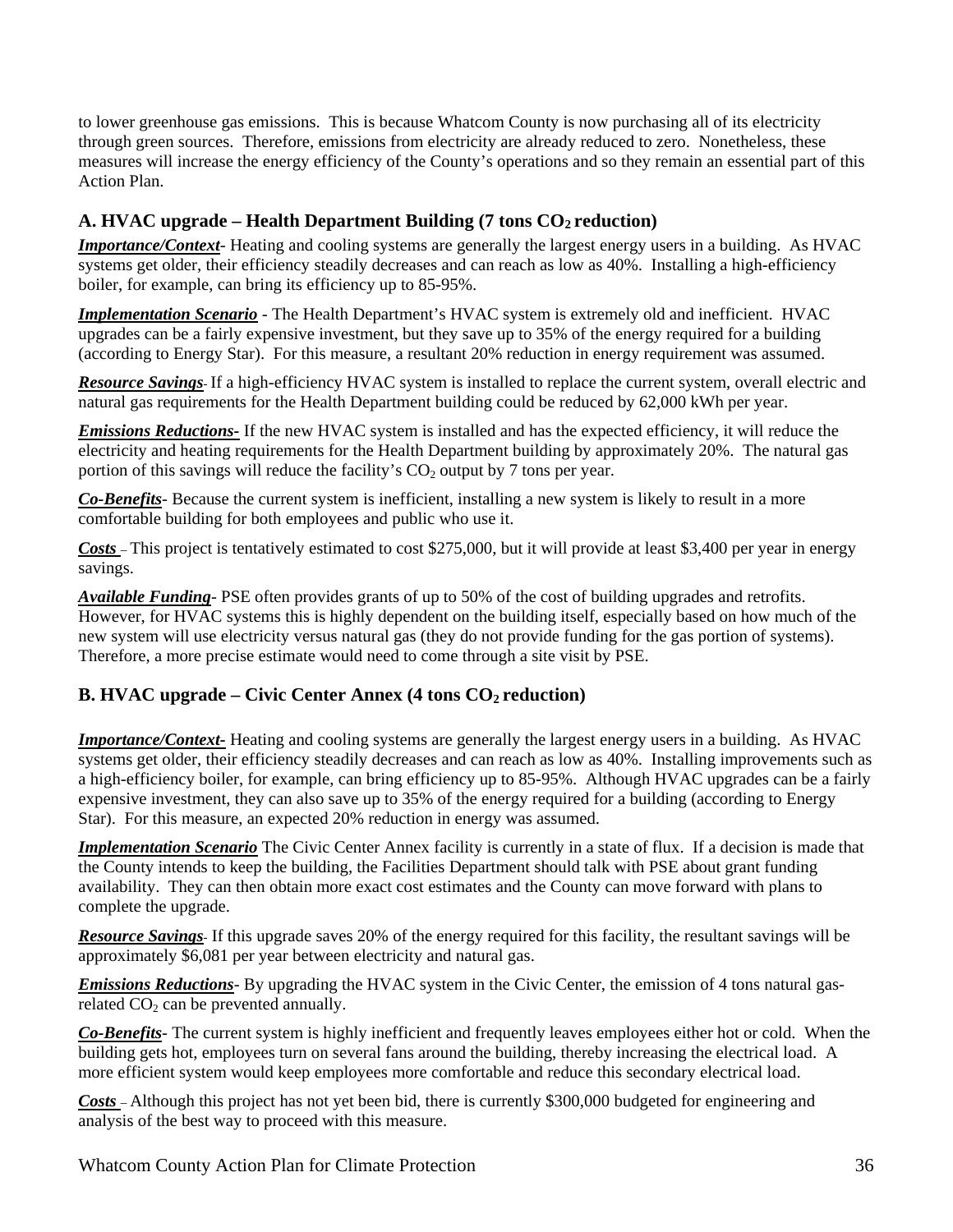to lower greenhouse gas emissions. This is because Whatcom County is now purchasing all of its electricity through green sources. Therefore, emissions from electricity are already reduced to zero. Nonetheless, these measures will increase the energy efficiency of the County's operations and so they remain an essential part of this Action Plan.

### A. HVAC upgrade – Health Department Building (7 tons $CO_2$ reduction)

***Importance/Context***- Heating and cooling systems are generally the largest energy users in a building. As HVAC systems get older, their efficiency steadily decreases and can reach as low as 40%. Installing a high-efficiency boiler, for example, can bring its efficiency up to 85-95%.

***Implementation Scenario*** - The Health Department's HVAC system is extremely old and inefficient. HVAC upgrades can be a fairly expensive investment, but they save up to 35% of the energy required for a building (according to Energy Star). For this measure, a resultant 20% reduction in energy requirement was assumed.

***Resource Savings***- If a high-efficiency HVAC system is installed to replace the current system, overall electric and natural gas requirements for the Health Department building could be reduced by 62,000 kWh per year.

***Emissions Reductions-*** If the new HVAC system is installed and has the expected efficiency, it will reduce the electricity and heating requirements for the Health Department building by approximately 20%. The natural gas portion of this savings will reduce the facility's $CO_2$ output by 7 tons per year.

***Co-Benefits***- Because the current system is inefficient, installing a new system is likely to result in a more comfortable building for both employees and public who use it.

***Costs*** – This project is tentatively estimated to cost $275,000, but it will provide at least $3,400 per year in energy savings.

***Available Funding***- PSE often provides grants of up to 50% of the cost of building upgrades and retrofits. However, for HVAC systems this is highly dependent on the building itself, especially based on how much of the new system will use electricity versus natural gas (they do not provide funding for the gas portion of systems). Therefore, a more precise estimate would need to come through a site visit by PSE.

### B. HVAC upgrade – Civic Center Annex (4 tons $CO_2$ reduction)

***Importance/Context-*** Heating and cooling systems are generally the largest energy users in a building. As HVAC systems get older, their efficiency steadily decreases and can reach as low as 40%. Installing improvements such as a high-efficiency boiler, for example, can bring efficiency up to 85-95%. Although HVAC upgrades can be a fairly expensive investment, they can also save up to 35% of the energy required for a building (according to Energy Star). For this measure, an expected 20% reduction in energy was assumed.

***Implementation Scenario*** The Civic Center Annex facility is currently in a state of flux. If a decision is made that the County intends to keep the building, the Facilities Department should talk with PSE about grant funding availability. They can then obtain more exact cost estimates and the County can move forward with plans to complete the upgrade.

***Resource Savings***- If this upgrade saves 20% of the energy required for this facility, the resultant savings will be approximately $6,081 per year between electricity and natural gas.

***Emissions Reductions***- By upgrading the HVAC system in the Civic Center, the emission of 4 tons natural gas-related $CO_2$ can be prevented annually.

***Co-Benefits***- The current system is highly inefficient and frequently leaves employees either hot or cold. When the building gets hot, employees turn on several fans around the building, thereby increasing the electrical load. A more efficient system would keep employees more comfortable and reduce this secondary electrical load.

***Costs*** – Although this project has not yet been bid, there is currently $300,000 budgeted for engineering and analysis of the best way to proceed with this measure.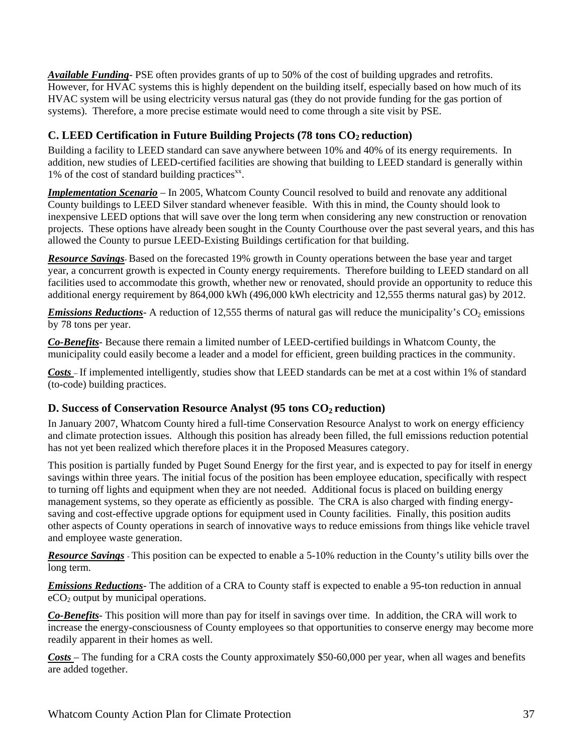***Available Funding***- PSE often provides grants of up to 50% of the cost of building upgrades and retrofits. However, for HVAC systems this is highly dependent on the building itself, especially based on how much of its HVAC system will be using electricity versus natural gas (they do not provide funding for the gas portion of systems). Therefore, a more precise estimate would need to come through a site visit by PSE.

### C. LEED Certification in Future Building Projects (78 tons $CO_2$ reduction)

Building a facility to LEED standard can save anywhere between 10% and 40% of its energy requirements. In addition, new studies of LEED-certified facilities are showing that building to LEED standard is generally within 1% of the cost of standard building practices[xx].

***Implementation Scenario*** – In 2005, Whatcom County Council resolved to build and renovate any additional County buildings to LEED Silver standard whenever feasible. With this in mind, the County should look to inexpensive LEED options that will save over the long term when considering any new construction or renovation projects. These options have already been sought in the County Courthouse over the past several years, and this has allowed the County to pursue LEED-Existing Buildings certification for that building.

***Resource Savings***- Based on the forecasted 19% growth in County operations between the base year and target year, a concurrent growth is expected in County energy requirements. Therefore building to LEED standard on all facilities used to accommodate this growth, whether new or renovated, should provide an opportunity to reduce this additional energy requirement by 864,000 kWh (496,000 kWh electricity and 12,555 therms natural gas) by 2012.

***Emissions Reductions***- A reduction of 12,555 therms of natural gas will reduce the municipality's $CO_2$ emissions by 78 tons per year.

***Co-Benefits***- Because there remain a limited number of LEED-certified buildings in Whatcom County, the municipality could easily become a leader and a model for efficient, green building practices in the community.

***Costs*** – If implemented intelligently, studies show that LEED standards can be met at a cost within 1% of standard (to-code) building practices.

### D. Success of Conservation Resource Analyst (95 tons $CO_2$ reduction)

In January 2007, Whatcom County hired a full-time Conservation Resource Analyst to work on energy efficiency and climate protection issues. Although this position has already been filled, the full emissions reduction potential has not yet been realized which therefore places it in the Proposed Measures category.

This position is partially funded by Puget Sound Energy for the first year, and is expected to pay for itself in energy savings within three years. The initial focus of the position has been employee education, specifically with respect to turning off lights and equipment when they are not needed. Additional focus is placed on building energy management systems, so they operate as efficiently as possible. The CRA is also charged with finding energy-saving and cost-effective upgrade options for equipment used in County facilities. Finally, this position audits other aspects of County operations in search of innovative ways to reduce emissions from things like vehicle travel and employee waste generation.

***Resource Savings*** - This position can be expected to enable a 5-10% reduction in the County's utility bills over the long term.

***Emissions Reductions***- The addition of a CRA to County staff is expected to enable a 95-ton reduction in annual $eCO_2$ output by municipal operations.

***Co-Benefits***- This position will more than pay for itself in savings over time. In addition, the CRA will work to increase the energy-consciousness of County employees so that opportunities to conserve energy may become more readily apparent in their homes as well.

***Costs*** – The funding for a CRA costs the County approximately $50-60,000 per year, when all wages and benefits are added together.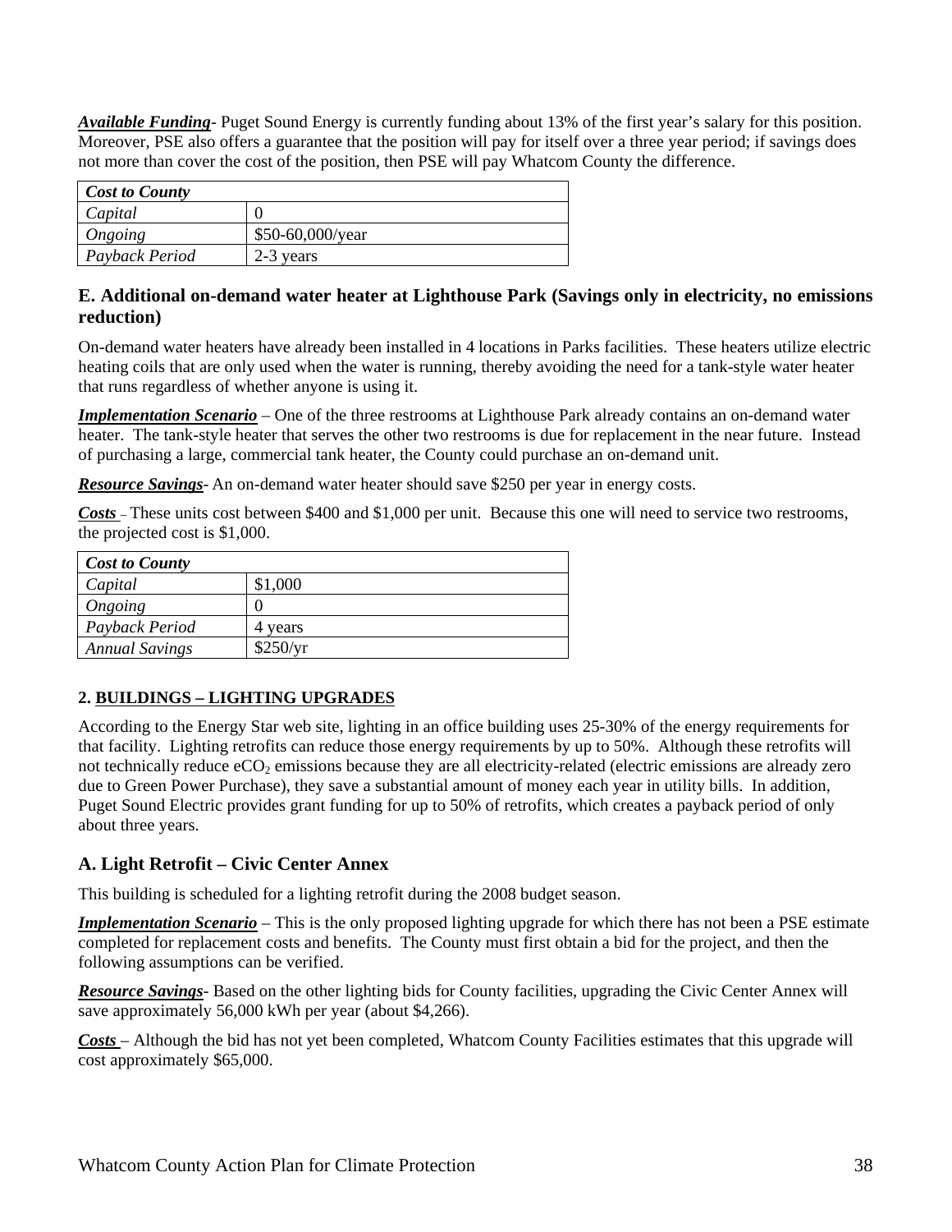***Available Funding***- Puget Sound Energy is currently funding about 13% of the first year's salary for this position. Moreover, PSE also offers a guarantee that the position will pay for itself over a three year period; if savings does not more than cover the cost of the position, then PSE will pay Whatcom County the difference.

| *Cost to County* | |
|---|---|
| *Capital* | 0 |
| *Ongoing* | \$50-60,000/year |
| *Payback Period* | 2-3 years |

### E. Additional on-demand water heater at Lighthouse Park (Savings only in electricity, no emissions reduction)

On-demand water heaters have already been installed in 4 locations in Parks facilities. These heaters utilize electric heating coils that are only used when the water is running, thereby avoiding the need for a tank-style water heater that runs regardless of whether anyone is using it.

***Implementation Scenario*** – One of the three restrooms at Lighthouse Park already contains an on-demand water heater. The tank-style heater that serves the other two restrooms is due for replacement in the near future. Instead of purchasing a large, commercial tank heater, the County could purchase an on-demand unit.

***Resource Savings***- An on-demand water heater should save \$250 per year in energy costs.

***Costs*** – These units cost between \$400 and \$1,000 per unit. Because this one will need to service two restrooms, the projected cost is \$1,000.

| *Cost to County* | |
|---|---|
| *Capital* | \$1,000 |
| *Ongoing* | 0 |
| *Payback Period* | 4 years |
| *Annual Savings* | \$250/yr |

#### 2. BUILDINGS – LIGHTING UPGRADES

According to the Energy Star web site, lighting in an office building uses 25-30% of the energy requirements for that facility. Lighting retrofits can reduce those energy requirements by up to 50%. Although these retrofits will not technically reduce $eCO_2$ emissions because they are all electricity-related (electric emissions are already zero due to Green Power Purchase), they save a substantial amount of money each year in utility bills. In addition, Puget Sound Electric provides grant funding for up to 50% of retrofits, which creates a payback period of only about three years.

### A. Light Retrofit – Civic Center Annex

This building is scheduled for a lighting retrofit during the 2008 budget season.

***Implementation Scenario*** – This is the only proposed lighting upgrade for which there has not been a PSE estimate completed for replacement costs and benefits. The County must first obtain a bid for the project, and then the following assumptions can be verified.

***Resource Savings***- Based on the other lighting bids for County facilities, upgrading the Civic Center Annex will save approximately 56,000 kWh per year (about \$4,266).

***Costs*** – Although the bid has not yet been completed, Whatcom County Facilities estimates that this upgrade will cost approximately \$65,000.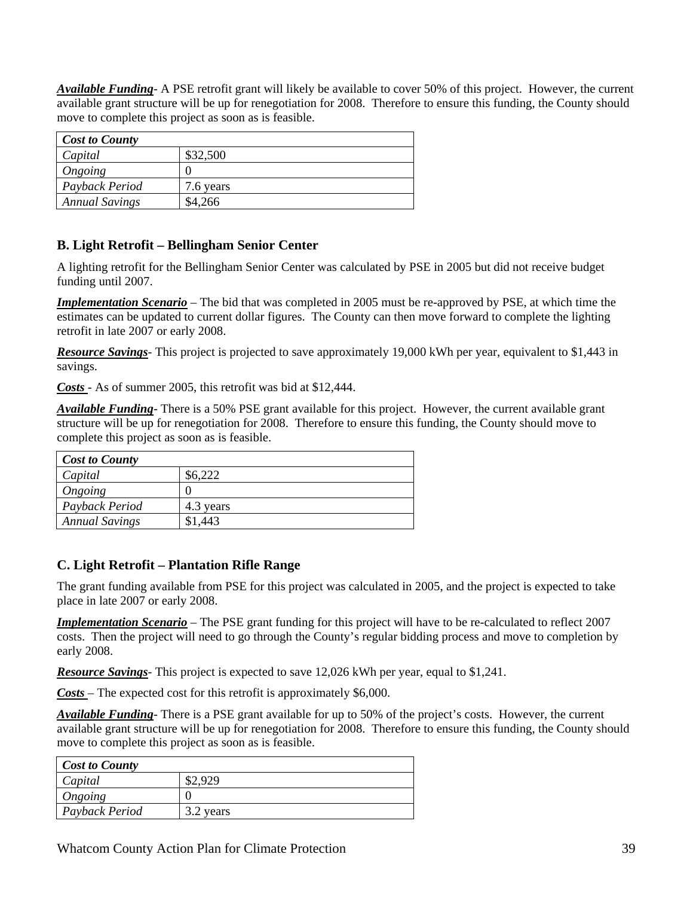***Available Funding***- A PSE retrofit grant will likely be available to cover 50% of this project. However, the current available grant structure will be up for renegotiation for 2008. Therefore to ensure this funding, the County should move to complete this project as soon as is feasible.

| ***Cost to County*** | |
|---|---|
| *Capital* | $32,500 |
| *Ongoing* | 0 |
| *Payback Period* | 7.6 years |
| *Annual Savings* | $4,266 |

### B. Light Retrofit – Bellingham Senior Center

A lighting retrofit for the Bellingham Senior Center was calculated by PSE in 2005 but did not receive budget funding until 2007.

***Implementation Scenario*** – The bid that was completed in 2005 must be re-approved by PSE, at which time the estimates can be updated to current dollar figures. The County can then move forward to complete the lighting retrofit in late 2007 or early 2008.

***Resource Savings***- This project is projected to save approximately 19,000 kWh per year, equivalent to $1,443 in savings.

***Costs*** - As of summer 2005, this retrofit was bid at $12,444.

***Available Funding***- There is a 50% PSE grant available for this project. However, the current available grant structure will be up for renegotiation for 2008. Therefore to ensure this funding, the County should move to complete this project as soon as is feasible.

| ***Cost to County*** | |
|---|---|
| *Capital* | $6,222 |
| *Ongoing* | 0 |
| *Payback Period* | 4.3 years |
| *Annual Savings* | $1,443 |

### C. Light Retrofit – Plantation Rifle Range

The grant funding available from PSE for this project was calculated in 2005, and the project is expected to take place in late 2007 or early 2008.

***Implementation Scenario*** – The PSE grant funding for this project will have to be re-calculated to reflect 2007 costs. Then the project will need to go through the County's regular bidding process and move to completion by early 2008.

***Resource Savings***- This project is expected to save 12,026 kWh per year, equal to $1,241.

***Costs*** – The expected cost for this retrofit is approximately $6,000.

***Available Funding***- There is a PSE grant available for up to 50% of the project's costs. However, the current available grant structure will be up for renegotiation for 2008. Therefore to ensure this funding, the County should move to complete this project as soon as is feasible.

| ***Cost to County*** | |
|---|---|
| *Capital* | $2,929 |
| *Ongoing* | 0 |
| *Payback Period* | 3.2 years |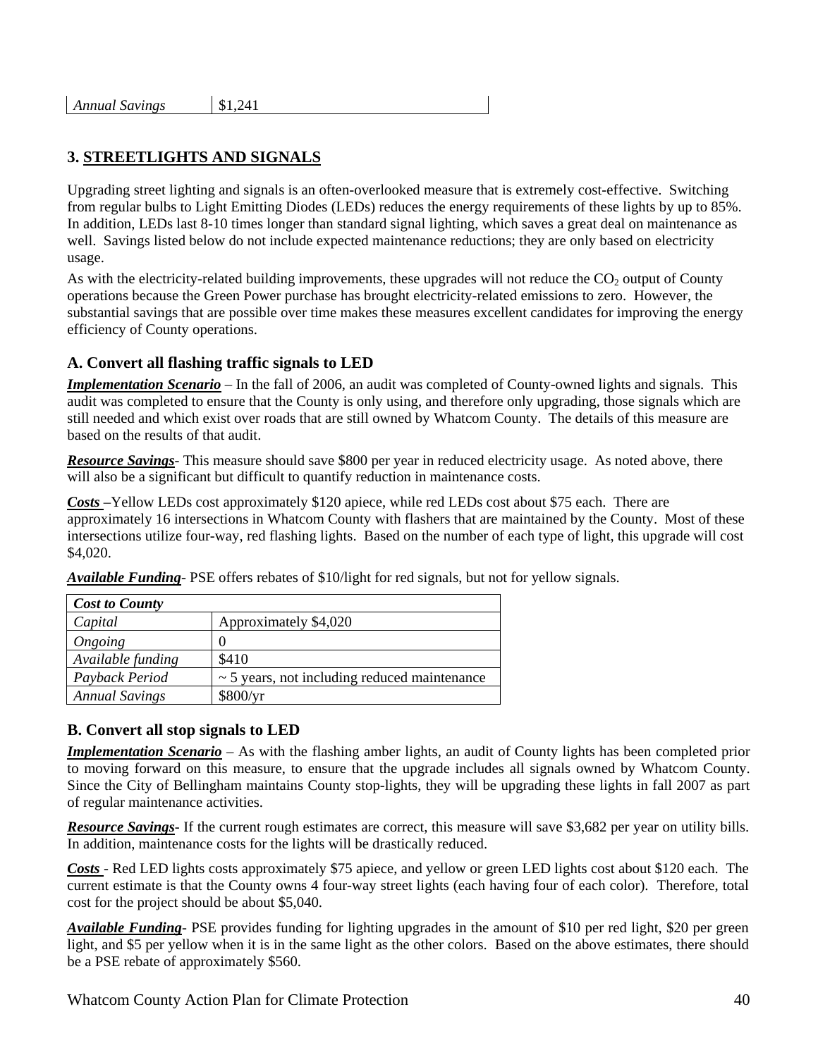| Annual Savings | $1,241 |
|---|---|

## 3. STREETLIGHTS AND SIGNALS

Upgrading street lighting and signals is an often-overlooked measure that is extremely cost-effective. Switching from regular bulbs to Light Emitting Diodes (LEDs) reduces the energy requirements of these lights by up to 85%. In addition, LEDs last 8-10 times longer than standard signal lighting, which saves a great deal on maintenance as well. Savings listed below do not include expected maintenance reductions; they are only based on electricity usage.

As with the electricity-related building improvements, these upgrades will not reduce the $CO_2$ output of County operations because the Green Power purchase has brought electricity-related emissions to zero. However, the substantial savings that are possible over time makes these measures excellent candidates for improving the energy efficiency of County operations.

### A. Convert all flashing traffic signals to LED

***Implementation Scenario*** – In the fall of 2006, an audit was completed of County-owned lights and signals. This audit was completed to ensure that the County is only using, and therefore only upgrading, those signals which are still needed and which exist over roads that are still owned by Whatcom County. The details of this measure are based on the results of that audit.

***Resource Savings***- This measure should save $800 per year in reduced electricity usage. As noted above, there will also be a significant but difficult to quantify reduction in maintenance costs.

***Costs*** –Yellow LEDs cost approximately $120 apiece, while red LEDs cost about $75 each. There are approximately 16 intersections in Whatcom County with flashers that are maintained by the County. Most of these intersections utilize four-way, red flashing lights. Based on the number of each type of light, this upgrade will cost $4,020.

***Available Funding***- PSE offers rebates of $10/light for red signals, but not for yellow signals.

| ***Cost to County*** | |
|---|---|
| *Capital* | Approximately $4,020 |
| *Ongoing* | 0 |
| *Available funding* | $410 |
| *Payback Period* | ~ 5 years, not including reduced maintenance |
| *Annual Savings* | $800/yr |

### B. Convert all stop signals to LED

***Implementation Scenario*** – As with the flashing amber lights, an audit of County lights has been completed prior to moving forward on this measure, to ensure that the upgrade includes all signals owned by Whatcom County. Since the City of Bellingham maintains County stop-lights, they will be upgrading these lights in fall 2007 as part of regular maintenance activities.

***Resource Savings***- If the current rough estimates are correct, this measure will save $3,682 per year on utility bills. In addition, maintenance costs for the lights will be drastically reduced.

***Costs*** - Red LED lights costs approximately $75 apiece, and yellow or green LED lights cost about $120 each. The current estimate is that the County owns 4 four-way street lights (each having four of each color). Therefore, total cost for the project should be about $5,040.

***Available Funding***- PSE provides funding for lighting upgrades in the amount of $10 per red light, $20 per green light, and $5 per yellow when it is in the same light as the other colors. Based on the above estimates, there should be a PSE rebate of approximately $560.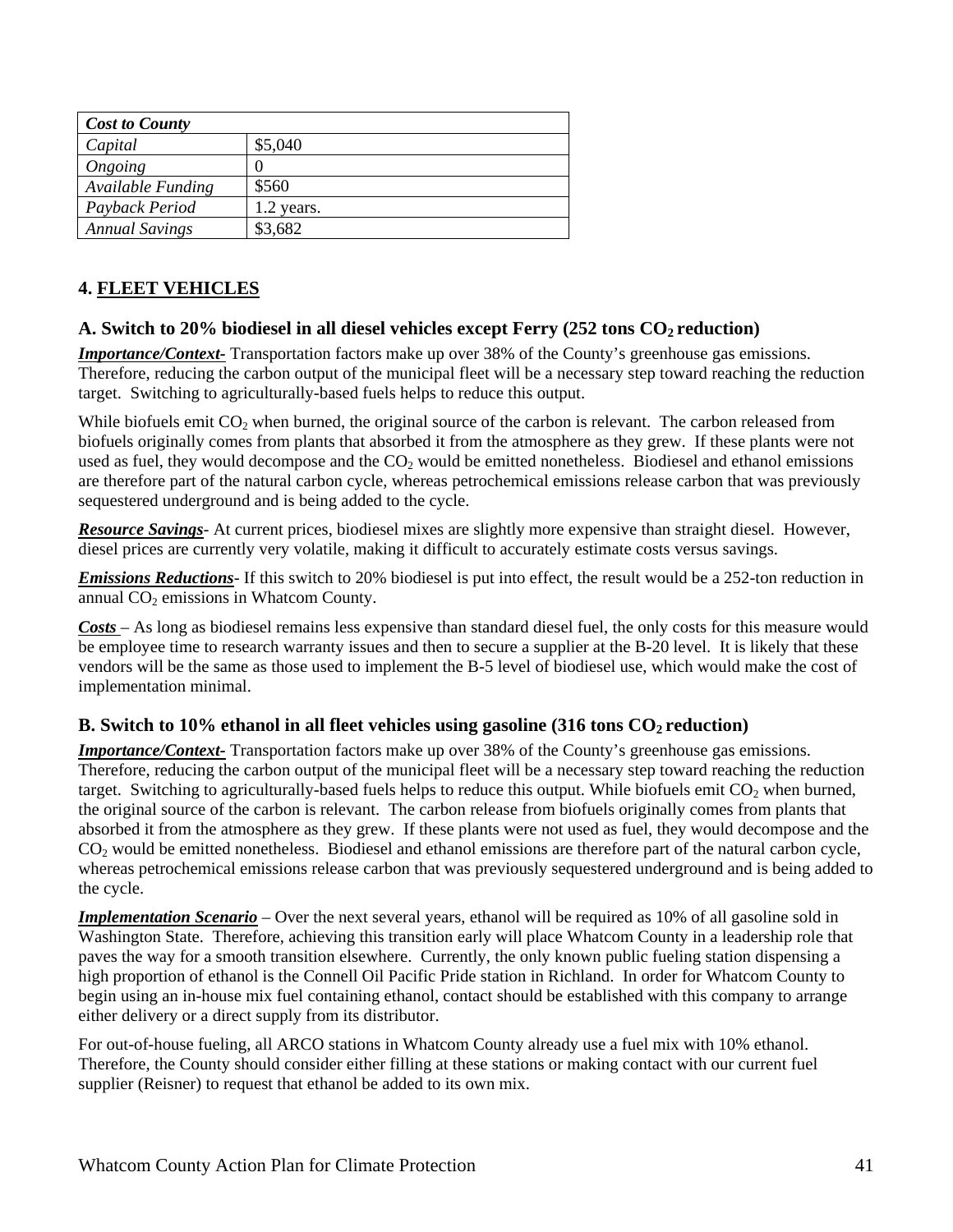| *Cost to County* | |
|---|---|
| *Capital* | $5,040 |
| *Ongoing* | 0 |
| *Available Funding* | $560 |
| *Payback Period* | 1.2 years. |
| *Annual Savings* | $3,682 |

## 4. FLEET VEHICLES

### A. Switch to 20% biodiesel in all diesel vehicles except Ferry (252 tons $CO_2$ reduction)

***Importance/Context-*** Transportation factors make up over 38% of the County's greenhouse gas emissions. Therefore, reducing the carbon output of the municipal fleet will be a necessary step toward reaching the reduction target. Switching to agriculturally-based fuels helps to reduce this output.

While biofuels emit $CO_2$ when burned, the original source of the carbon is relevant. The carbon released from biofuels originally comes from plants that absorbed it from the atmosphere as they grew. If these plants were not used as fuel, they would decompose and the $CO_2$ would be emitted nonetheless. Biodiesel and ethanol emissions are therefore part of the natural carbon cycle, whereas petrochemical emissions release carbon that was previously sequestered underground and is being added to the cycle.

***Resource Savings***- At current prices, biodiesel mixes are slightly more expensive than straight diesel. However, diesel prices are currently very volatile, making it difficult to accurately estimate costs versus savings.

***Emissions Reductions***- If this switch to 20% biodiesel is put into effect, the result would be a 252-ton reduction in annual $CO_2$ emissions in Whatcom County.

***Costs*** – As long as biodiesel remains less expensive than standard diesel fuel, the only costs for this measure would be employee time to research warranty issues and then to secure a supplier at the B-20 level. It is likely that these vendors will be the same as those used to implement the B-5 level of biodiesel use, which would make the cost of implementation minimal.

### B. Switch to 10% ethanol in all fleet vehicles using gasoline (316 tons $CO_2$ reduction)

***Importance/Context-*** Transportation factors make up over 38% of the County's greenhouse gas emissions. Therefore, reducing the carbon output of the municipal fleet will be a necessary step toward reaching the reduction target. Switching to agriculturally-based fuels helps to reduce this output. While biofuels emit $CO_2$ when burned, the original source of the carbon is relevant. The carbon release from biofuels originally comes from plants that absorbed it from the atmosphere as they grew. If these plants were not used as fuel, they would decompose and the $CO_2$ would be emitted nonetheless. Biodiesel and ethanol emissions are therefore part of the natural carbon cycle, whereas petrochemical emissions release carbon that was previously sequestered underground and is being added to the cycle.

***Implementation Scenario*** – Over the next several years, ethanol will be required as 10% of all gasoline sold in Washington State. Therefore, achieving this transition early will place Whatcom County in a leadership role that paves the way for a smooth transition elsewhere. Currently, the only known public fueling station dispensing a high proportion of ethanol is the Connell Oil Pacific Pride station in Richland. In order for Whatcom County to begin using an in-house mix fuel containing ethanol, contact should be established with this company to arrange either delivery or a direct supply from its distributor.

For out-of-house fueling, all ARCO stations in Whatcom County already use a fuel mix with 10% ethanol. Therefore, the County should consider either filling at these stations or making contact with our current fuel supplier (Reisner) to request that ethanol be added to its own mix.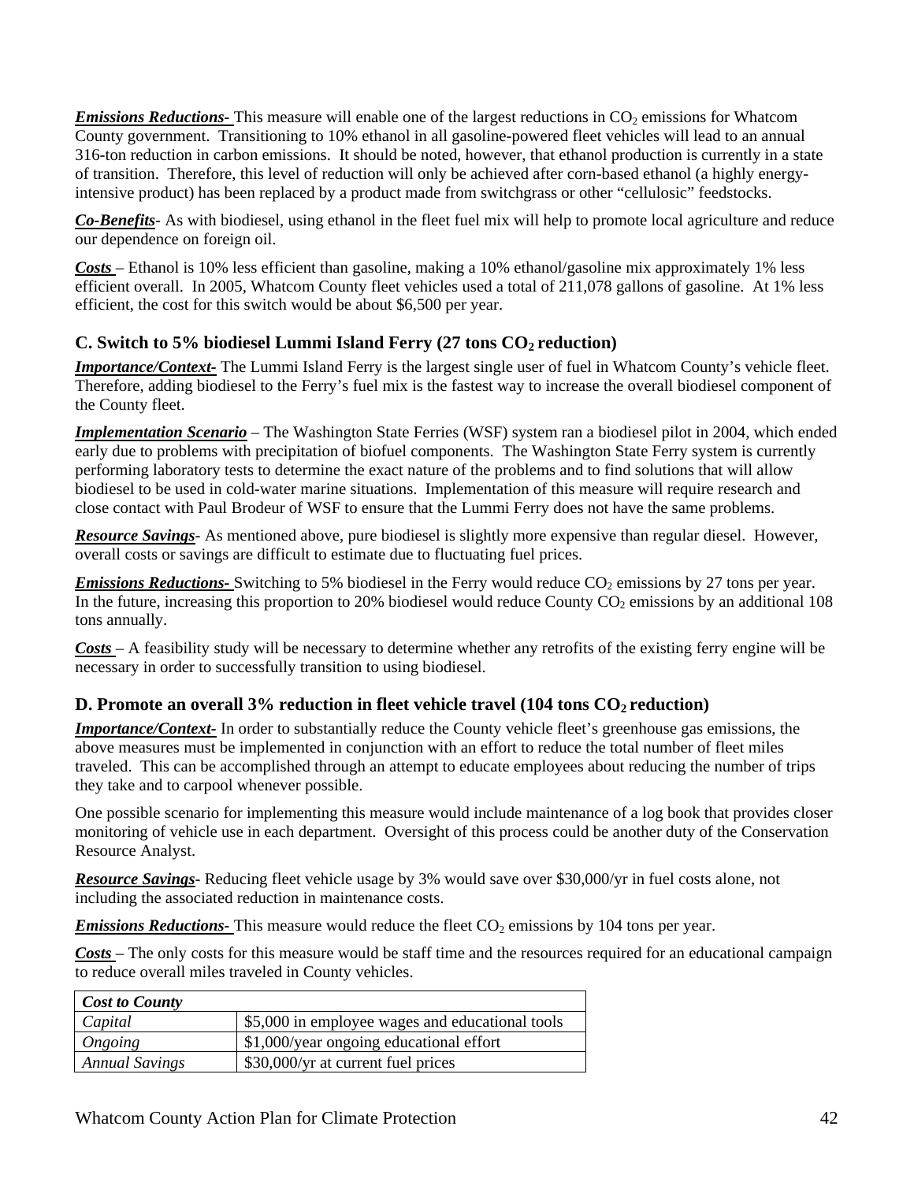***Emissions Reductions-*** This measure will enable one of the largest reductions in $CO_2$ emissions for Whatcom County government. Transitioning to 10% ethanol in all gasoline-powered fleet vehicles will lead to an annual 316-ton reduction in carbon emissions. It should be noted, however, that ethanol production is currently in a state of transition. Therefore, this level of reduction will only be achieved after corn-based ethanol (a highly energy-intensive product) has been replaced by a product made from switchgrass or other "cellulosic" feedstocks.

***Co-Benefits***- As with biodiesel, using ethanol in the fleet fuel mix will help to promote local agriculture and reduce our dependence on foreign oil.

***Costs*** – Ethanol is 10% less efficient than gasoline, making a 10% ethanol/gasoline mix approximately 1% less efficient overall. In 2005, Whatcom County fleet vehicles used a total of 211,078 gallons of gasoline. At 1% less efficient, the cost for this switch would be about $6,500 per year.

### C. Switch to 5% biodiesel Lummi Island Ferry (27 tons $CO_2$ reduction)

***Importance/Context-*** The Lummi Island Ferry is the largest single user of fuel in Whatcom County's vehicle fleet. Therefore, adding biodiesel to the Ferry's fuel mix is the fastest way to increase the overall biodiesel component of the County fleet.

***Implementation Scenario*** – The Washington State Ferries (WSF) system ran a biodiesel pilot in 2004, which ended early due to problems with precipitation of biofuel components. The Washington State Ferry system is currently performing laboratory tests to determine the exact nature of the problems and to find solutions that will allow biodiesel to be used in cold-water marine situations. Implementation of this measure will require research and close contact with Paul Brodeur of WSF to ensure that the Lummi Ferry does not have the same problems.

***Resource Savings***- As mentioned above, pure biodiesel is slightly more expensive than regular diesel. However, overall costs or savings are difficult to estimate due to fluctuating fuel prices.

***Emissions Reductions-*** Switching to 5% biodiesel in the Ferry would reduce $CO_2$ emissions by 27 tons per year. In the future, increasing this proportion to 20% biodiesel would reduce County $CO_2$ emissions by an additional 108 tons annually.

***Costs*** – A feasibility study will be necessary to determine whether any retrofits of the existing ferry engine will be necessary in order to successfully transition to using biodiesel.

### D. Promote an overall 3% reduction in fleet vehicle travel (104 tons $CO_2$ reduction)

***Importance/Context-*** In order to substantially reduce the County vehicle fleet's greenhouse gas emissions, the above measures must be implemented in conjunction with an effort to reduce the total number of fleet miles traveled. This can be accomplished through an attempt to educate employees about reducing the number of trips they take and to carpool whenever possible.

One possible scenario for implementing this measure would include maintenance of a log book that provides closer monitoring of vehicle use in each department. Oversight of this process could be another duty of the Conservation Resource Analyst.

***Resource Savings***- Reducing fleet vehicle usage by 3% would save over $30,000/yr in fuel costs alone, not including the associated reduction in maintenance costs.

***Emissions Reductions-*** This measure would reduce the fleet $CO_2$ emissions by 104 tons per year.

***Costs*** – The only costs for this measure would be staff time and the resources required for an educational campaign to reduce overall miles traveled in County vehicles.

| ***Cost to County*** | |
|---|---|
| *Capital* | $5,000 in employee wages and educational tools |
| *Ongoing* | $1,000/year ongoing educational effort |
| *Annual Savings* | $30,000/yr at current fuel prices |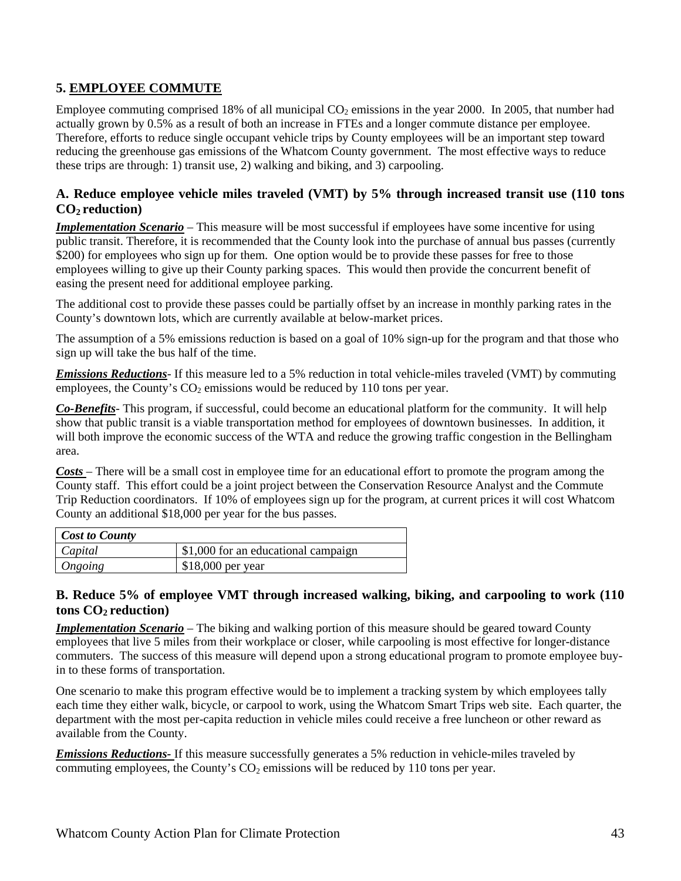## 5. EMPLOYEE COMMUTE

Employee commuting comprised 18% of all municipal $CO_2$ emissions in the year 2000. In 2005, that number had actually grown by 0.5% as a result of both an increase in FTEs and a longer commute distance per employee. Therefore, efforts to reduce single occupant vehicle trips by County employees will be an important step toward reducing the greenhouse gas emissions of the Whatcom County government. The most effective ways to reduce these trips are through: 1) transit use, 2) walking and biking, and 3) carpooling.

### A. Reduce employee vehicle miles traveled (VMT) by 5% through increased transit use (110 tons $CO_2$ reduction)

***Implementation Scenario*** – This measure will be most successful if employees have some incentive for using public transit. Therefore, it is recommended that the County look into the purchase of annual bus passes (currently $200) for employees who sign up for them. One option would be to provide these passes for free to those employees willing to give up their County parking spaces. This would then provide the concurrent benefit of easing the present need for additional employee parking.

The additional cost to provide these passes could be partially offset by an increase in monthly parking rates in the County's downtown lots, which are currently available at below-market prices.

The assumption of a 5% emissions reduction is based on a goal of 10% sign-up for the program and that those who sign up will take the bus half of the time.

***Emissions Reductions***- If this measure led to a 5% reduction in total vehicle-miles traveled (VMT) by commuting employees, the County's $CO_2$ emissions would be reduced by 110 tons per year.

***Co-Benefits***- This program, if successful, could become an educational platform for the community. It will help show that public transit is a viable transportation method for employees of downtown businesses. In addition, it will both improve the economic success of the WTA and reduce the growing traffic congestion in the Bellingham area.

***Costs*** – There will be a small cost in employee time for an educational effort to promote the program among the County staff. This effort could be a joint project between the Conservation Resource Analyst and the Commute Trip Reduction coordinators. If 10% of employees sign up for the program, at current prices it will cost Whatcom County an additional $18,000 per year for the bus passes.

| ***Cost to County*** | |
|---|---|
| *Capital* | $1,000 for an educational campaign |
| *Ongoing* | $18,000 per year |

### B. Reduce 5% of employee VMT through increased walking, biking, and carpooling to work (110 tons $CO_2$ reduction)

***Implementation Scenario*** – The biking and walking portion of this measure should be geared toward County employees that live 5 miles from their workplace or closer, while carpooling is most effective for longer-distance commuters. The success of this measure will depend upon a strong educational program to promote employee buy-in to these forms of transportation.

One scenario to make this program effective would be to implement a tracking system by which employees tally each time they either walk, bicycle, or carpool to work, using the Whatcom Smart Trips web site. Each quarter, the department with the most per-capita reduction in vehicle miles could receive a free luncheon or other reward as available from the County.

***Emissions Reductions-*** If this measure successfully generates a 5% reduction in vehicle-miles traveled by commuting employees, the County's $CO_2$ emissions will be reduced by 110 tons per year.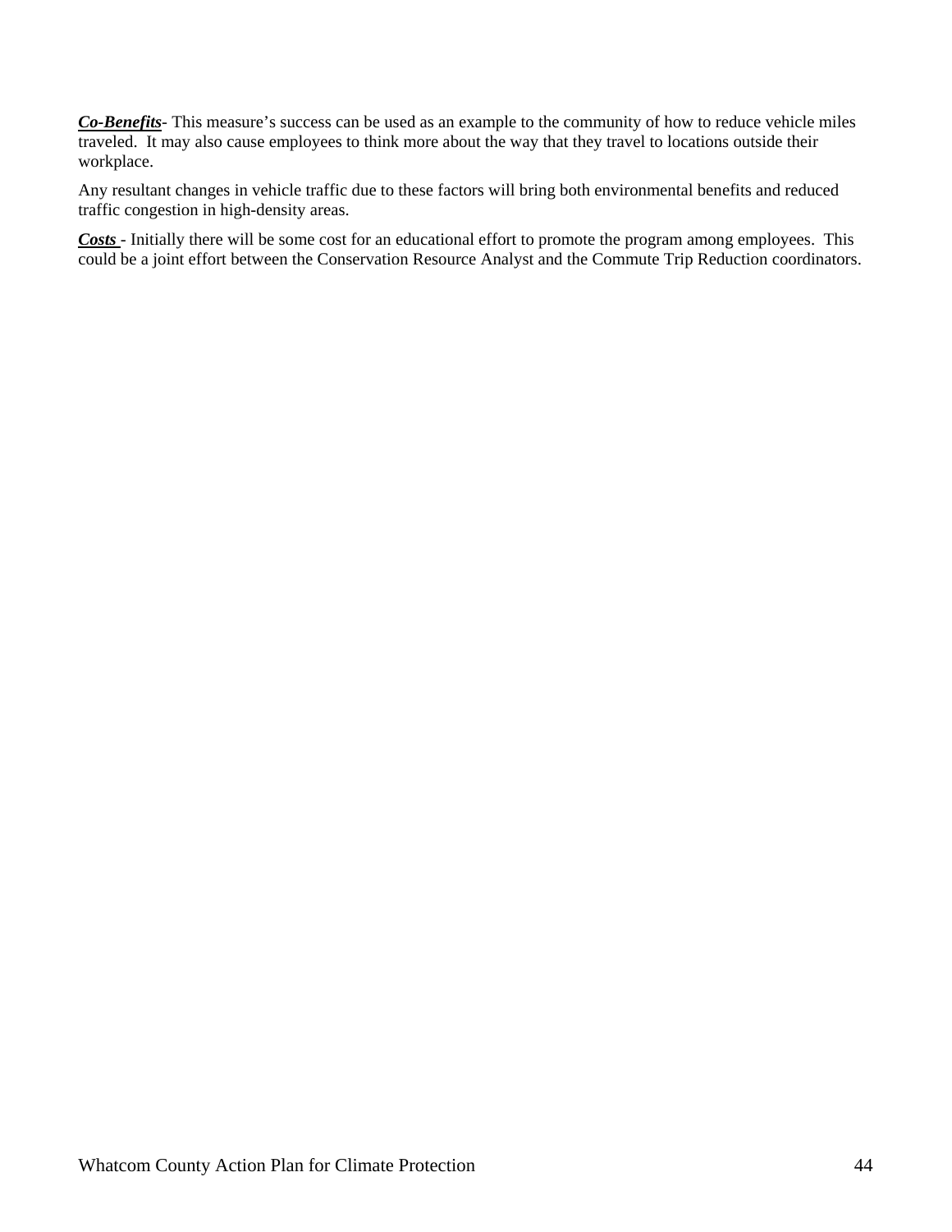***Co-Benefits***- This measure's success can be used as an example to the community of how to reduce vehicle miles traveled. It may also cause employees to think more about the way that they travel to locations outside their workplace.

Any resultant changes in vehicle traffic due to these factors will bring both environmental benefits and reduced traffic congestion in high-density areas.

***Costs*** - Initially there will be some cost for an educational effort to promote the program among employees. This could be a joint effort between the Conservation Resource Analyst and the Commute Trip Reduction coordinators.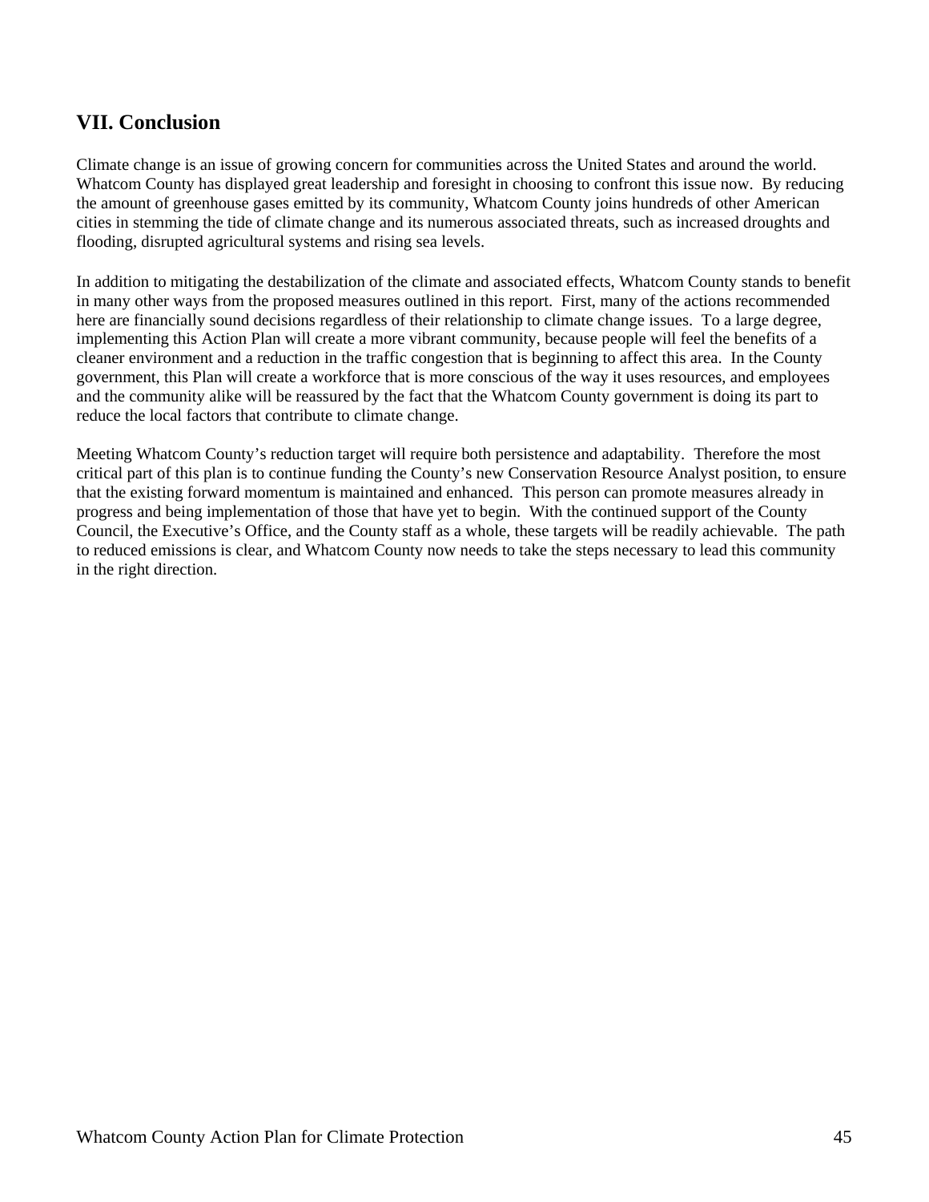## VII. Conclusion

Climate change is an issue of growing concern for communities across the United States and around the world. Whatcom County has displayed great leadership and foresight in choosing to confront this issue now. By reducing the amount of greenhouse gases emitted by its community, Whatcom County joins hundreds of other American cities in stemming the tide of climate change and its numerous associated threats, such as increased droughts and flooding, disrupted agricultural systems and rising sea levels.

In addition to mitigating the destabilization of the climate and associated effects, Whatcom County stands to benefit in many other ways from the proposed measures outlined in this report. First, many of the actions recommended here are financially sound decisions regardless of their relationship to climate change issues. To a large degree, implementing this Action Plan will create a more vibrant community, because people will feel the benefits of a cleaner environment and a reduction in the traffic congestion that is beginning to affect this area. In the County government, this Plan will create a workforce that is more conscious of the way it uses resources, and employees and the community alike will be reassured by the fact that the Whatcom County government is doing its part to reduce the local factors that contribute to climate change.

Meeting Whatcom County's reduction target will require both persistence and adaptability. Therefore the most critical part of this plan is to continue funding the County's new Conservation Resource Analyst position, to ensure that the existing forward momentum is maintained and enhanced. This person can promote measures already in progress and being implementation of those that have yet to begin. With the continued support of the County Council, the Executive's Office, and the County staff as a whole, these targets will be readily achievable. The path to reduced emissions is clear, and Whatcom County now needs to take the steps necessary to lead this community in the right direction.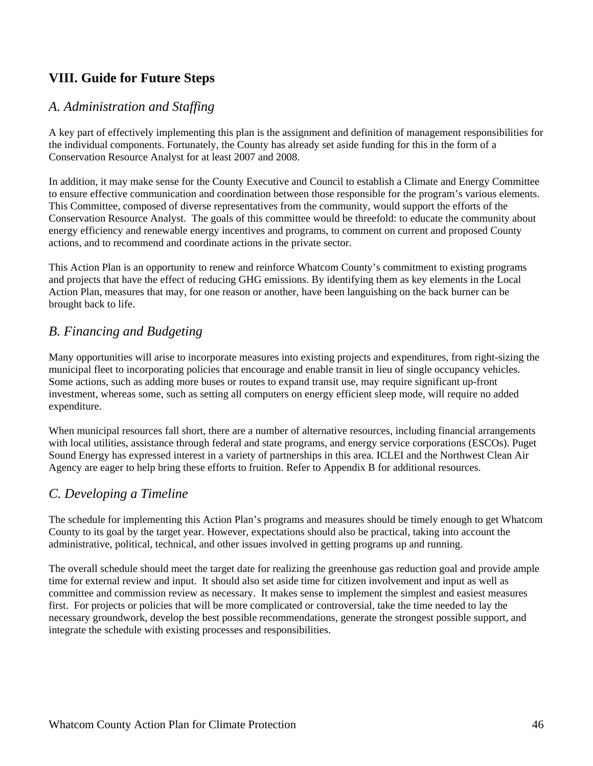## VIII. Guide for Future Steps

### *A. Administration and Staffing*

A key part of effectively implementing this plan is the assignment and definition of management responsibilities for the individual components. Fortunately, the County has already set aside funding for this in the form of a Conservation Resource Analyst for at least 2007 and 2008.

In addition, it may make sense for the County Executive and Council to establish a Climate and Energy Committee to ensure effective communication and coordination between those responsible for the program's various elements. This Committee, composed of diverse representatives from the community, would support the efforts of the Conservation Resource Analyst. The goals of this committee would be threefold: to educate the community about energy efficiency and renewable energy incentives and programs, to comment on current and proposed County actions, and to recommend and coordinate actions in the private sector.

This Action Plan is an opportunity to renew and reinforce Whatcom County's commitment to existing programs and projects that have the effect of reducing GHG emissions. By identifying them as key elements in the Local Action Plan, measures that may, for one reason or another, have been languishing on the back burner can be brought back to life.

### *B. Financing and Budgeting*

Many opportunities will arise to incorporate measures into existing projects and expenditures, from right-sizing the municipal fleet to incorporating policies that encourage and enable transit in lieu of single occupancy vehicles. Some actions, such as adding more buses or routes to expand transit use, may require significant up-front investment, whereas some, such as setting all computers on energy efficient sleep mode, will require no added expenditure.

When municipal resources fall short, there are a number of alternative resources, including financial arrangements with local utilities, assistance through federal and state programs, and energy service corporations (ESCOs). Puget Sound Energy has expressed interest in a variety of partnerships in this area. ICLEI and the Northwest Clean Air Agency are eager to help bring these efforts to fruition. Refer to Appendix B for additional resources.

### *C. Developing a Timeline*

The schedule for implementing this Action Plan's programs and measures should be timely enough to get Whatcom County to its goal by the target year. However, expectations should also be practical, taking into account the administrative, political, technical, and other issues involved in getting programs up and running.

The overall schedule should meet the target date for realizing the greenhouse gas reduction goal and provide ample time for external review and input. It should also set aside time for citizen involvement and input as well as committee and commission review as necessary. It makes sense to implement the simplest and easiest measures first. For projects or policies that will be more complicated or controversial, take the time needed to lay the necessary groundwork, develop the best possible recommendations, generate the strongest possible support, and integrate the schedule with existing processes and responsibilities.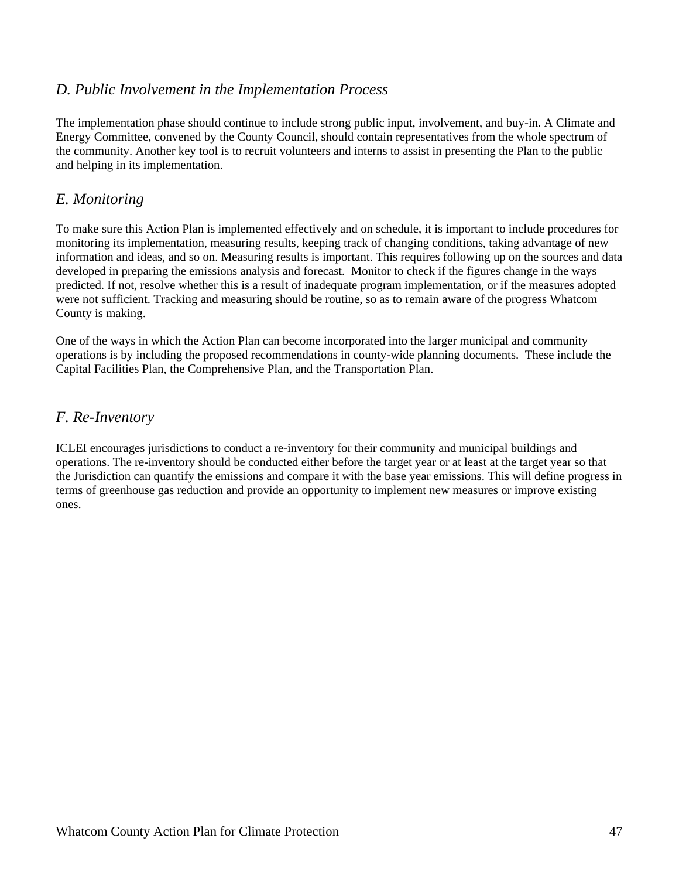### *D. Public Involvement in the Implementation Process*

The implementation phase should continue to include strong public input, involvement, and buy-in. A Climate and Energy Committee, convened by the County Council, should contain representatives from the whole spectrum of the community. Another key tool is to recruit volunteers and interns to assist in presenting the Plan to the public and helping in its implementation.

### *E. Monitoring*

To make sure this Action Plan is implemented effectively and on schedule, it is important to include procedures for monitoring its implementation, measuring results, keeping track of changing conditions, taking advantage of new information and ideas, and so on. Measuring results is important. This requires following up on the sources and data developed in preparing the emissions analysis and forecast. Monitor to check if the figures change in the ways predicted. If not, resolve whether this is a result of inadequate program implementation, or if the measures adopted were not sufficient. Tracking and measuring should be routine, so as to remain aware of the progress Whatcom County is making.

One of the ways in which the Action Plan can become incorporated into the larger municipal and community operations is by including the proposed recommendations in county-wide planning documents. These include the Capital Facilities Plan, the Comprehensive Plan, and the Transportation Plan.

### *F. Re-Inventory*

ICLEI encourages jurisdictions to conduct a re-inventory for their community and municipal buildings and operations. The re-inventory should be conducted either before the target year or at least at the target year so that the Jurisdiction can quantify the emissions and compare it with the base year emissions. This will define progress in terms of greenhouse gas reduction and provide an opportunity to implement new measures or improve existing ones.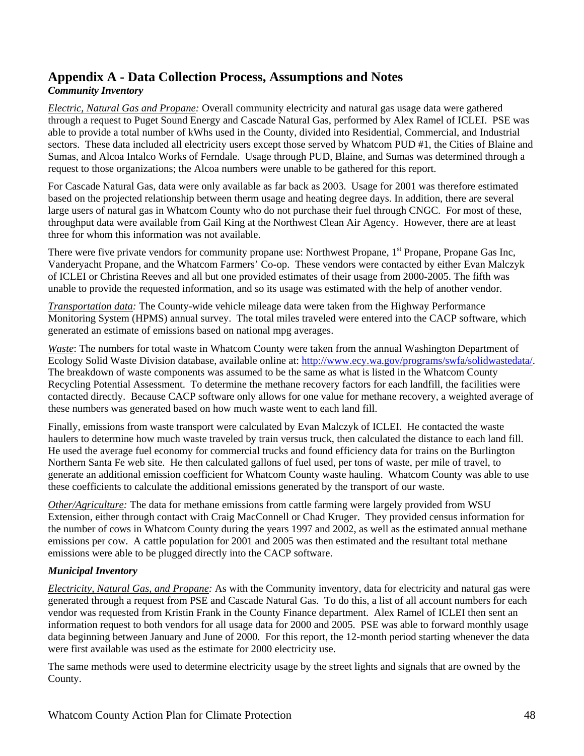# Appendix A - Data Collection Process, Assumptions and Notes

***Community Inventory***

*Electric, Natural Gas and Propane:* Overall community electricity and natural gas usage data were gathered through a request to Puget Sound Energy and Cascade Natural Gas, performed by Alex Ramel of ICLEI. PSE was able to provide a total number of kWhs used in the County, divided into Residential, Commercial, and Industrial sectors. These data included all electricity users except those served by Whatcom PUD #1, the Cities of Blaine and Sumas, and Alcoa Intalco Works of Ferndale. Usage through PUD, Blaine, and Sumas was determined through a request to those organizations; the Alcoa numbers were unable to be gathered for this report.

For Cascade Natural Gas, data were only available as far back as 2003. Usage for 2001 was therefore estimated based on the projected relationship between therm usage and heating degree days. In addition, there are several large users of natural gas in Whatcom County who do not purchase their fuel through CNGC. For most of these, throughput data were available from Gail King at the Northwest Clean Air Agency. However, there are at least three for whom this information was not available.

There were five private vendors for community propane use: Northwest Propane, 1st Propane, Propane Gas Inc, Vanderyacht Propane, and the Whatcom Farmers' Co-op. These vendors were contacted by either Evan Malczyk of ICLEI or Christina Reeves and all but one provided estimates of their usage from 2000-2005. The fifth was unable to provide the requested information, and so its usage was estimated with the help of another vendor.

*Transportation data:* The County-wide vehicle mileage data were taken from the Highway Performance Monitoring System (HPMS) annual survey. The total miles traveled were entered into the CACP software, which generated an estimate of emissions based on national mpg averages.

*Waste*: The numbers for total waste in Whatcom County were taken from the annual Washington Department of Ecology Solid Waste Division database, available online at: http://www.ecy.wa.gov/programs/swfa/solidwastedata/. The breakdown of waste components was assumed to be the same as what is listed in the Whatcom County Recycling Potential Assessment. To determine the methane recovery factors for each landfill, the facilities were contacted directly. Because CACP software only allows for one value for methane recovery, a weighted average of these numbers was generated based on how much waste went to each land fill.

Finally, emissions from waste transport were calculated by Evan Malczyk of ICLEI. He contacted the waste haulers to determine how much waste traveled by train versus truck, then calculated the distance to each land fill. He used the average fuel economy for commercial trucks and found efficiency data for trains on the Burlington Northern Santa Fe web site. He then calculated gallons of fuel used, per tons of waste, per mile of travel, to generate an additional emission coefficient for Whatcom County waste hauling. Whatcom County was able to use these coefficients to calculate the additional emissions generated by the transport of our waste.

*Other/Agriculture:* The data for methane emissions from cattle farming were largely provided from WSU Extension, either through contact with Craig MacConnell or Chad Kruger. They provided census information for the number of cows in Whatcom County during the years 1997 and 2002, as well as the estimated annual methane emissions per cow. A cattle population for 2001 and 2005 was then estimated and the resultant total methane emissions were able to be plugged directly into the CACP software.

***Municipal Inventory***

*Electricity, Natural Gas, and Propane:* As with the Community inventory, data for electricity and natural gas were generated through a request from PSE and Cascade Natural Gas. To do this, a list of all account numbers for each vendor was requested from Kristin Frank in the County Finance department. Alex Ramel of ICLEI then sent an information request to both vendors for all usage data for 2000 and 2005. PSE was able to forward monthly usage data beginning between January and June of 2000. For this report, the 12-month period starting whenever the data were first available was used as the estimate for 2000 electricity use.

The same methods were used to determine electricity usage by the street lights and signals that are owned by the County.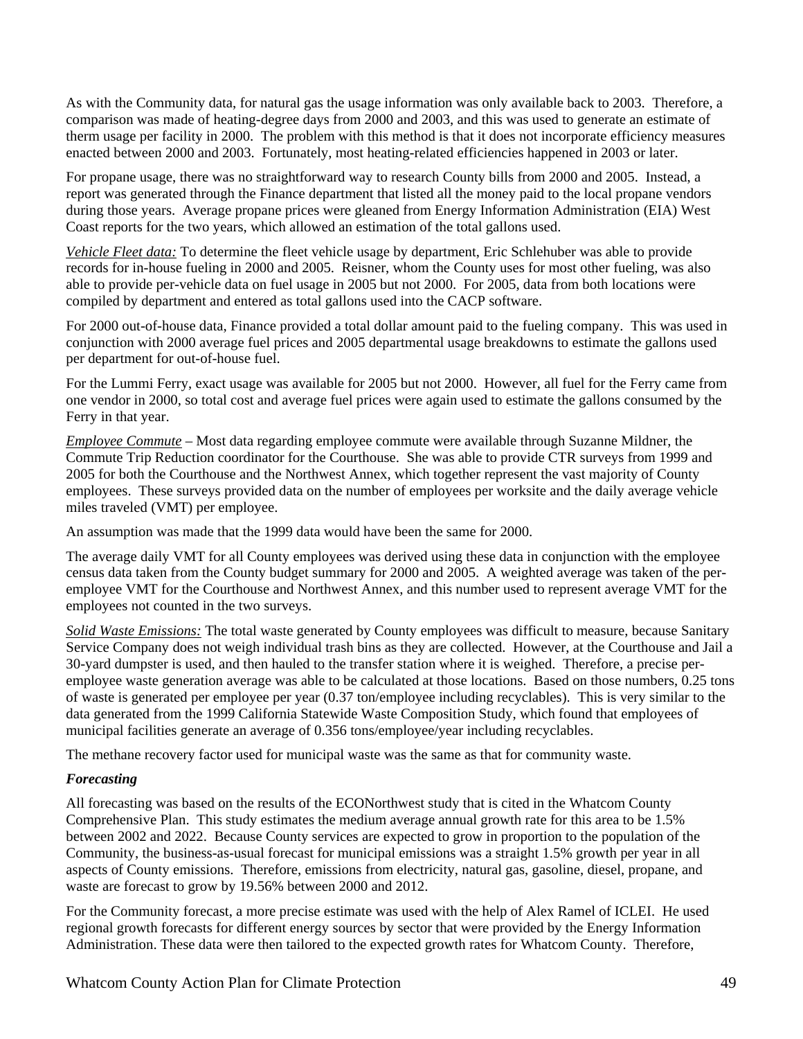As with the Community data, for natural gas the usage information was only available back to 2003. Therefore, a comparison was made of heating-degree days from 2000 and 2003, and this was used to generate an estimate of therm usage per facility in 2000. The problem with this method is that it does not incorporate efficiency measures enacted between 2000 and 2003. Fortunately, most heating-related efficiencies happened in 2003 or later.

For propane usage, there was no straightforward way to research County bills from 2000 and 2005. Instead, a report was generated through the Finance department that listed all the money paid to the local propane vendors during those years. Average propane prices were gleaned from Energy Information Administration (EIA) West Coast reports for the two years, which allowed an estimation of the total gallons used.

<u>*Vehicle Fleet data:*</u> To determine the fleet vehicle usage by department, Eric Schlehuber was able to provide records for in-house fueling in 2000 and 2005. Reisner, whom the County uses for most other fueling, was also able to provide per-vehicle data on fuel usage in 2005 but not 2000. For 2005, data from both locations were compiled by department and entered as total gallons used into the CACP software.

For 2000 out-of-house data, Finance provided a total dollar amount paid to the fueling company. This was used in conjunction with 2000 average fuel prices and 2005 departmental usage breakdowns to estimate the gallons used per department for out-of-house fuel.

For the Lummi Ferry, exact usage was available for 2005 but not 2000. However, all fuel for the Ferry came from one vendor in 2000, so total cost and average fuel prices were again used to estimate the gallons consumed by the Ferry in that year.

<u>*Employee Commute*</u> – Most data regarding employee commute were available through Suzanne Mildner, the Commute Trip Reduction coordinator for the Courthouse. She was able to provide CTR surveys from 1999 and 2005 for both the Courthouse and the Northwest Annex, which together represent the vast majority of County employees. These surveys provided data on the number of employees per worksite and the daily average vehicle miles traveled (VMT) per employee.

An assumption was made that the 1999 data would have been the same for 2000.

The average daily VMT for all County employees was derived using these data in conjunction with the employee census data taken from the County budget summary for 2000 and 2005. A weighted average was taken of the per-employee VMT for the Courthouse and Northwest Annex, and this number used to represent average VMT for the employees not counted in the two surveys.

<u>*Solid Waste Emissions:*</u> The total waste generated by County employees was difficult to measure, because Sanitary Service Company does not weigh individual trash bins as they are collected. However, at the Courthouse and Jail a 30-yard dumpster is used, and then hauled to the transfer station where it is weighed. Therefore, a precise per-employee waste generation average was able to be calculated at those locations. Based on those numbers, 0.25 tons of waste is generated per employee per year (0.37 ton/employee including recyclables). This is very similar to the data generated from the 1999 California Statewide Waste Composition Study, which found that employees of municipal facilities generate an average of 0.356 tons/employee/year including recyclables.

The methane recovery factor used for municipal waste was the same as that for community waste.

***Forecasting***

All forecasting was based on the results of the ECONorthwest study that is cited in the Whatcom County Comprehensive Plan. This study estimates the medium average annual growth rate for this area to be 1.5% between 2002 and 2022. Because County services are expected to grow in proportion to the population of the Community, the business-as-usual forecast for municipal emissions was a straight 1.5% growth per year in all aspects of County emissions. Therefore, emissions from electricity, natural gas, gasoline, diesel, propane, and waste are forecast to grow by 19.56% between 2000 and 2012.

For the Community forecast, a more precise estimate was used with the help of Alex Ramel of ICLEI. He used regional growth forecasts for different energy sources by sector that were provided by the Energy Information Administration. These data were then tailored to the expected growth rates for Whatcom County. Therefore,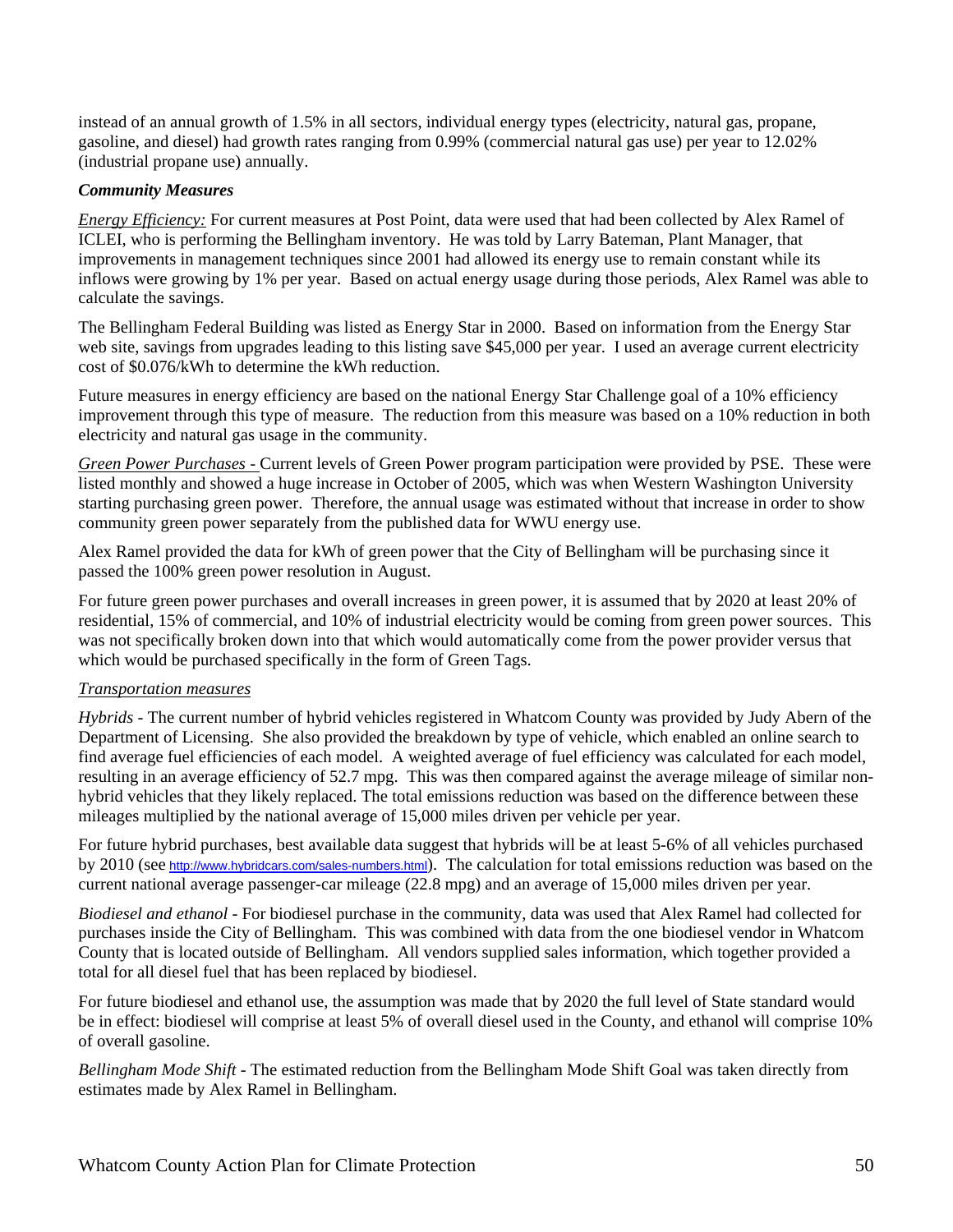instead of an annual growth of 1.5% in all sectors, individual energy types (electricity, natural gas, propane, gasoline, and diesel) had growth rates ranging from 0.99% (commercial natural gas use) per year to 12.02% (industrial propane use) annually.

***Community Measures***

*Energy Efficiency:* For current measures at Post Point, data were used that had been collected by Alex Ramel of ICLEI, who is performing the Bellingham inventory. He was told by Larry Bateman, Plant Manager, that improvements in management techniques since 2001 had allowed its energy use to remain constant while its inflows were growing by 1% per year. Based on actual energy usage during those periods, Alex Ramel was able to calculate the savings.

The Bellingham Federal Building was listed as Energy Star in 2000. Based on information from the Energy Star web site, savings from upgrades leading to this listing save $45,000 per year. I used an average current electricity cost of $0.076/kWh to determine the kWh reduction.

Future measures in energy efficiency are based on the national Energy Star Challenge goal of a 10% efficiency improvement through this type of measure. The reduction from this measure was based on a 10% reduction in both electricity and natural gas usage in the community.

*Green Power Purchases -* Current levels of Green Power program participation were provided by PSE. These were listed monthly and showed a huge increase in October of 2005, which was when Western Washington University starting purchasing green power. Therefore, the annual usage was estimated without that increase in order to show community green power separately from the published data for WWU energy use.

Alex Ramel provided the data for kWh of green power that the City of Bellingham will be purchasing since it passed the 100% green power resolution in August.

For future green power purchases and overall increases in green power, it is assumed that by 2020 at least 20% of residential, 15% of commercial, and 10% of industrial electricity would be coming from green power sources. This was not specifically broken down into that which would automatically come from the power provider versus that which would be purchased specifically in the form of Green Tags.

*Transportation measures*

*Hybrids* - The current number of hybrid vehicles registered in Whatcom County was provided by Judy Abern of the Department of Licensing. She also provided the breakdown by type of vehicle, which enabled an online search to find average fuel efficiencies of each model. A weighted average of fuel efficiency was calculated for each model, resulting in an average efficiency of 52.7 mpg. This was then compared against the average mileage of similar non-hybrid vehicles that they likely replaced. The total emissions reduction was based on the difference between these mileages multiplied by the national average of 15,000 miles driven per vehicle per year.

For future hybrid purchases, best available data suggest that hybrids will be at least 5-6% of all vehicles purchased by 2010 (see http://www.hybridcars.com/sales-numbers.html). The calculation for total emissions reduction was based on the current national average passenger-car mileage (22.8 mpg) and an average of 15,000 miles driven per year.

*Biodiesel and ethanol* - For biodiesel purchase in the community, data was used that Alex Ramel had collected for purchases inside the City of Bellingham. This was combined with data from the one biodiesel vendor in Whatcom County that is located outside of Bellingham. All vendors supplied sales information, which together provided a total for all diesel fuel that has been replaced by biodiesel.

For future biodiesel and ethanol use, the assumption was made that by 2020 the full level of State standard would be in effect: biodiesel will comprise at least 5% of overall diesel used in the County, and ethanol will comprise 10% of overall gasoline.

*Bellingham Mode Shift* - The estimated reduction from the Bellingham Mode Shift Goal was taken directly from estimates made by Alex Ramel in Bellingham.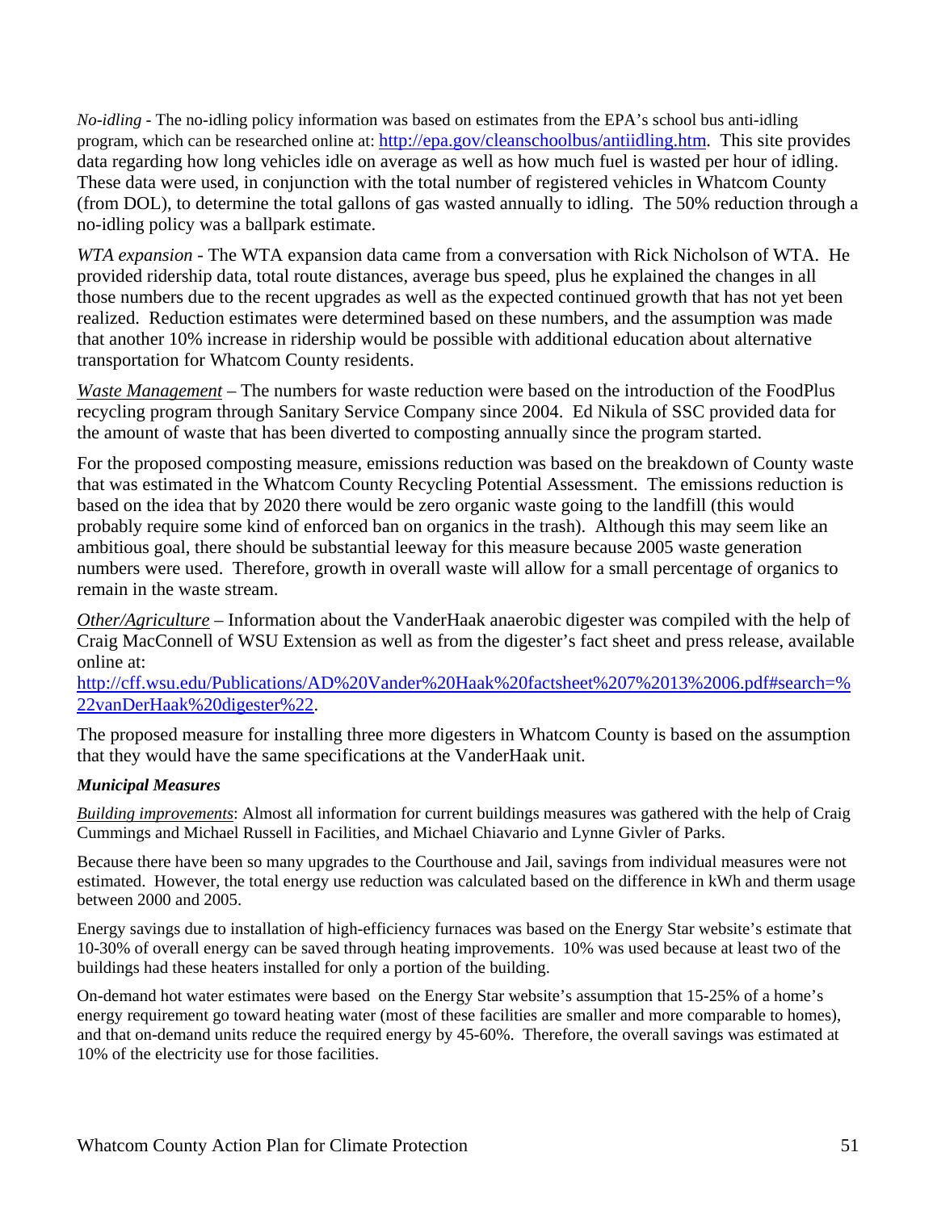*No-idling* - The no-idling policy information was based on estimates from the EPA's school bus anti-idling program, which can be researched online at: http://epa.gov/cleanschoolbus/antiidling.htm. This site provides data regarding how long vehicles idle on average as well as how much fuel is wasted per hour of idling. These data were used, in conjunction with the total number of registered vehicles in Whatcom County (from DOL), to determine the total gallons of gas wasted annually to idling. The 50% reduction through a no-idling policy was a ballpark estimate.

*WTA expansion* - The WTA expansion data came from a conversation with Rick Nicholson of WTA. He provided ridership data, total route distances, average bus speed, plus he explained the changes in all those numbers due to the recent upgrades as well as the expected continued growth that has not yet been realized. Reduction estimates were determined based on these numbers, and the assumption was made that another 10% increase in ridership would be possible with additional education about alternative transportation for Whatcom County residents.

*Waste Management* – The numbers for waste reduction were based on the introduction of the FoodPlus recycling program through Sanitary Service Company since 2004. Ed Nikula of SSC provided data for the amount of waste that has been diverted to composting annually since the program started.

For the proposed composting measure, emissions reduction was based on the breakdown of County waste that was estimated in the Whatcom County Recycling Potential Assessment. The emissions reduction is based on the idea that by 2020 there would be zero organic waste going to the landfill (this would probably require some kind of enforced ban on organics in the trash). Although this may seem like an ambitious goal, there should be substantial leeway for this measure because 2005 waste generation numbers were used. Therefore, growth in overall waste will allow for a small percentage of organics to remain in the waste stream.

*Other/Agriculture* – Information about the VanderHaak anaerobic digester was compiled with the help of Craig MacConnell of WSU Extension as well as from the digester's fact sheet and press release, available online at:
http://cff.wsu.edu/Publications/AD%20Vander%20Haak%20factsheet%207%2013%2006.pdf#search=%22vanDerHaak%20digester%22.

The proposed measure for installing three more digesters in Whatcom County is based on the assumption that they would have the same specifications at the VanderHaak unit.

***Municipal Measures***

*Building improvements*: Almost all information for current buildings measures was gathered with the help of Craig Cummings and Michael Russell in Facilities, and Michael Chiavario and Lynne Givler of Parks.

Because there have been so many upgrades to the Courthouse and Jail, savings from individual measures were not estimated. However, the total energy use reduction was calculated based on the difference in kWh and therm usage between 2000 and 2005.

Energy savings due to installation of high-efficiency furnaces was based on the Energy Star website's estimate that 10-30% of overall energy can be saved through heating improvements. 10% was used because at least two of the buildings had these heaters installed for only a portion of the building.

On-demand hot water estimates were based on the Energy Star website's assumption that 15-25% of a home's energy requirement go toward heating water (most of these facilities are smaller and more comparable to homes), and that on-demand units reduce the required energy by 45-60%. Therefore, the overall savings was estimated at 10% of the electricity use for those facilities.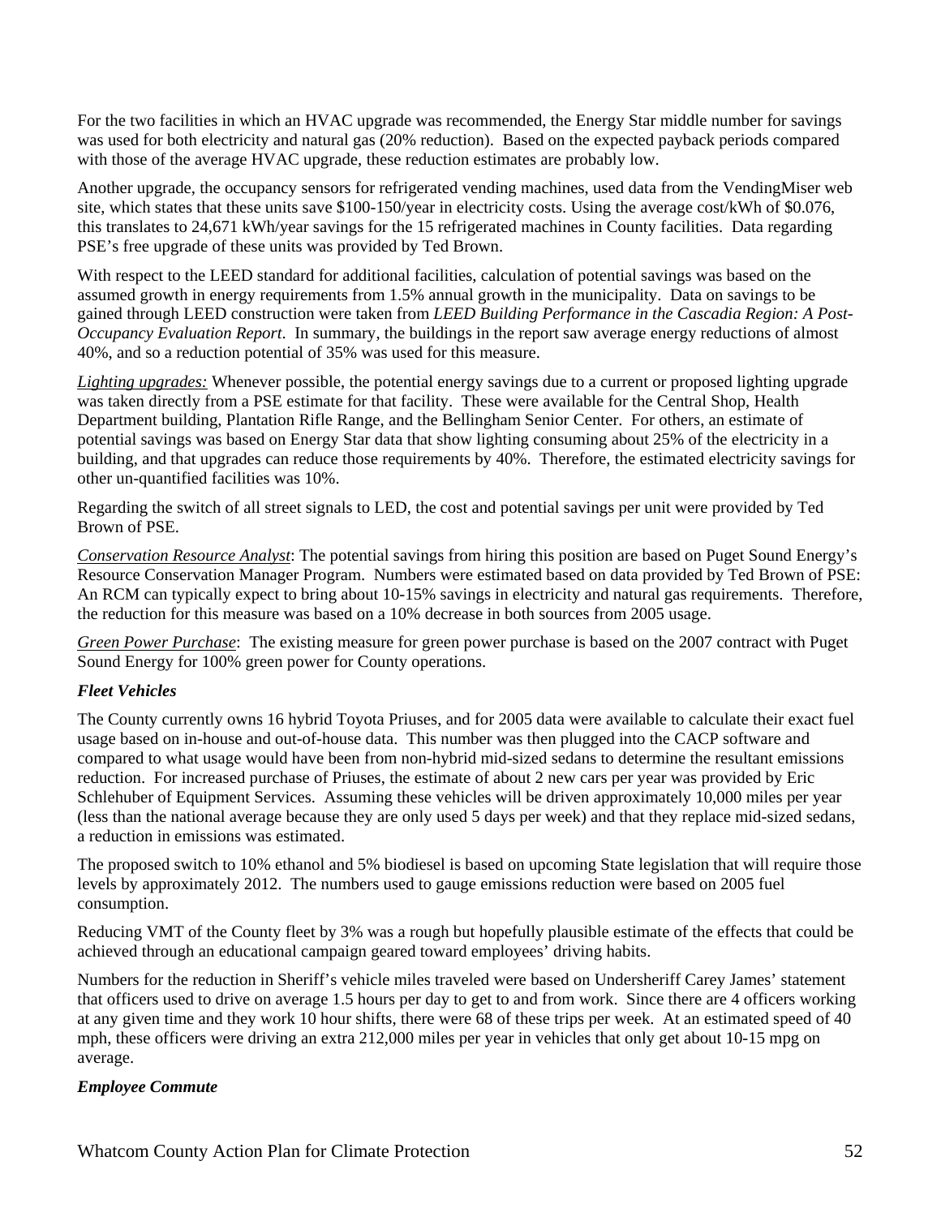For the two facilities in which an HVAC upgrade was recommended, the Energy Star middle number for savings was used for both electricity and natural gas (20% reduction). Based on the expected payback periods compared with those of the average HVAC upgrade, these reduction estimates are probably low.

Another upgrade, the occupancy sensors for refrigerated vending machines, used data from the VendingMiser web site, which states that these units save $100-150/year in electricity costs. Using the average cost/kWh of $0.076, this translates to 24,671 kWh/year savings for the 15 refrigerated machines in County facilities. Data regarding PSE's free upgrade of these units was provided by Ted Brown.

With respect to the LEED standard for additional facilities, calculation of potential savings was based on the assumed growth in energy requirements from 1.5% annual growth in the municipality. Data on savings to be gained through LEED construction were taken from *LEED Building Performance in the Cascadia Region: A Post-Occupancy Evaluation Report*. In summary, the buildings in the report saw average energy reductions of almost 40%, and so a reduction potential of 35% was used for this measure.

*Lighting upgrades:* Whenever possible, the potential energy savings due to a current or proposed lighting upgrade was taken directly from a PSE estimate for that facility. These were available for the Central Shop, Health Department building, Plantation Rifle Range, and the Bellingham Senior Center. For others, an estimate of potential savings was based on Energy Star data that show lighting consuming about 25% of the electricity in a building, and that upgrades can reduce those requirements by 40%. Therefore, the estimated electricity savings for other un-quantified facilities was 10%.

Regarding the switch of all street signals to LED, the cost and potential savings per unit were provided by Ted Brown of PSE.

*Conservation Resource Analyst*: The potential savings from hiring this position are based on Puget Sound Energy's Resource Conservation Manager Program. Numbers were estimated based on data provided by Ted Brown of PSE: An RCM can typically expect to bring about 10-15% savings in electricity and natural gas requirements. Therefore, the reduction for this measure was based on a 10% decrease in both sources from 2005 usage.

*Green Power Purchase*: The existing measure for green power purchase is based on the 2007 contract with Puget Sound Energy for 100% green power for County operations.

### Fleet Vehicles

The County currently owns 16 hybrid Toyota Priuses, and for 2005 data were available to calculate their exact fuel usage based on in-house and out-of-house data. This number was then plugged into the CACP software and compared to what usage would have been from non-hybrid mid-sized sedans to determine the resultant emissions reduction. For increased purchase of Priuses, the estimate of about 2 new cars per year was provided by Eric Schlehuber of Equipment Services. Assuming these vehicles will be driven approximately 10,000 miles per year (less than the national average because they are only used 5 days per week) and that they replace mid-sized sedans, a reduction in emissions was estimated.

The proposed switch to 10% ethanol and 5% biodiesel is based on upcoming State legislation that will require those levels by approximately 2012. The numbers used to gauge emissions reduction were based on 2005 fuel consumption.

Reducing VMT of the County fleet by 3% was a rough but hopefully plausible estimate of the effects that could be achieved through an educational campaign geared toward employees' driving habits.

Numbers for the reduction in Sheriff's vehicle miles traveled were based on Undersheriff Carey James' statement that officers used to drive on average 1.5 hours per day to get to and from work. Since there are 4 officers working at any given time and they work 10 hour shifts, there were 68 of these trips per week. At an estimated speed of 40 mph, these officers were driving an extra 212,000 miles per year in vehicles that only get about 10-15 mpg on average.

### Employee Commute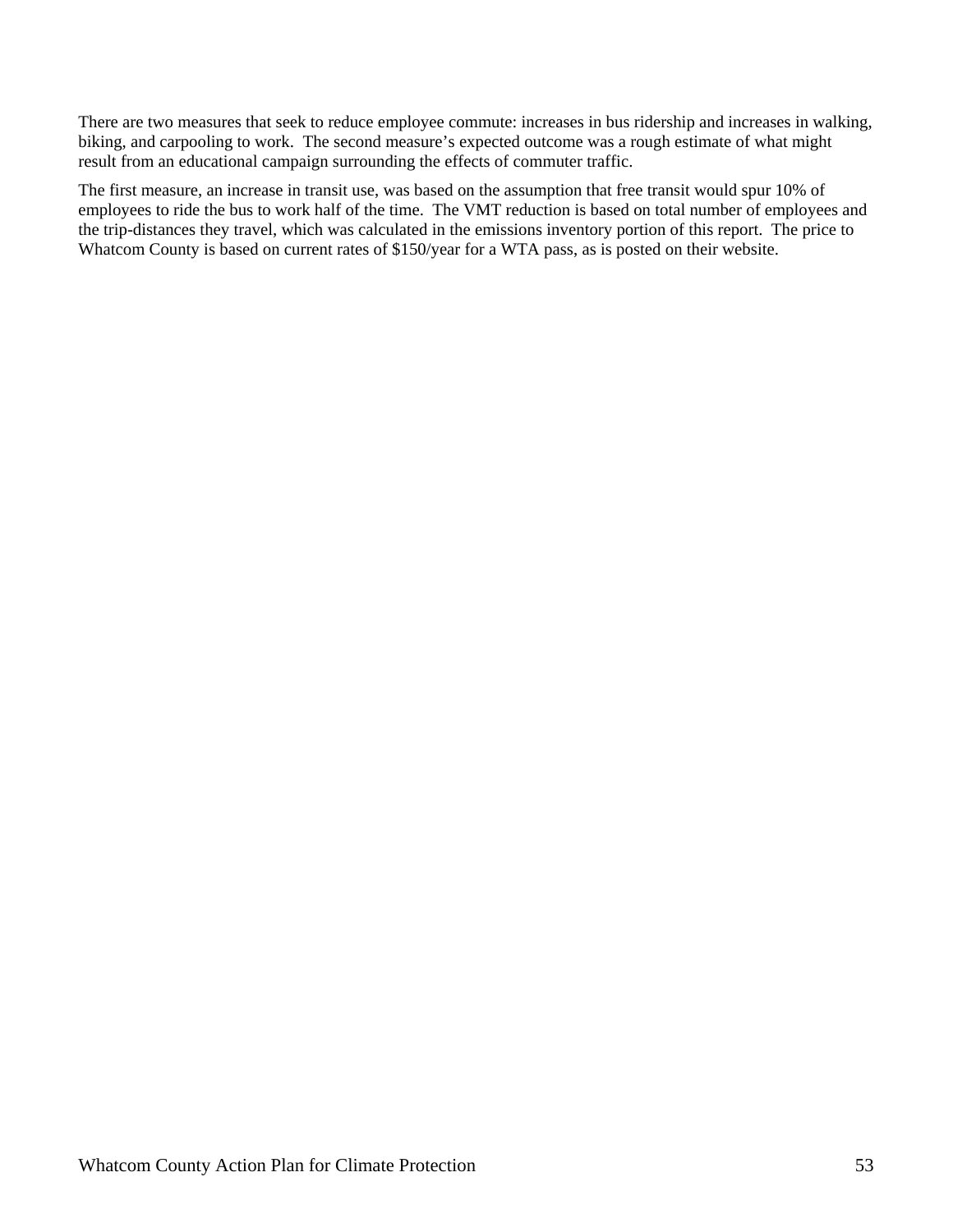There are two measures that seek to reduce employee commute: increases in bus ridership and increases in walking, biking, and carpooling to work. The second measure's expected outcome was a rough estimate of what might result from an educational campaign surrounding the effects of commuter traffic.

The first measure, an increase in transit use, was based on the assumption that free transit would spur 10% of employees to ride the bus to work half of the time. The VMT reduction is based on total number of employees and the trip-distances they travel, which was calculated in the emissions inventory portion of this report. The price to Whatcom County is based on current rates of $150/year for a WTA pass, as is posted on their website.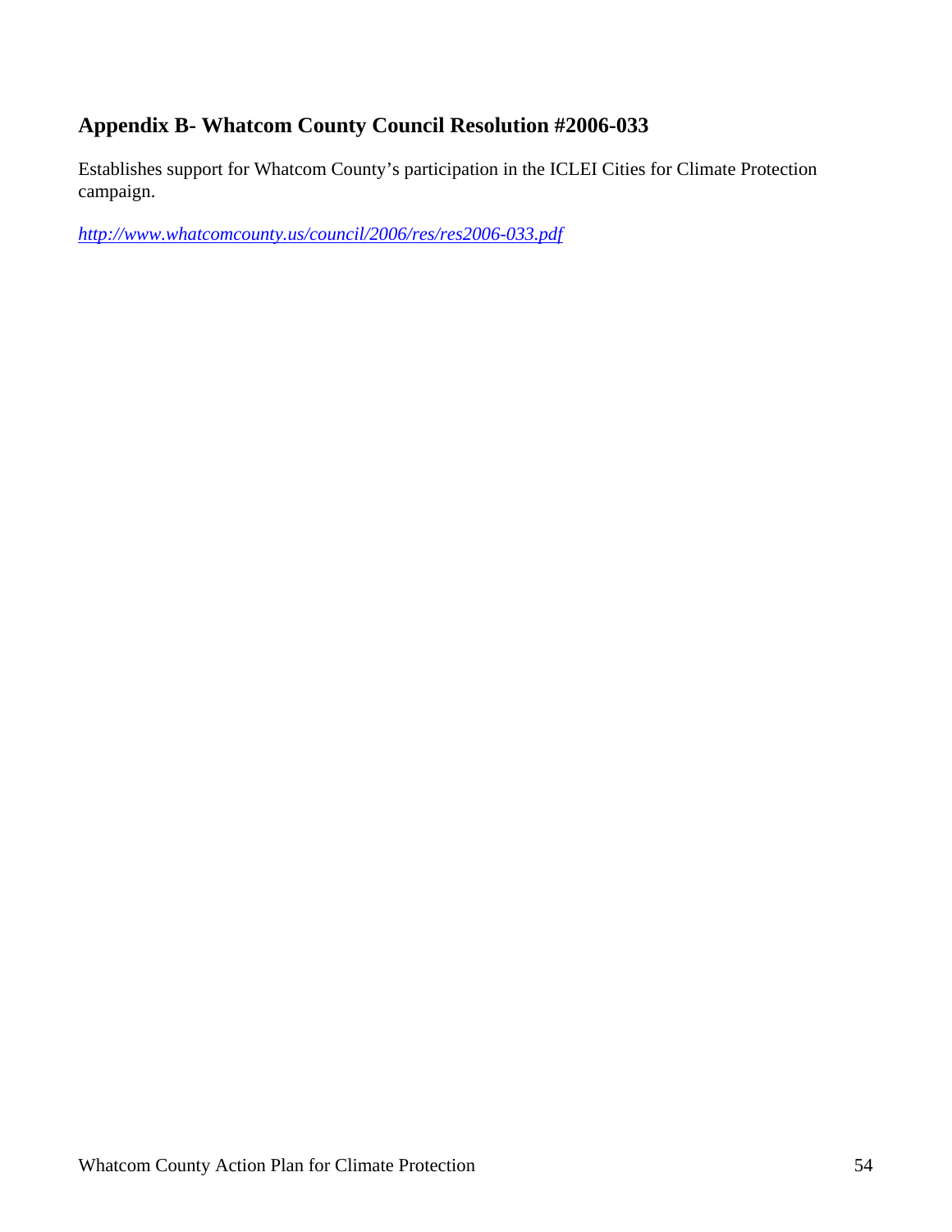## Appendix B- Whatcom County Council Resolution #2006-033

Establishes support for Whatcom County's participation in the ICLEI Cities for Climate Protection campaign.

*http://www.whatcomcounty.us/council/2006/res/res2006-033.pdf*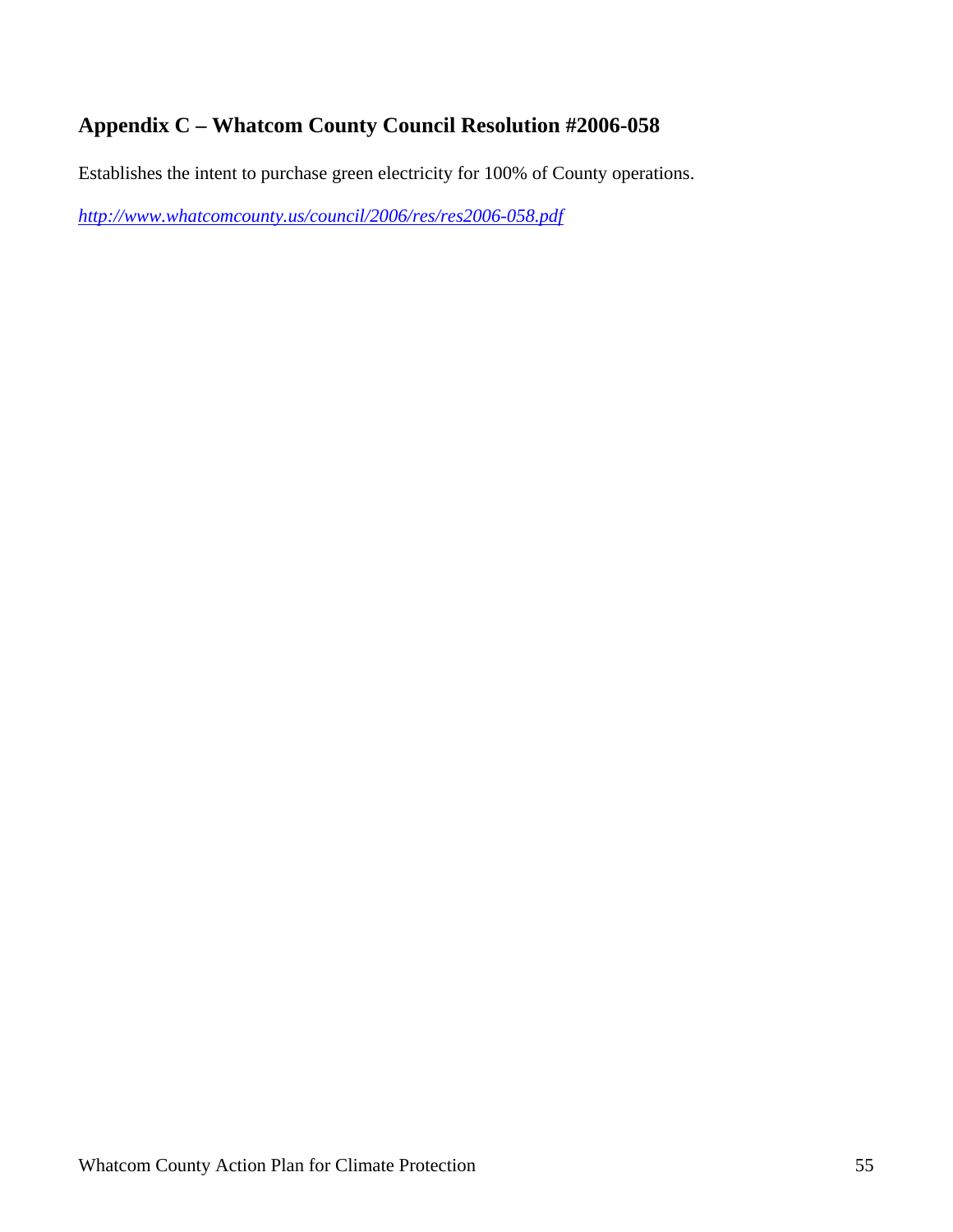## Appendix C – Whatcom County Council Resolution #2006-058

Establishes the intent to purchase green electricity for 100% of County operations.

*http://www.whatcomcounty.us/council/2006/res/res2006-058.pdf*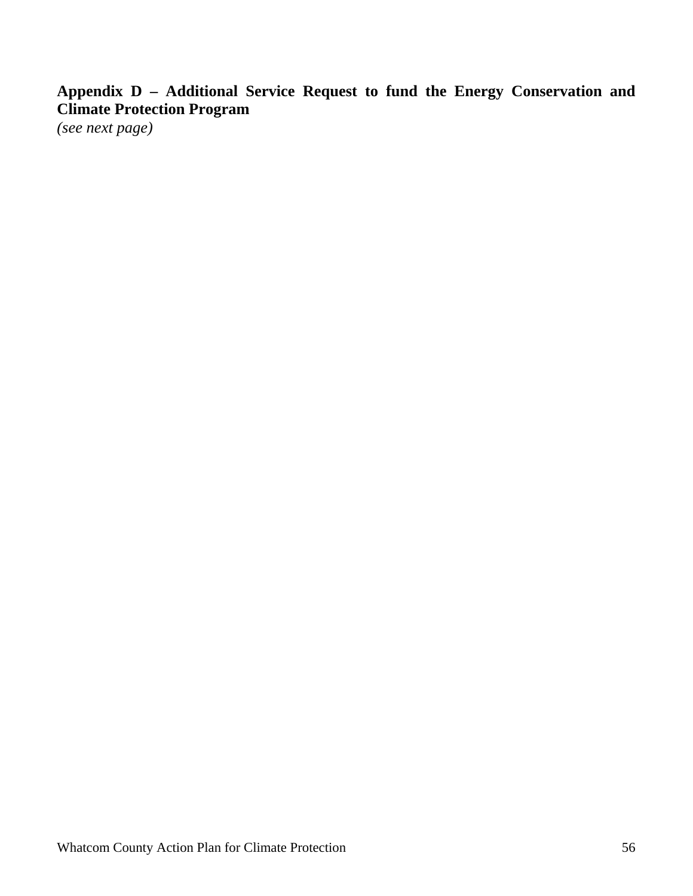**Appendix D – Additional Service Request to fund the Energy Conservation and Climate Protection Program**

*(see next page)*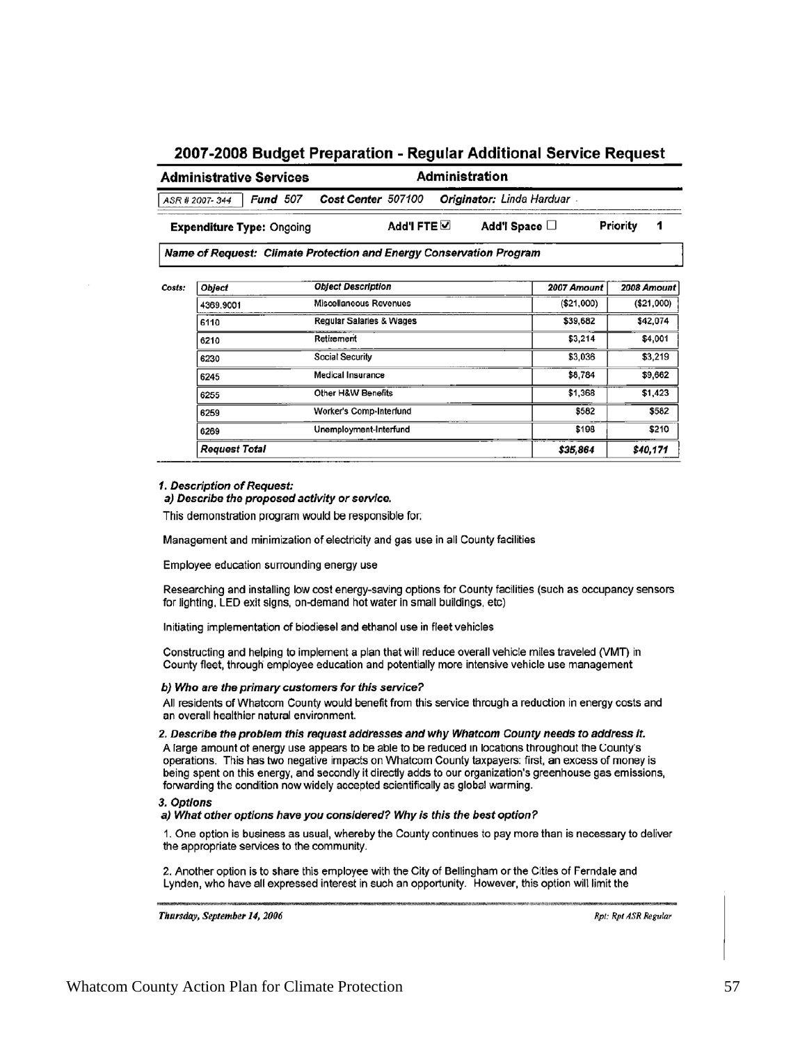## 2007-2008 Budget Preparation - Regular Additional Service Request

**Administrative Services** — **Administration**

ASR # 2007- 344 | **Fund** 507 | **Cost Center** 507100 | **Originator:** Linda Harduar

**Expenditure Type:** Ongoing | **Add'l FTE** ☑ | **Add'l Space** ☐ | **Priority** 1

**Name of Request: Climate Protection and Energy Conservation Program**

Costs:

| Object | Object Description | 2007 Amount | 2008 Amount |
|---|---|---|---|
| 4369.9001 | Miscellaneous Revenues | ($21,000) | ($21,000) |
| 6110 | Regular Salaries & Wages | $39,682 | $42,074 |
| 6210 | Retirement | $3,214 | $4,001 |
| 6230 | Social Security | $3,036 | $3,219 |
| 6245 | Medical Insurance | $8,784 | $9,662 |
| 6255 | Other H&W Benefits | $1,368 | $1,423 |
| 6259 | Worker's Comp-Interfund | $582 | $582 |
| 6269 | Unemployment-Interfund | $198 | $210 |
| *Request Total* | | *$35,864* | *$40,171* |

### 1. Description of Request:

#### a) Describe the proposed activity or service.

This demonstration program would be responsible for:

Management and minimization of electricity and gas use in all County facilities

Employee education surrounding energy use

Researching and installing low cost energy-saving options for County facilities (such as occupancy sensors for lighting, LED exit signs, on-demand hot water in small buildings, etc)

Initiating implementation of biodiesel and ethanol use in fleet vehicles

Constructing and helping to implement a plan that will reduce overall vehicle miles traveled (VMT) in County fleet, through employee education and potentially more intensive vehicle use management

#### b) Who are the primary customers for this service?

All residents of Whatcom County would benefit from this service through a reduction in energy costs and an overall healthier natural environment.

### 2. Describe the problem this request addresses and why Whatcom County needs to address it.

A large amount of energy use appears to be able to be reduced in locations throughout the County's operations. This has two negative impacts on Whatcom County taxpayers: first, an excess of money is being spent on this energy, and secondly it directly adds to our organization's greenhouse gas emissions, forwarding the condition now widely accepted scientifically as global warming.

### 3. Options

#### a) What other options have you considered? Why is this the best option?

1. One option is business as usual, whereby the County continues to pay more than is necessary to deliver the appropriate services to the community.

2. Another option is to share this employee with the City of Bellingham or the Cities of Ferndale and Lynden, who have all expressed interest in such an opportunity. However, this option will limit the

*Thursday, September 14, 2006* — *Rpt: Rpt ASR Regular*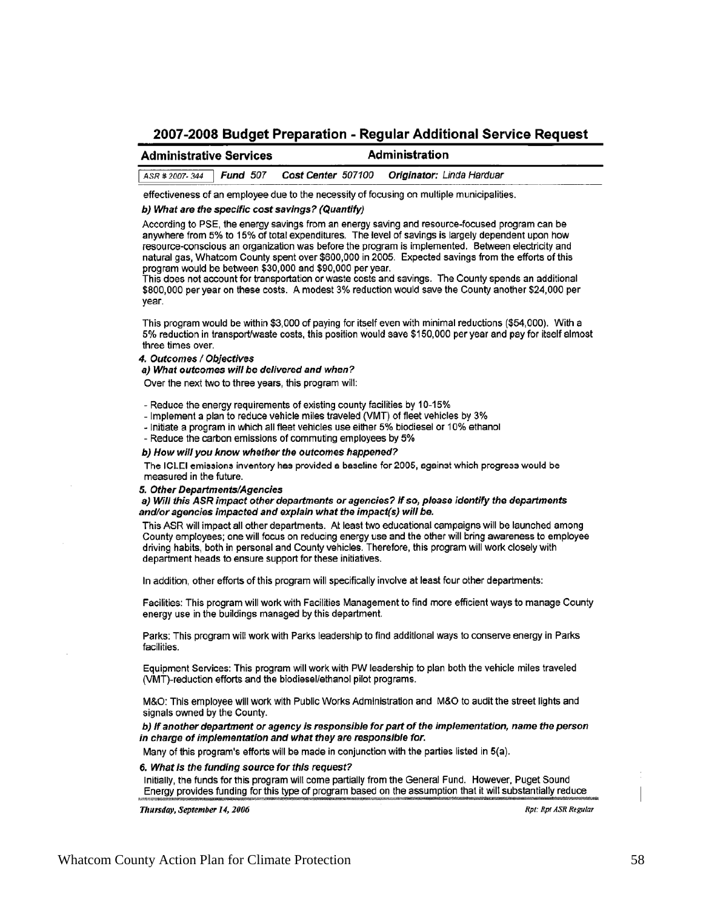## 2007-2008 Budget Preparation - Regular Additional Service Request

**Administrative Services** | **Administration**

ASR # 2007- 344 | ***Fund*** *507* | ***Cost Center*** *507100* | ***Originator:*** *Linda Harduar*

effectiveness of an employee due to the necessity of focusing on multiple municipalities.

***b) What are the specific cost savings? (Quantify)***

According to PSE, the energy savings from an energy saving and resource-focused program can be anywhere from 5% to 15% of total expenditures. The level of savings is largely dependent upon how resource-conscious an organization was before the program is implemented. Between electricity and natural gas, Whatcom County spent over $600,000 in 2005. Expected savings from the efforts of this program would be between $30,000 and $90,000 per year.
This does not account for transportation or waste costs and savings. The County spends an additional $800,000 per year on these costs. A modest 3% reduction would save the County another $24,000 per year.

This program would be within $3,000 of paying for itself even with minimal reductions ($54,000). With a 5% reduction in transport/waste costs, this position would save $150,000 per year and pay for itself almost three times over.

***4. Outcomes / Objectives***

***a) What outcomes will be delivered and when?***

Over the next two to three years, this program will:

- Reduce the energy requirements of existing county facilities by 10-15%
- Implement a plan to reduce vehicle miles traveled (VMT) of fleet vehicles by 3%
- Initiate a program in which all fleet vehicles use either 5% biodiesel or 10% ethanol
- Reduce the carbon emissions of commuting employees by 5%

***b) How will you know whether the outcomes happened?***

The ICLEI emissions inventory has provided a baseline for 2005, against which progress would be measured in the future.

***5. Other Departments/Agencies***

***a) Will this ASR impact other departments or agencies? If so, please identify the departments and/or agencies impacted and explain what the impact(s) will be.***

This ASR will impact all other departments. At least two educational campaigns will be launched among County employees; one will focus on reducing energy use and the other will bring awareness to employee driving habits, both in personal and County vehicles. Therefore, this program will work closely with department heads to ensure support for these initiatives.

In addition, other efforts of this program will specifically involve at least four other departments:

Facilities: This program will work with Facilities Management to find more efficient ways to manage County energy use in the buildings managed by this department.

Parks: This program will work with Parks leadership to find additional ways to conserve energy in Parks facilities.

Equipment Services: This program will work with PW leadership to plan both the vehicle miles traveled (VMT)-reduction efforts and the biodiesel/ethanol pilot programs.

M&O: This employee will work with Public Works Administration and M&O to audit the street lights and signals owned by the County.

***b) If another department or agency is responsible for part of the implementation, name the person in charge of implementation and what they are responsible for.***

Many of this program's efforts will be made in conjunction with the parties listed in 5(a).

***6. What is the funding source for this request?***

Initially, the funds for this program will come partially from the General Fund. However, Puget Sound Energy provides funding for this type of program based on the assumption that it will substantially reduce

*Thursday, September 14, 2006* | *Rpt: Rpt ASR Regular*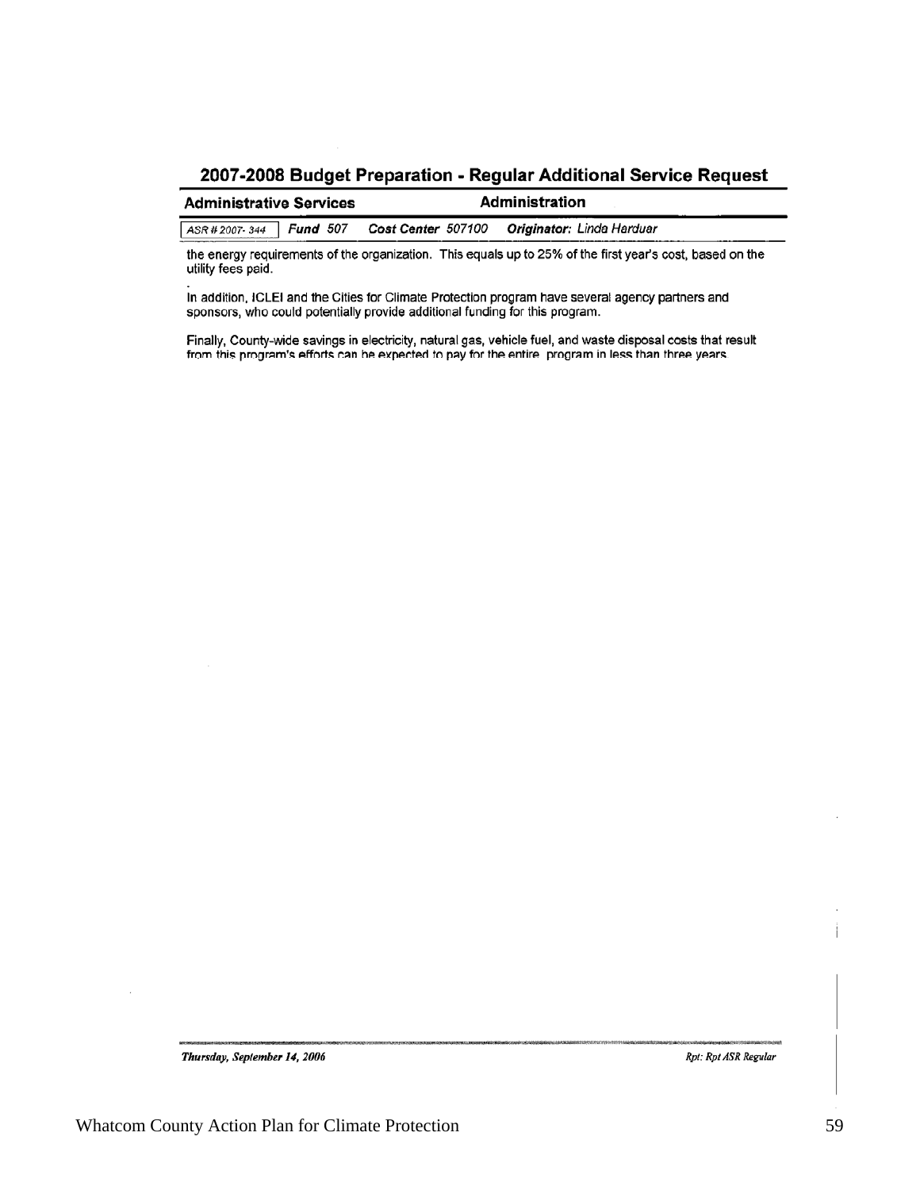## 2007-2008 Budget Preparation - Regular Additional Service Request

**Administrative Services** | **Administration**

ASR # 2007- 344 | ***Fund*** *507* | ***Cost Center*** *507100* | ***Originator:*** *Linda Harduar*

the energy requirements of the organization. This equals up to 25% of the first year's cost, based on the utility fees paid.

In addition, ICLEI and the Cities for Climate Protection program have several agency partners and sponsors, who could potentially provide additional funding for this program.

Finally, County-wide savings in electricity, natural gas, vehicle fuel, and waste disposal costs that result from this program's efforts can be expected to pay for the entire program in less than three years.

*Thursday, September 14, 2006* *Rpt: Rpt ASR Regular*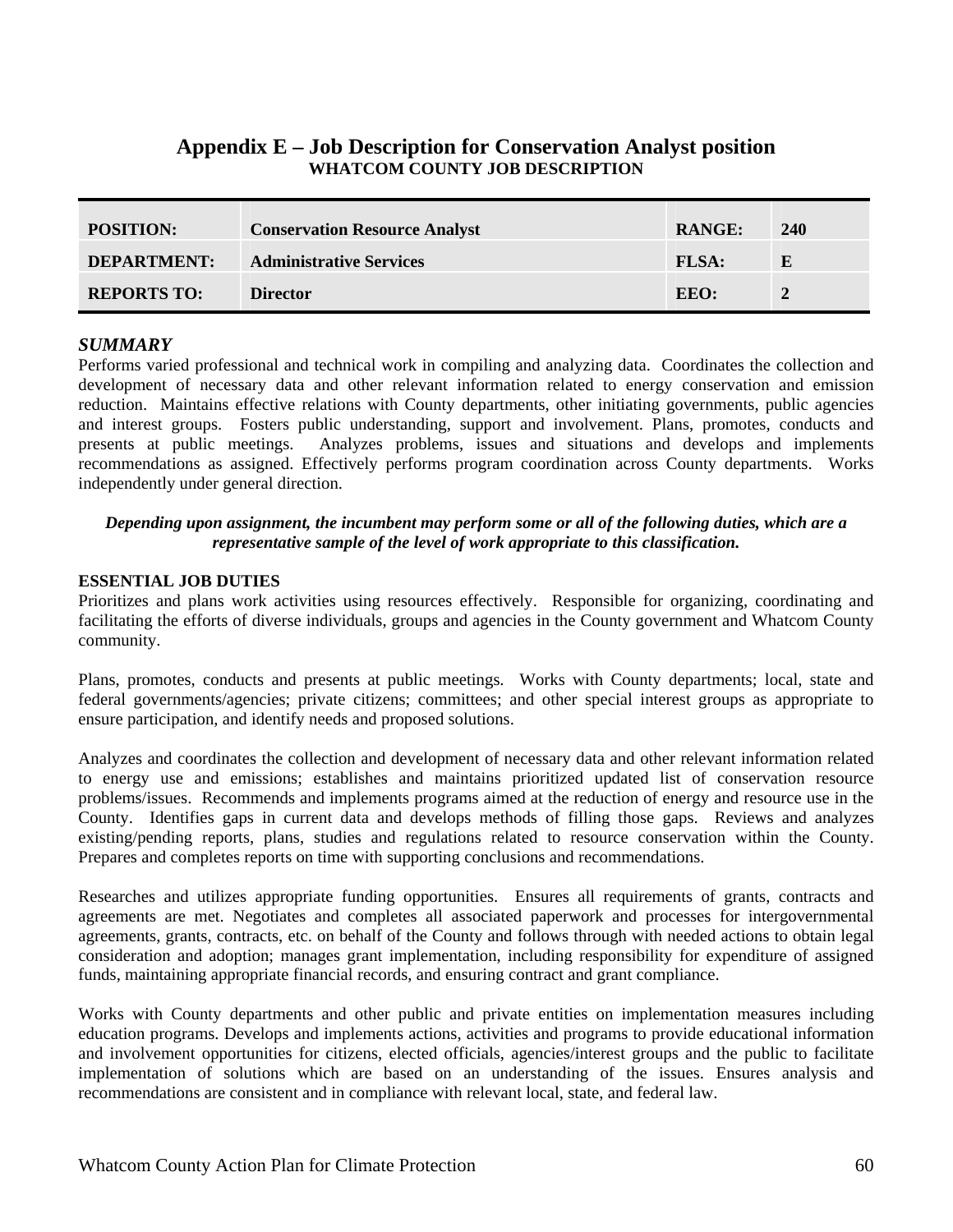## Appendix E – Job Description for Conservation Analyst position

**WHATCOM COUNTY JOB DESCRIPTION**

| | | | |
|---|---|---|---|
| **POSITION:** | **Conservation Resource Analyst** | **RANGE:** | **240** |
| **DEPARTMENT:** | **Administrative Services** | **FLSA:** | **E** |
| **REPORTS TO:** | **Director** | **EEO:** | **2** |

***SUMMARY***

Performs varied professional and technical work in compiling and analyzing data. Coordinates the collection and development of necessary data and other relevant information related to energy conservation and emission reduction. Maintains effective relations with County departments, other initiating governments, public agencies and interest groups. Fosters public understanding, support and involvement. Plans, promotes, conducts and presents at public meetings. Analyzes problems, issues and situations and develops and implements recommendations as assigned. Effectively performs program coordination across County departments. Works independently under general direction.

***Depending upon assignment, the incumbent may perform some or all of the following duties, which are a representative sample of the level of work appropriate to this classification.***

**ESSENTIAL JOB DUTIES**

Prioritizes and plans work activities using resources effectively. Responsible for organizing, coordinating and facilitating the efforts of diverse individuals, groups and agencies in the County government and Whatcom County community.

Plans, promotes, conducts and presents at public meetings. Works with County departments; local, state and federal governments/agencies; private citizens; committees; and other special interest groups as appropriate to ensure participation, and identify needs and proposed solutions.

Analyzes and coordinates the collection and development of necessary data and other relevant information related to energy use and emissions; establishes and maintains prioritized updated list of conservation resource problems/issues. Recommends and implements programs aimed at the reduction of energy and resource use in the County. Identifies gaps in current data and develops methods of filling those gaps. Reviews and analyzes existing/pending reports, plans, studies and regulations related to resource conservation within the County. Prepares and completes reports on time with supporting conclusions and recommendations.

Researches and utilizes appropriate funding opportunities. Ensures all requirements of grants, contracts and agreements are met. Negotiates and completes all associated paperwork and processes for intergovernmental agreements, grants, contracts, etc. on behalf of the County and follows through with needed actions to obtain legal consideration and adoption; manages grant implementation, including responsibility for expenditure of assigned funds, maintaining appropriate financial records, and ensuring contract and grant compliance.

Works with County departments and other public and private entities on implementation measures including education programs. Develops and implements actions, activities and programs to provide educational information and involvement opportunities for citizens, elected officials, agencies/interest groups and the public to facilitate implementation of solutions which are based on an understanding of the issues. Ensures analysis and recommendations are consistent and in compliance with relevant local, state, and federal law.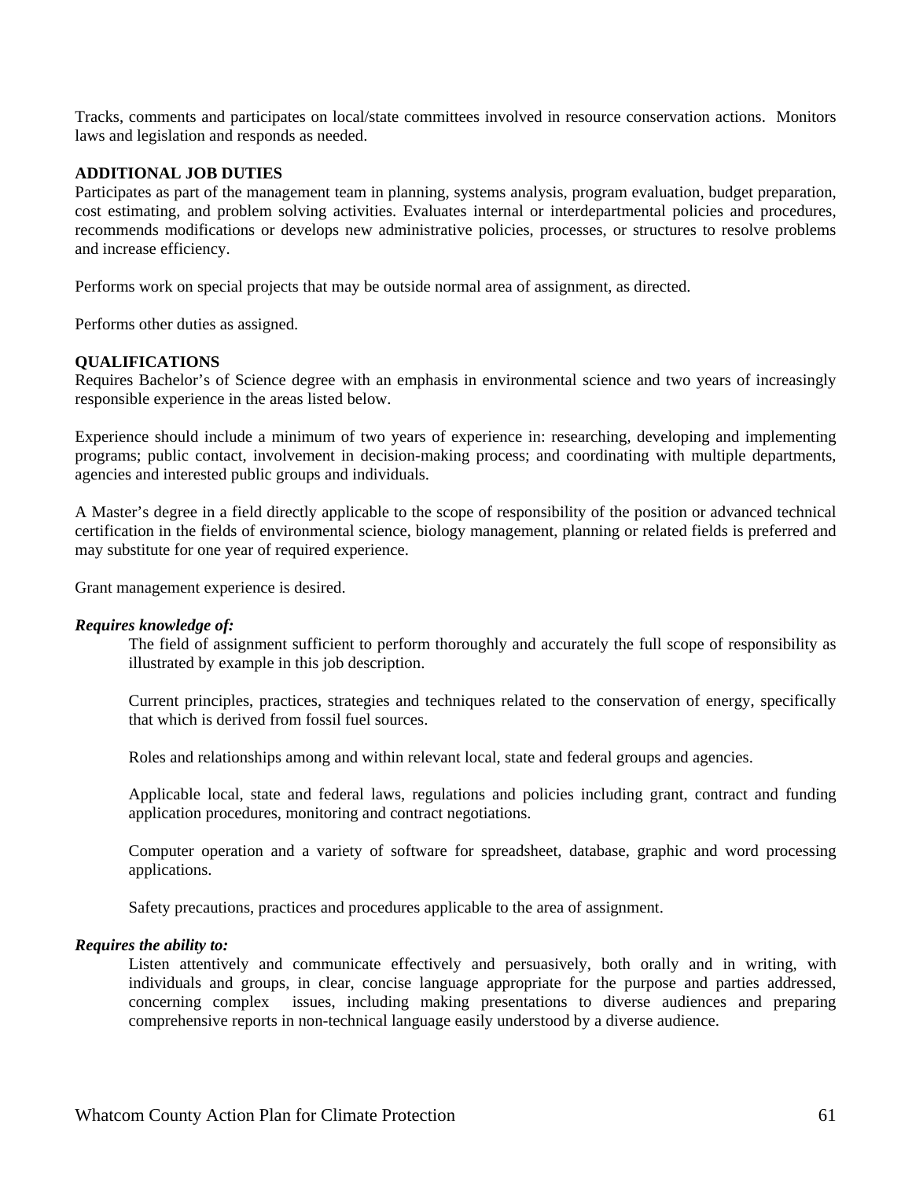Tracks, comments and participates on local/state committees involved in resource conservation actions. Monitors laws and legislation and responds as needed.

**ADDITIONAL JOB DUTIES**

Participates as part of the management team in planning, systems analysis, program evaluation, budget preparation, cost estimating, and problem solving activities. Evaluates internal or interdepartmental policies and procedures, recommends modifications or develops new administrative policies, processes, or structures to resolve problems and increase efficiency.

Performs work on special projects that may be outside normal area of assignment, as directed.

Performs other duties as assigned.

**QUALIFICATIONS**

Requires Bachelor's of Science degree with an emphasis in environmental science and two years of increasingly responsible experience in the areas listed below.

Experience should include a minimum of two years of experience in: researching, developing and implementing programs; public contact, involvement in decision-making process; and coordinating with multiple departments, agencies and interested public groups and individuals.

A Master's degree in a field directly applicable to the scope of responsibility of the position or advanced technical certification in the fields of environmental science, biology management, planning or related fields is preferred and may substitute for one year of required experience.

Grant management experience is desired.

***Requires knowledge of:***

> The field of assignment sufficient to perform thoroughly and accurately the full scope of responsibility as illustrated by example in this job description.
>
> Current principles, practices, strategies and techniques related to the conservation of energy, specifically that which is derived from fossil fuel sources.
>
> Roles and relationships among and within relevant local, state and federal groups and agencies.
>
> Applicable local, state and federal laws, regulations and policies including grant, contract and funding application procedures, monitoring and contract negotiations.
>
> Computer operation and a variety of software for spreadsheet, database, graphic and word processing applications.
>
> Safety precautions, practices and procedures applicable to the area of assignment.

***Requires the ability to:***

> Listen attentively and communicate effectively and persuasively, both orally and in writing, with individuals and groups, in clear, concise language appropriate for the purpose and parties addressed, concerning complex issues, including making presentations to diverse audiences and preparing comprehensive reports in non-technical language easily understood by a diverse audience.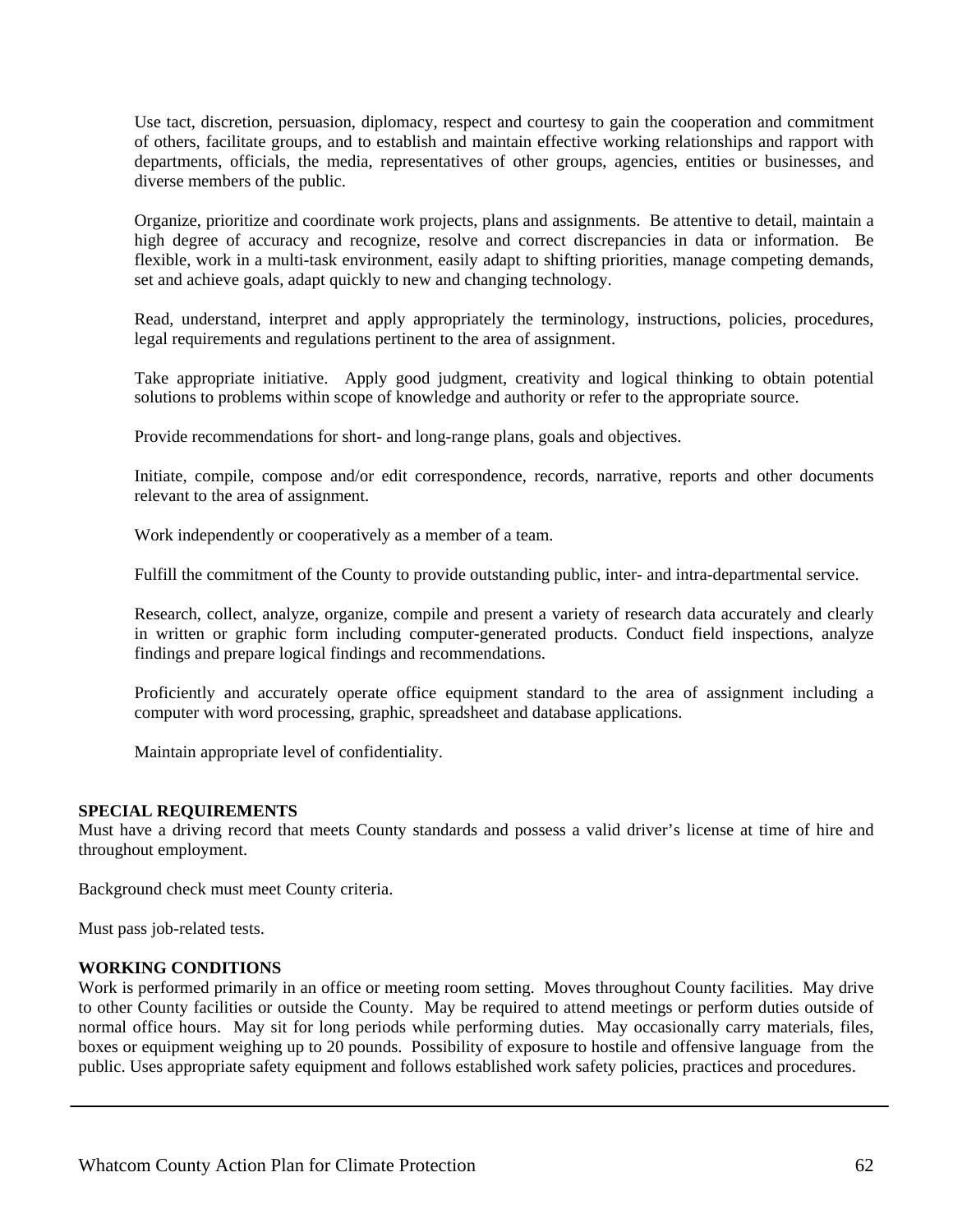Use tact, discretion, persuasion, diplomacy, respect and courtesy to gain the cooperation and commitment of others, facilitate groups, and to establish and maintain effective working relationships and rapport with departments, officials, the media, representatives of other groups, agencies, entities or businesses, and diverse members of the public.

Organize, prioritize and coordinate work projects, plans and assignments. Be attentive to detail, maintain a high degree of accuracy and recognize, resolve and correct discrepancies in data or information. Be flexible, work in a multi-task environment, easily adapt to shifting priorities, manage competing demands, set and achieve goals, adapt quickly to new and changing technology.

Read, understand, interpret and apply appropriately the terminology, instructions, policies, procedures, legal requirements and regulations pertinent to the area of assignment.

Take appropriate initiative. Apply good judgment, creativity and logical thinking to obtain potential solutions to problems within scope of knowledge and authority or refer to the appropriate source.

Provide recommendations for short- and long-range plans, goals and objectives.

Initiate, compile, compose and/or edit correspondence, records, narrative, reports and other documents relevant to the area of assignment.

Work independently or cooperatively as a member of a team.

Fulfill the commitment of the County to provide outstanding public, inter- and intra-departmental service.

Research, collect, analyze, organize, compile and present a variety of research data accurately and clearly in written or graphic form including computer-generated products. Conduct field inspections, analyze findings and prepare logical findings and recommendations.

Proficiently and accurately operate office equipment standard to the area of assignment including a computer with word processing, graphic, spreadsheet and database applications.

Maintain appropriate level of confidentiality.

**SPECIAL REQUIREMENTS**

Must have a driving record that meets County standards and possess a valid driver's license at time of hire and throughout employment.

Background check must meet County criteria.

Must pass job-related tests.

**WORKING CONDITIONS**

Work is performed primarily in an office or meeting room setting. Moves throughout County facilities. May drive to other County facilities or outside the County. May be required to attend meetings or perform duties outside of normal office hours. May sit for long periods while performing duties. May occasionally carry materials, files, boxes or equipment weighing up to 20 pounds. Possibility of exposure to hostile and offensive language from the public. Uses appropriate safety equipment and follows established work safety policies, practices and procedures.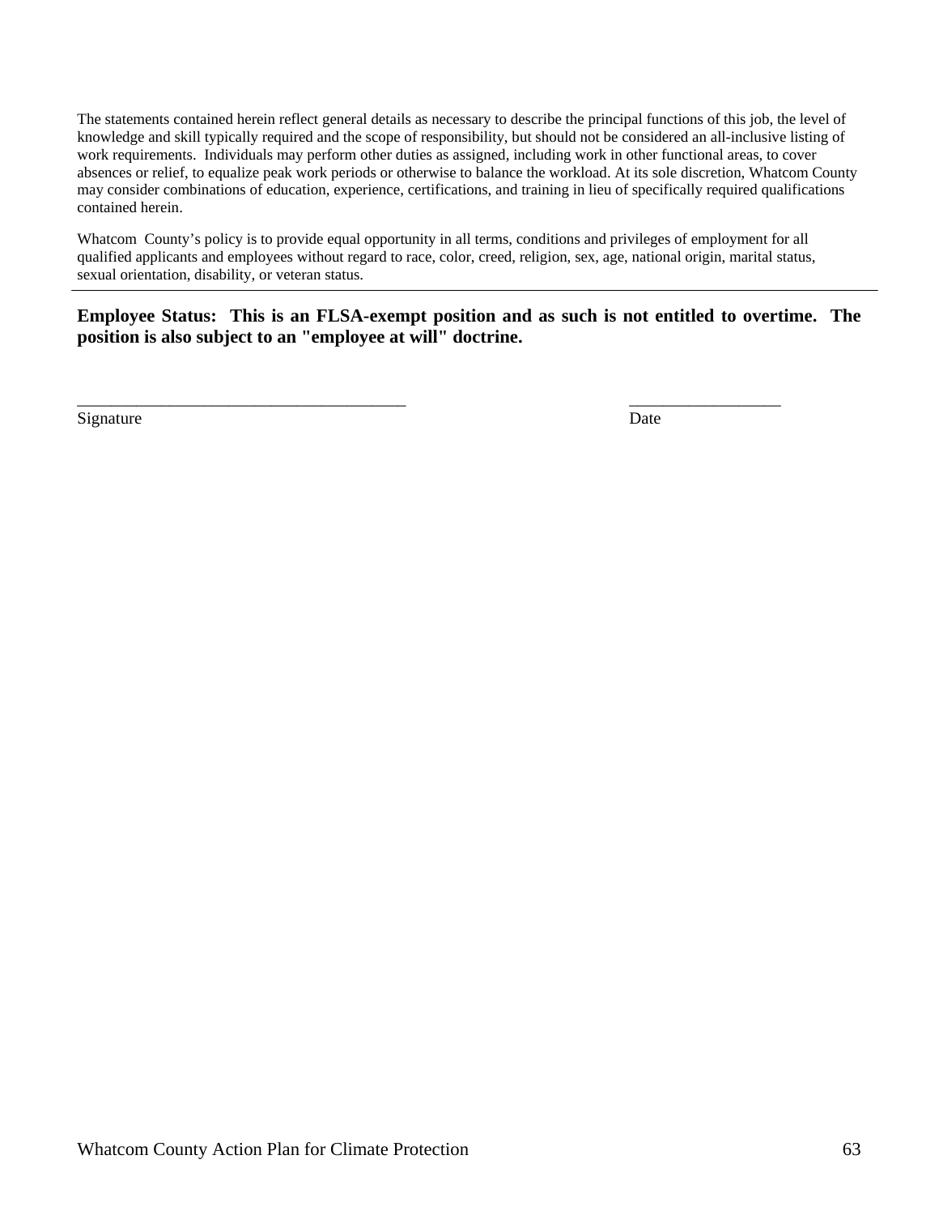The statements contained herein reflect general details as necessary to describe the principal functions of this job, the level of knowledge and skill typically required and the scope of responsibility, but should not be considered an all-inclusive listing of work requirements. Individuals may perform other duties as assigned, including work in other functional areas, to cover absences or relief, to equalize peak work periods or otherwise to balance the workload. At its sole discretion, Whatcom County may consider combinations of education, experience, certifications, and training in lieu of specifically required qualifications contained herein.

Whatcom County's policy is to provide equal opportunity in all terms, conditions and privileges of employment for all qualified applicants and employees without regard to race, color, creed, religion, sex, age, national origin, marital status, sexual orientation, disability, or veteran status.

---

**Employee Status: This is an FLSA-exempt position and as such is not entitled to overtime. The position is also subject to an "employee at will" doctrine.**

_______________________________________ __________________

Signature Date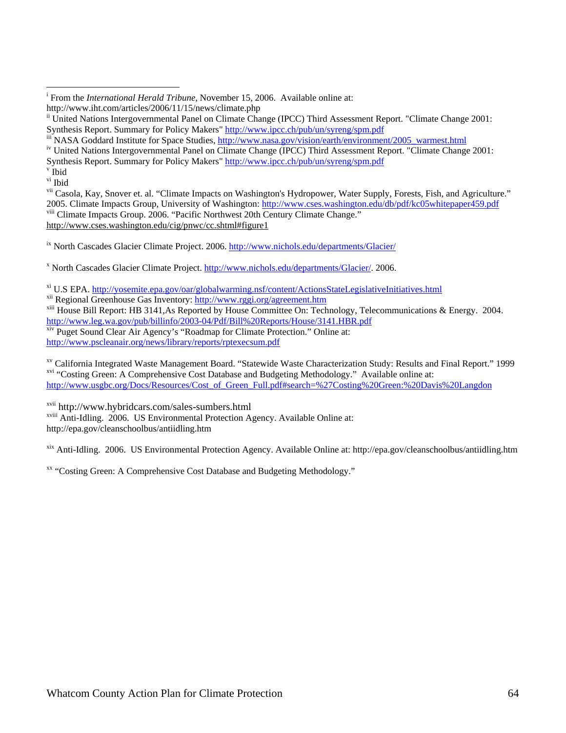[i] From the *International Herald Tribune*, November 15, 2006. Available online at: http://www.iht.com/articles/2006/11/15/news/climate.php

[ii] United Nations Intergovernmental Panel on Climate Change (IPCC) Third Assessment Report. "Climate Change 2001: Synthesis Report. Summary for Policy Makers" http://www.ipcc.ch/pub/un/syreng/spm.pdf

[iii] NASA Goddard Institute for Space Studies, http://www.nasa.gov/vision/earth/environment/2005_warmest.html

[iv] United Nations Intergovernmental Panel on Climate Change (IPCC) Third Assessment Report. "Climate Change 2001: Synthesis Report. Summary for Policy Makers" http://www.ipcc.ch/pub/un/syreng/spm.pdf

[v] Ibid

[vi] Ibid

[vii] Casola, Kay, Snover et. al. "Climate Impacts on Washington's Hydropower, Water Supply, Forests, Fish, and Agriculture." 2005. Climate Impacts Group, University of Washington: http://www.cses.washington.edu/db/pdf/kc05whitepaper459.pdf

[viii] Climate Impacts Group. 2006. "Pacific Northwest 20th Century Climate Change." http://www.cses.washington.edu/cig/pnwc/cc.shtml#figure1

[ix] North Cascades Glacier Climate Project. 2006. http://www.nichols.edu/departments/Glacier/

[x] North Cascades Glacier Climate Project. http://www.nichols.edu/departments/Glacier/. 2006.

[xi] U.S EPA. http://yosemite.epa.gov/oar/globalwarming.nsf/content/ActionsStateLegislativeInitiatives.html

[xii] Regional Greenhouse Gas Inventory: http://www.rggi.org/agreement.htm

[xiii] House Bill Report: HB 3141,As Reported by House Committee On: Technology, Telecommunications & Energy. 2004. http://www.leg.wa.gov/pub/billinfo/2003-04/Pdf/Bill%20Reports/House/3141.HBR.pdf

[xiv] Puget Sound Clear Air Agency's "Roadmap for Climate Protection." Online at: http://www.pscleanair.org/news/library/reports/rptexecsum.pdf

[xv] California Integrated Waste Management Board. "Statewide Waste Characterization Study: Results and Final Report." 1999

[xvi] "Costing Green: A Comprehensive Cost Database and Budgeting Methodology." Available online at: http://www.usgbc.org/Docs/Resources/Cost_of_Green_Full.pdf#search=%27Costing%20Green:%20Davis%20Langdon

[xvii] http://www.hybridcars.com/sales-sumbers.html

[xviii] Anti-Idling. 2006. US Environmental Protection Agency. Available Online at: http://epa.gov/cleanschoolbus/antiidling.htm

[xix] Anti-Idling. 2006. US Environmental Protection Agency. Available Online at: http://epa.gov/cleanschoolbus/antiidling.htm

[xx] "Costing Green: A Comprehensive Cost Database and Budgeting Methodology."